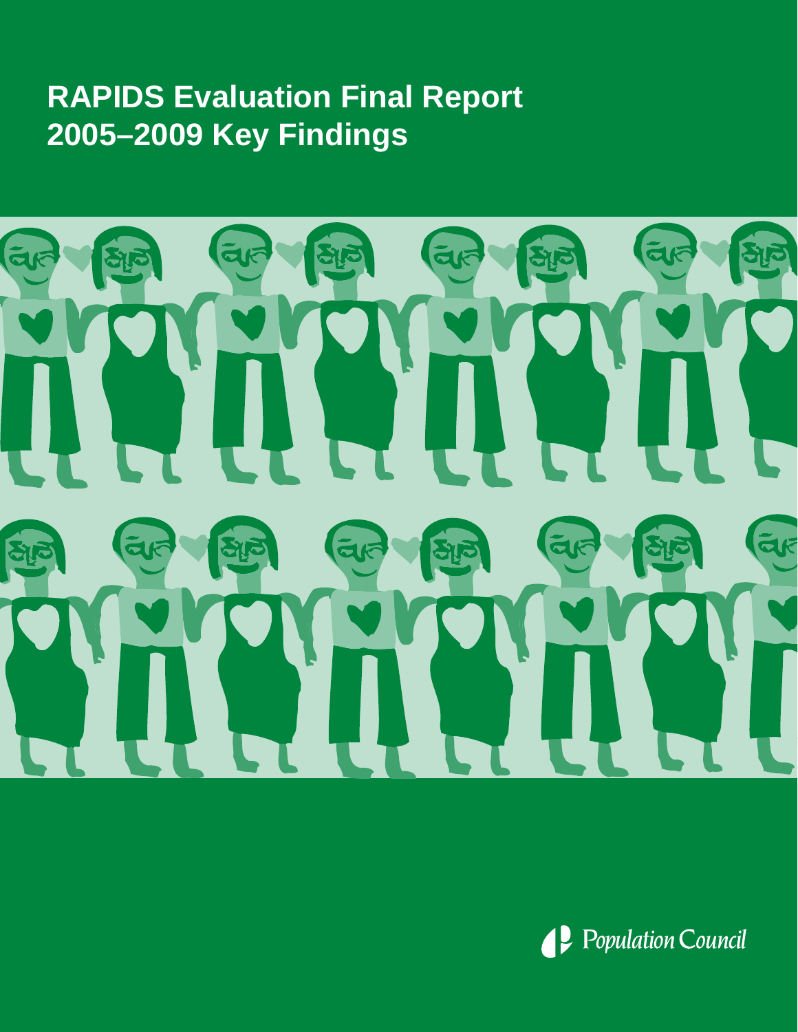# RAPIDS Evaluation Final Report
# 2005–2009 Key Findings

Population Council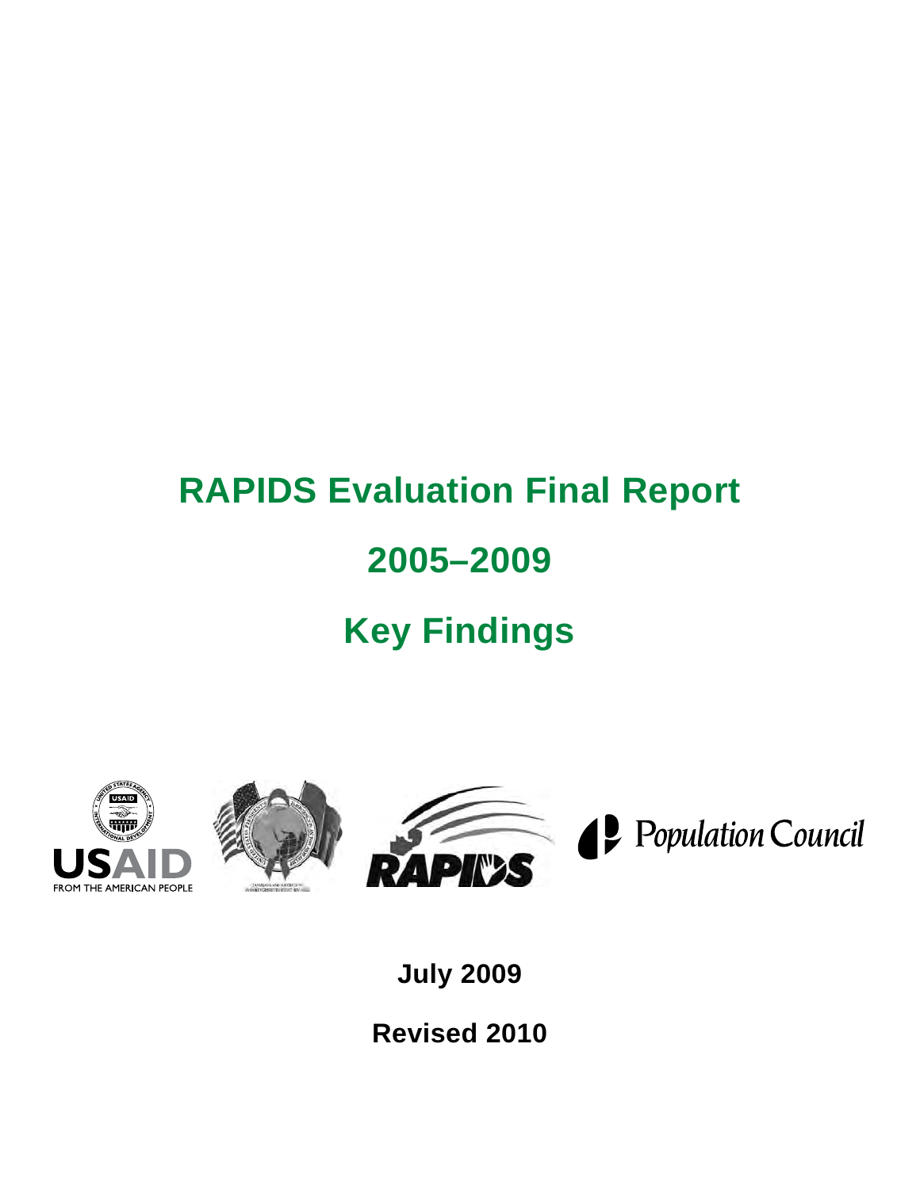# RAPIDS Evaluation Final Report

# 2005–2009

# Key Findings

**July 2009**

**Revised 2010**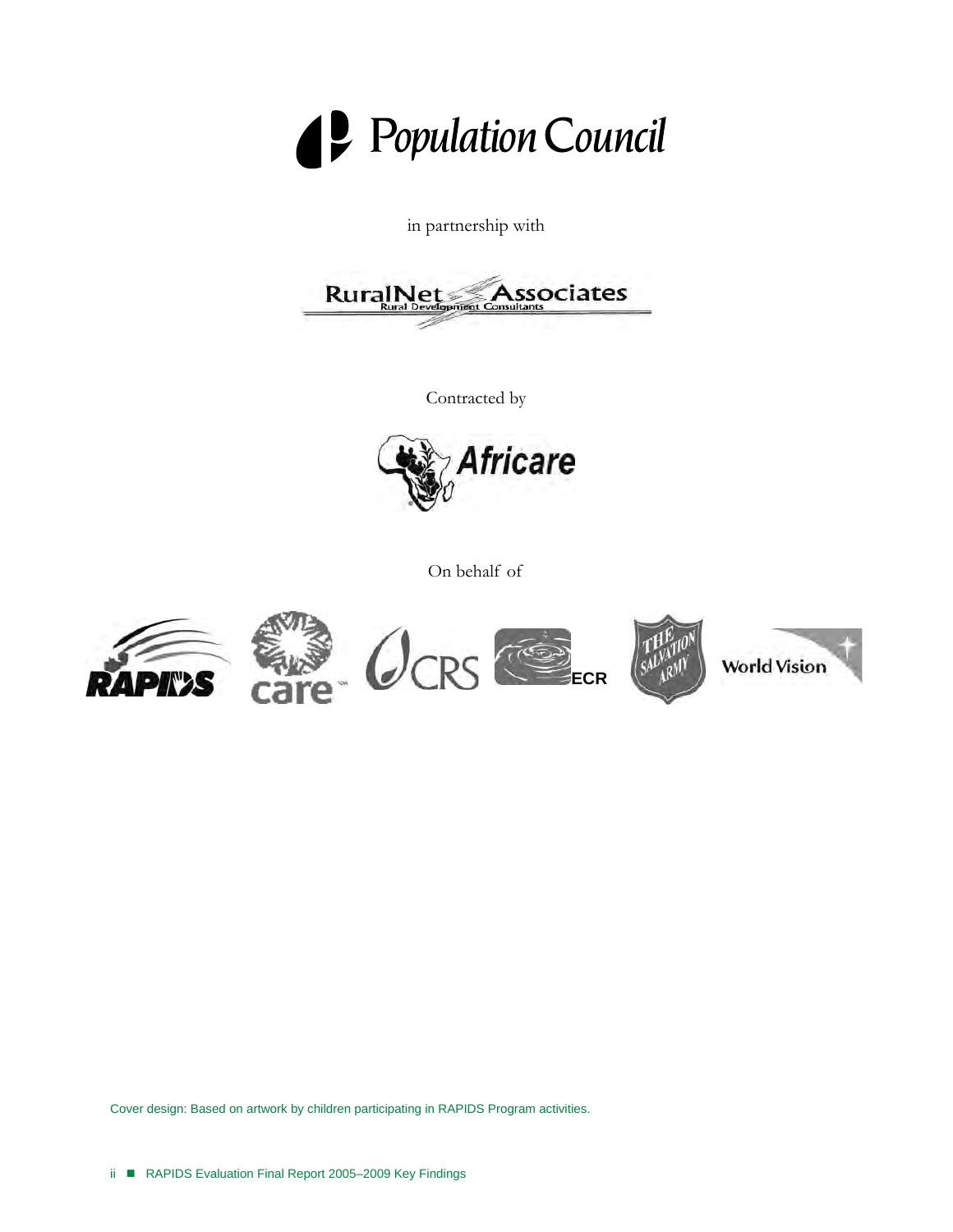Population Council

in partnership with

RuralNet Associates
Rural Development Consultants

Contracted by

Africare

On behalf of

RAPIDS care CRS ECR THE SALVATION ARMY World Vision

Cover design: Based on artwork by children participating in RAPIDS Program activities.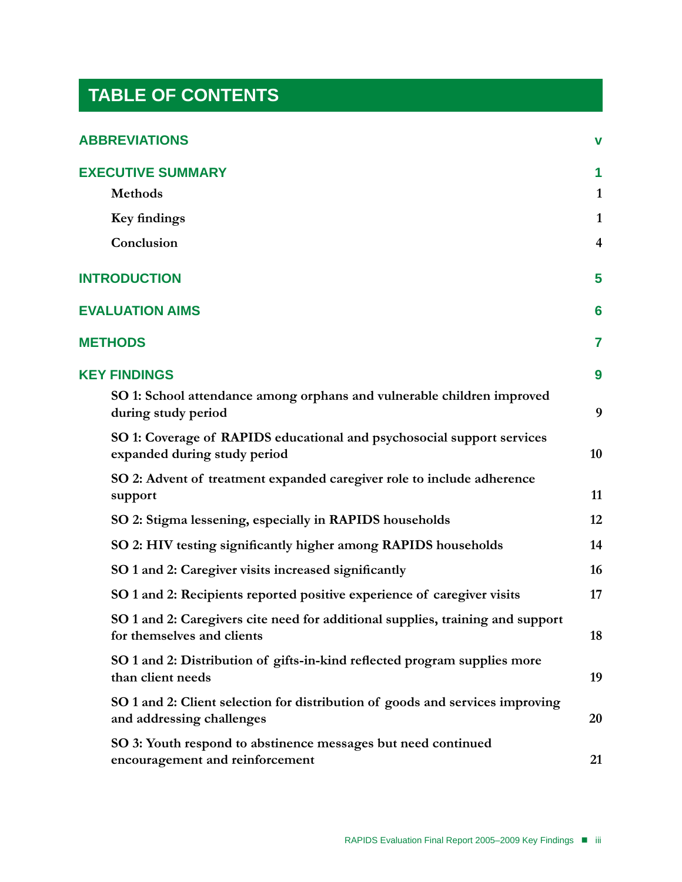# TABLE OF CONTENTS

**ABBREVIATIONS** v

**EXECUTIVE SUMMARY** 1

- Methods 1
- Key findings 1
- Conclusion 4

**INTRODUCTION** 5

**EVALUATION AIMS** 6

**METHODS** 7

**KEY FINDINGS** 9

- SO 1: School attendance among orphans and vulnerable children improved during study period 9
- SO 1: Coverage of RAPIDS educational and psychosocial support services expanded during study period 10
- SO 2: Advent of treatment expanded caregiver role to include adherence support 11
- SO 2: Stigma lessening, especially in RAPIDS households 12
- SO 2: HIV testing significantly higher among RAPIDS households 14
- SO 1 and 2: Caregiver visits increased significantly 16
- SO 1 and 2: Recipients reported positive experience of caregiver visits 17
- SO 1 and 2: Caregivers cite need for additional supplies, training and support for themselves and clients 18
- SO 1 and 2: Distribution of gifts-in-kind reflected program supplies more than client needs 19
- SO 1 and 2: Client selection for distribution of goods and services improving and addressing challenges 20
- SO 3: Youth respond to abstinence messages but need continued encouragement and reinforcement 21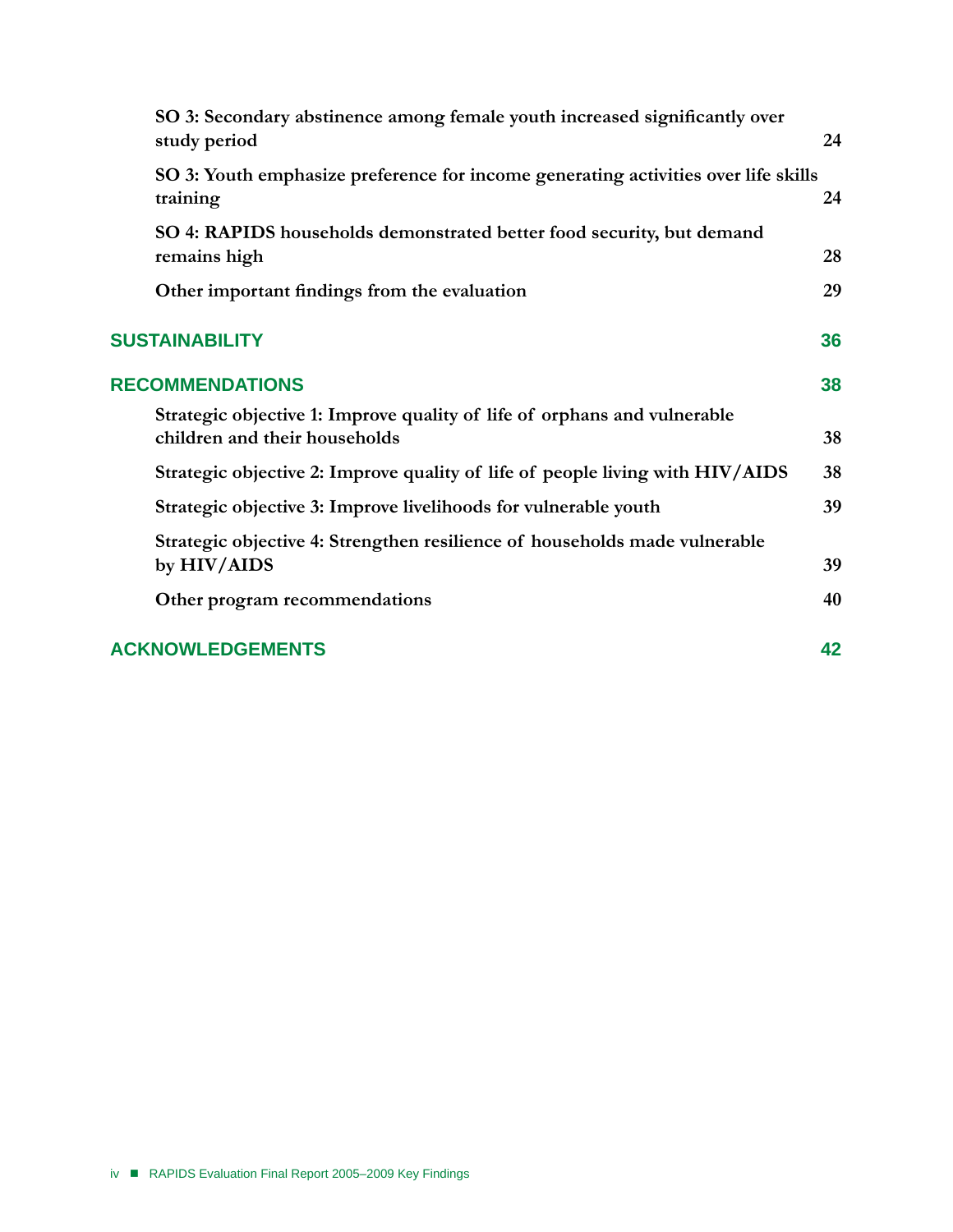| | |
|---|---|
| **SO 3: Secondary abstinence among female youth increased significantly over study period** | **24** |
| **SO 3: Youth emphasize preference for income generating activities over life skills training** | **24** |
| **SO 4: RAPIDS households demonstrated better food security, but demand remains high** | **28** |
| **Other important findings from the evaluation** | **29** |
| **SUSTAINABILITY** | **36** |
| **RECOMMENDATIONS** | **38** |
| **Strategic objective 1: Improve quality of life of orphans and vulnerable children and their households** | **38** |
| **Strategic objective 2: Improve quality of life of people living with HIV/AIDS** | **38** |
| **Strategic objective 3: Improve livelihoods for vulnerable youth** | **39** |
| **Strategic objective 4: Strengthen resilience of households made vulnerable by HIV/AIDS** | **39** |
| **Other program recommendations** | **40** |
| **ACKNOWLEDGEMENTS** | **42** |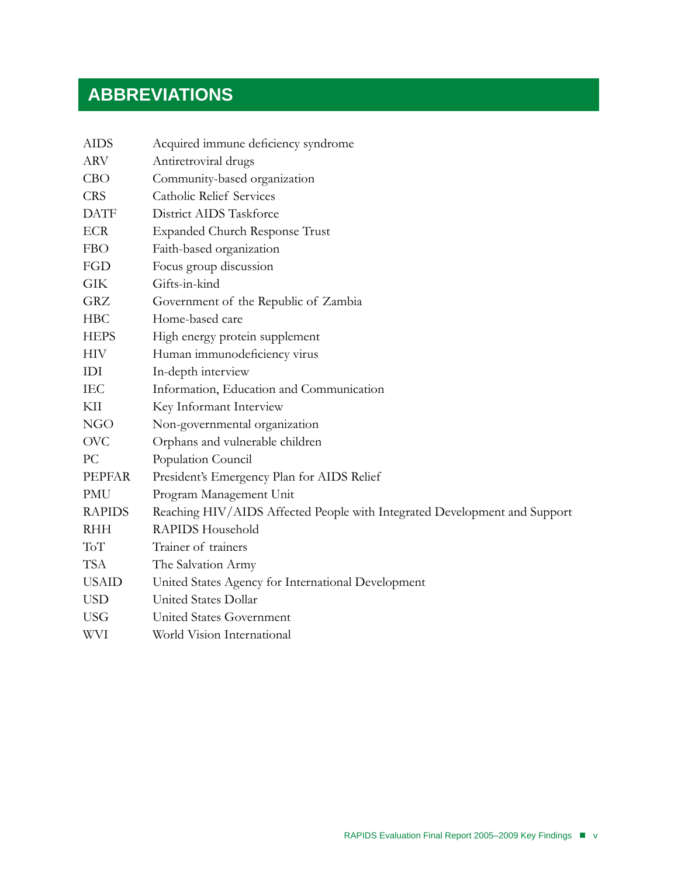# ABBREVIATIONS

| | |
|---|---|
| AIDS | Acquired immune deficiency syndrome |
| ARV | Antiretroviral drugs |
| CBO | Community-based organization |
| CRS | Catholic Relief Services |
| DATF | District AIDS Taskforce |
| ECR | Expanded Church Response Trust |
| FBO | Faith-based organization |
| FGD | Focus group discussion |
| GIK | Gifts-in-kind |
| GRZ | Government of the Republic of Zambia |
| HBC | Home-based care |
| HEPS | High energy protein supplement |
| HIV | Human immunodeficiency virus |
| IDI | In-depth interview |
| IEC | Information, Education and Communication |
| KII | Key Informant Interview |
| NGO | Non-governmental organization |
| OVC | Orphans and vulnerable children |
| PC | Population Council |
| PEPFAR | President's Emergency Plan for AIDS Relief |
| PMU | Program Management Unit |
| RAPIDS | Reaching HIV/AIDS Affected People with Integrated Development and Support |
| RHH | RAPIDS Household |
| ToT | Trainer of trainers |
| TSA | The Salvation Army |
| USAID | United States Agency for International Development |
| USD | United States Dollar |
| USG | United States Government |
| WVI | World Vision International |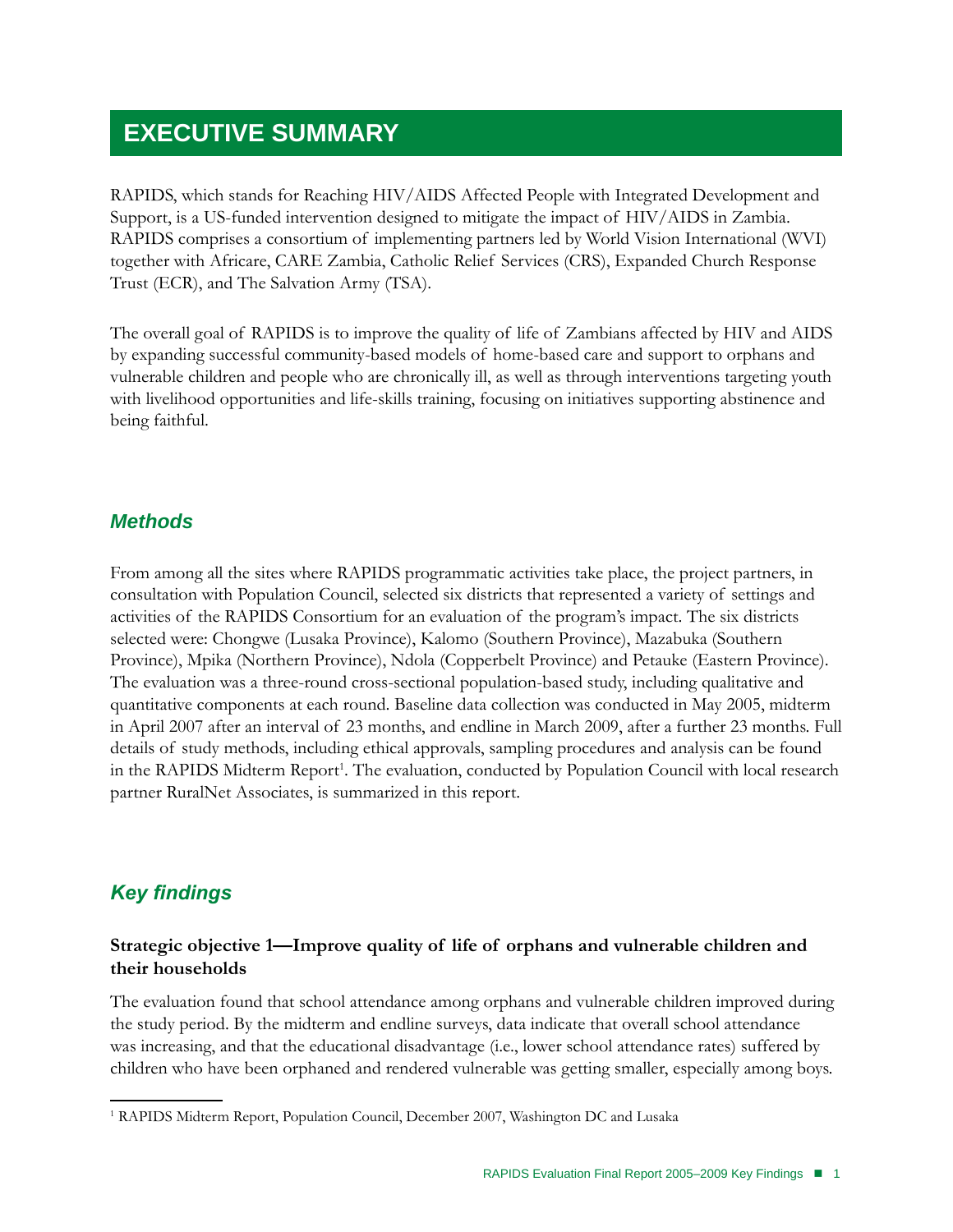# EXECUTIVE SUMMARY

RAPIDS, which stands for Reaching HIV/AIDS Affected People with Integrated Development and Support, is a US-funded intervention designed to mitigate the impact of HIV/AIDS in Zambia. RAPIDS comprises a consortium of implementing partners led by World Vision International (WVI) together with Africare, CARE Zambia, Catholic Relief Services (CRS), Expanded Church Response Trust (ECR), and The Salvation Army (TSA).

The overall goal of RAPIDS is to improve the quality of life of Zambians affected by HIV and AIDS by expanding successful community-based models of home-based care and support to orphans and vulnerable children and people who are chronically ill, as well as through interventions targeting youth with livelihood opportunities and life-skills training, focusing on initiatives supporting abstinence and being faithful.

## *Methods*

From among all the sites where RAPIDS programmatic activities take place, the project partners, in consultation with Population Council, selected six districts that represented a variety of settings and activities of the RAPIDS Consortium for an evaluation of the program's impact. The six districts selected were: Chongwe (Lusaka Province), Kalomo (Southern Province), Mazabuka (Southern Province), Mpika (Northern Province), Ndola (Copperbelt Province) and Petauke (Eastern Province). The evaluation was a three-round cross-sectional population-based study, including qualitative and quantitative components at each round. Baseline data collection was conducted in May 2005, midterm in April 2007 after an interval of 23 months, and endline in March 2009, after a further 23 months. Full details of study methods, including ethical approvals, sampling procedures and analysis can be found in the RAPIDS Midterm Report[1]. The evaluation, conducted by Population Council with local research partner RuralNet Associates, is summarized in this report.

## *Key findings*

### Strategic objective 1—Improve quality of life of orphans and vulnerable children and their households

The evaluation found that school attendance among orphans and vulnerable children improved during the study period. By the midterm and endline surveys, data indicate that overall school attendance was increasing, and that the educational disadvantage (i.e., lower school attendance rates) suffered by children who have been orphaned and rendered vulnerable was getting smaller, especially among boys.

---

[1] RAPIDS Midterm Report, Population Council, December 2007, Washington DC and Lusaka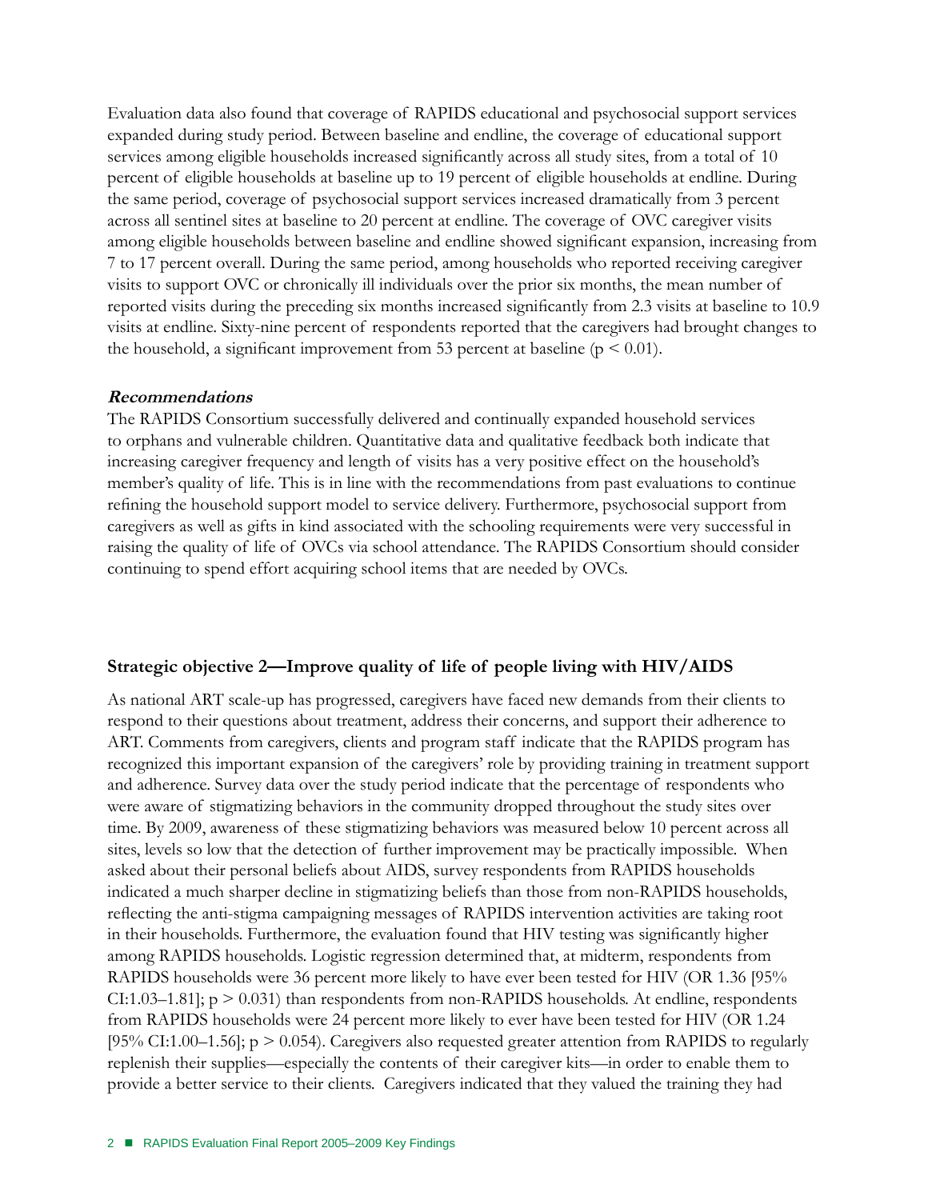Evaluation data also found that coverage of RAPIDS educational and psychosocial support services expanded during study period. Between baseline and endline, the coverage of educational support services among eligible households increased significantly across all study sites, from a total of 10 percent of eligible households at baseline up to 19 percent of eligible households at endline. During the same period, coverage of psychosocial support services increased dramatically from 3 percent across all sentinel sites at baseline to 20 percent at endline. The coverage of OVC caregiver visits among eligible households between baseline and endline showed significant expansion, increasing from 7 to 17 percent overall. During the same period, among households who reported receiving caregiver visits to support OVC or chronically ill individuals over the prior six months, the mean number of reported visits during the preceding six months increased significantly from 2.3 visits at baseline to 10.9 visits at endline. Sixty-nine percent of respondents reported that the caregivers had brought changes to the household, a significant improvement from 53 percent at baseline ($p < 0.01$).

***Recommendations***

The RAPIDS Consortium successfully delivered and continually expanded household services to orphans and vulnerable children. Quantitative data and qualitative feedback both indicate that increasing caregiver frequency and length of visits has a very positive effect on the household's member's quality of life. This is in line with the recommendations from past evaluations to continue refining the household support model to service delivery. Furthermore, psychosocial support from caregivers as well as gifts in kind associated with the schooling requirements were very successful in raising the quality of life of OVCs via school attendance. The RAPIDS Consortium should consider continuing to spend effort acquiring school items that are needed by OVCs.

## Strategic objective 2—Improve quality of life of people living with HIV/AIDS

As national ART scale-up has progressed, caregivers have faced new demands from their clients to respond to their questions about treatment, address their concerns, and support their adherence to ART. Comments from caregivers, clients and program staff indicate that the RAPIDS program has recognized this important expansion of the caregivers' role by providing training in treatment support and adherence. Survey data over the study period indicate that the percentage of respondents who were aware of stigmatizing behaviors in the community dropped throughout the study sites over time. By 2009, awareness of these stigmatizing behaviors was measured below 10 percent across all sites, levels so low that the detection of further improvement may be practically impossible. When asked about their personal beliefs about AIDS, survey respondents from RAPIDS households indicated a much sharper decline in stigmatizing beliefs than those from non-RAPIDS households, reflecting the anti-stigma campaigning messages of RAPIDS intervention activities are taking root in their households. Furthermore, the evaluation found that HIV testing was significantly higher among RAPIDS households. Logistic regression determined that, at midterm, respondents from RAPIDS households were 36 percent more likely to have ever been tested for HIV (OR 1.36 [95% CI:1.03–1.81]; $p > 0.031$) than respondents from non-RAPIDS households. At endline, respondents from RAPIDS households were 24 percent more likely to ever have been tested for HIV (OR 1.24 [95% CI:1.00–1.56]; $p > 0.054$). Caregivers also requested greater attention from RAPIDS to regularly replenish their supplies—especially the contents of their caregiver kits—in order to enable them to provide a better service to their clients. Caregivers indicated that they valued the training they had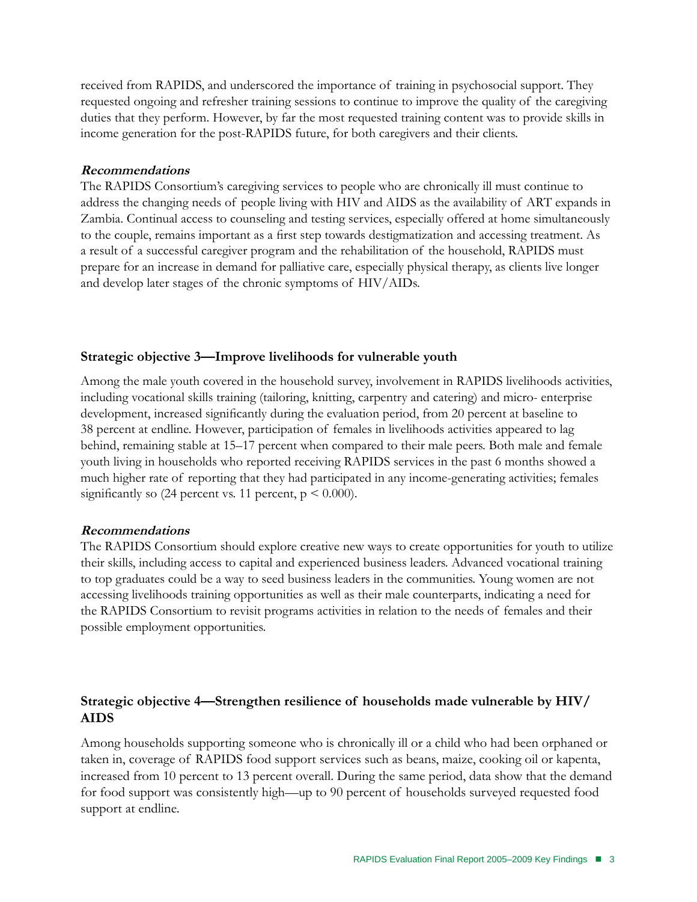received from RAPIDS, and underscored the importance of training in psychosocial support. They requested ongoing and refresher training sessions to continue to improve the quality of the caregiving duties that they perform. However, by far the most requested training content was to provide skills in income generation for the post-RAPIDS future, for both caregivers and their clients.

***Recommendations***

The RAPIDS Consortium's caregiving services to people who are chronically ill must continue to address the changing needs of people living with HIV and AIDS as the availability of ART expands in Zambia. Continual access to counseling and testing services, especially offered at home simultaneously to the couple, remains important as a first step towards destigmatization and accessing treatment. As a result of a successful caregiver program and the rehabilitation of the household, RAPIDS must prepare for an increase in demand for palliative care, especially physical therapy, as clients live longer and develop later stages of the chronic symptoms of HIV/AIDs.

### Strategic objective 3—Improve livelihoods for vulnerable youth

Among the male youth covered in the household survey, involvement in RAPIDS livelihoods activities, including vocational skills training (tailoring, knitting, carpentry and catering) and micro- enterprise development, increased significantly during the evaluation period, from 20 percent at baseline to 38 percent at endline. However, participation of females in livelihoods activities appeared to lag behind, remaining stable at 15–17 percent when compared to their male peers. Both male and female youth living in households who reported receiving RAPIDS services in the past 6 months showed a much higher rate of reporting that they had participated in any income-generating activities; females significantly so (24 percent vs. 11 percent, $p < 0.000$).

***Recommendations***

The RAPIDS Consortium should explore creative new ways to create opportunities for youth to utilize their skills, including access to capital and experienced business leaders. Advanced vocational training to top graduates could be a way to seed business leaders in the communities. Young women are not accessing livelihoods training opportunities as well as their male counterparts, indicating a need for the RAPIDS Consortium to revisit programs activities in relation to the needs of females and their possible employment opportunities.

### Strategic objective 4—Strengthen resilience of households made vulnerable by HIV/AIDS

Among households supporting someone who is chronically ill or a child who had been orphaned or taken in, coverage of RAPIDS food support services such as beans, maize, cooking oil or kapenta, increased from 10 percent to 13 percent overall. During the same period, data show that the demand for food support was consistently high—up to 90 percent of households surveyed requested food support at endline.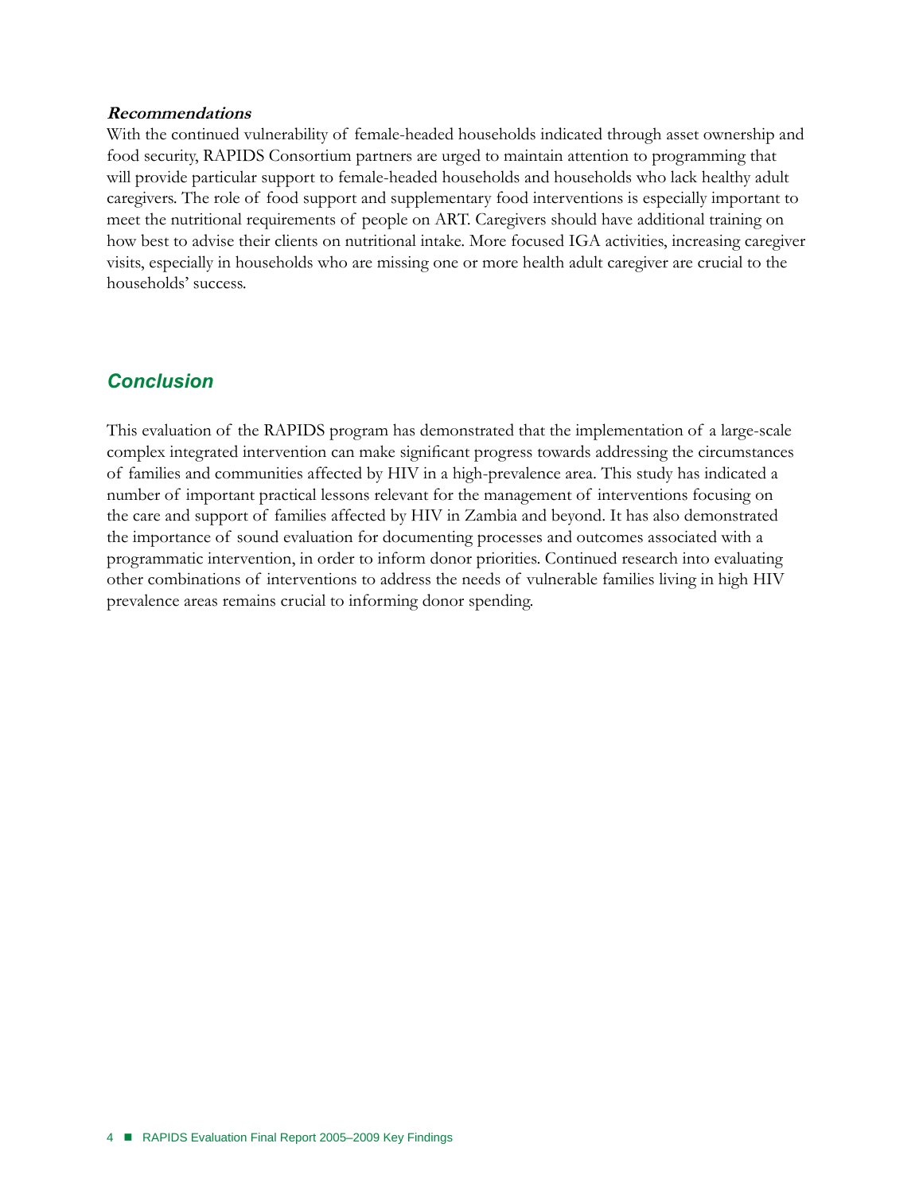**Recommendations**

With the continued vulnerability of female-headed households indicated through asset ownership and food security, RAPIDS Consortium partners are urged to maintain attention to programming that will provide particular support to female-headed households and households who lack healthy adult caregivers. The role of food support and supplementary food interventions is especially important to meet the nutritional requirements of people on ART. Caregivers should have additional training on how best to advise their clients on nutritional intake. More focused IGA activities, increasing caregiver visits, especially in households who are missing one or more health adult caregiver are crucial to the households' success.

## *Conclusion*

This evaluation of the RAPIDS program has demonstrated that the implementation of a large-scale complex integrated intervention can make significant progress towards addressing the circumstances of families and communities affected by HIV in a high-prevalence area. This study has indicated a number of important practical lessons relevant for the management of interventions focusing on the care and support of families affected by HIV in Zambia and beyond. It has also demonstrated the importance of sound evaluation for documenting processes and outcomes associated with a programmatic intervention, in order to inform donor priorities. Continued research into evaluating other combinations of interventions to address the needs of vulnerable families living in high HIV prevalence areas remains crucial to informing donor spending.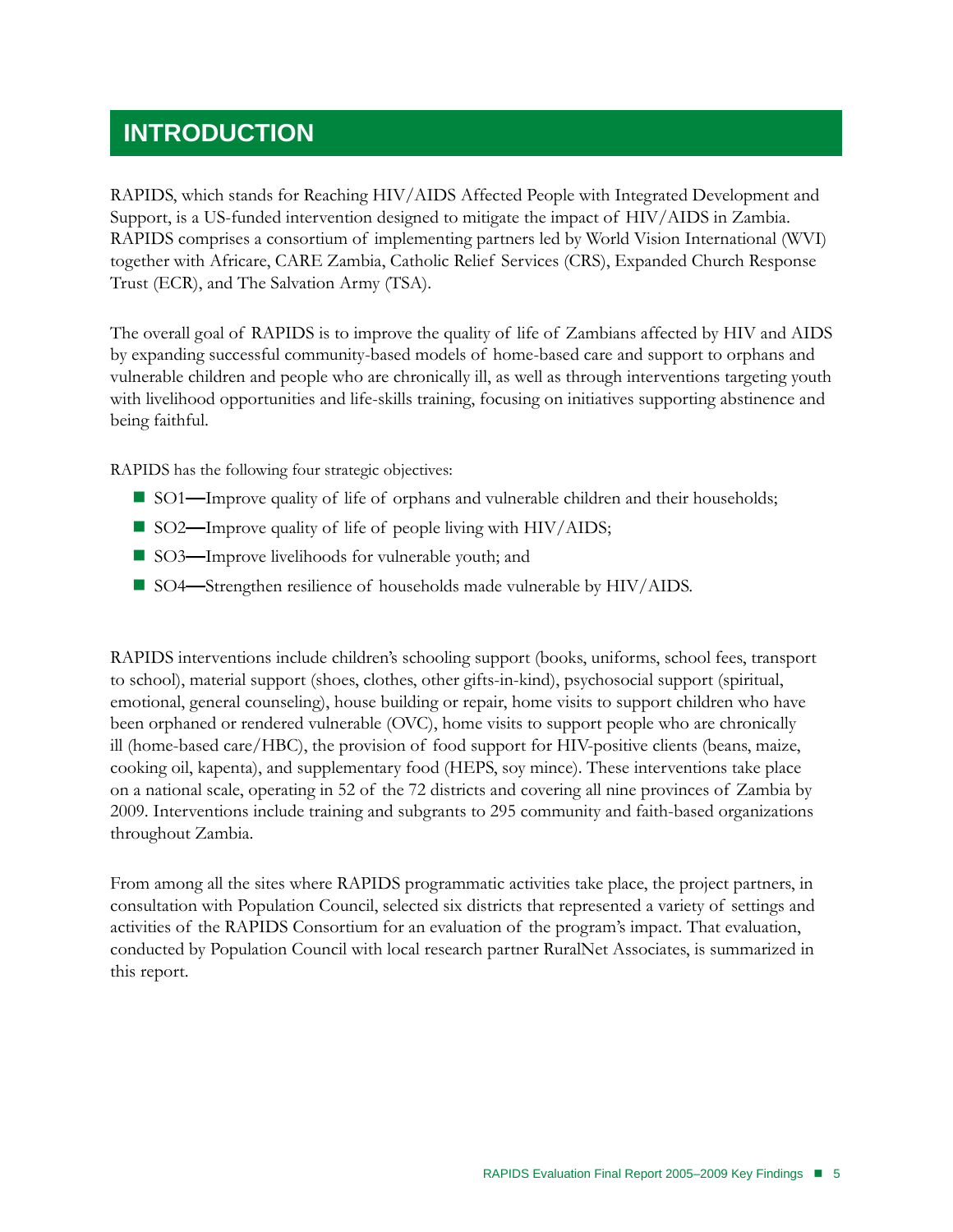# INTRODUCTION

RAPIDS, which stands for Reaching HIV/AIDS Affected People with Integrated Development and Support, is a US-funded intervention designed to mitigate the impact of HIV/AIDS in Zambia. RAPIDS comprises a consortium of implementing partners led by World Vision International (WVI) together with Africare, CARE Zambia, Catholic Relief Services (CRS), Expanded Church Response Trust (ECR), and The Salvation Army (TSA).

The overall goal of RAPIDS is to improve the quality of life of Zambians affected by HIV and AIDS by expanding successful community-based models of home-based care and support to orphans and vulnerable children and people who are chronically ill, as well as through interventions targeting youth with livelihood opportunities and life-skills training, focusing on initiatives supporting abstinence and being faithful.

RAPIDS has the following four strategic objectives:

- SO1—Improve quality of life of orphans and vulnerable children and their households;
- SO2—Improve quality of life of people living with HIV/AIDS;
- SO3—Improve livelihoods for vulnerable youth; and
- SO4—Strengthen resilience of households made vulnerable by HIV/AIDS.

RAPIDS interventions include children's schooling support (books, uniforms, school fees, transport to school), material support (shoes, clothes, other gifts-in-kind), psychosocial support (spiritual, emotional, general counseling), house building or repair, home visits to support children who have been orphaned or rendered vulnerable (OVC), home visits to support people who are chronically ill (home-based care/HBC), the provision of food support for HIV-positive clients (beans, maize, cooking oil, kapenta), and supplementary food (HEPS, soy mince). These interventions take place on a national scale, operating in 52 of the 72 districts and covering all nine provinces of Zambia by 2009. Interventions include training and subgrants to 295 community and faith-based organizations throughout Zambia.

From among all the sites where RAPIDS programmatic activities take place, the project partners, in consultation with Population Council, selected six districts that represented a variety of settings and activities of the RAPIDS Consortium for an evaluation of the program's impact. That evaluation, conducted by Population Council with local research partner RuralNet Associates, is summarized in this report.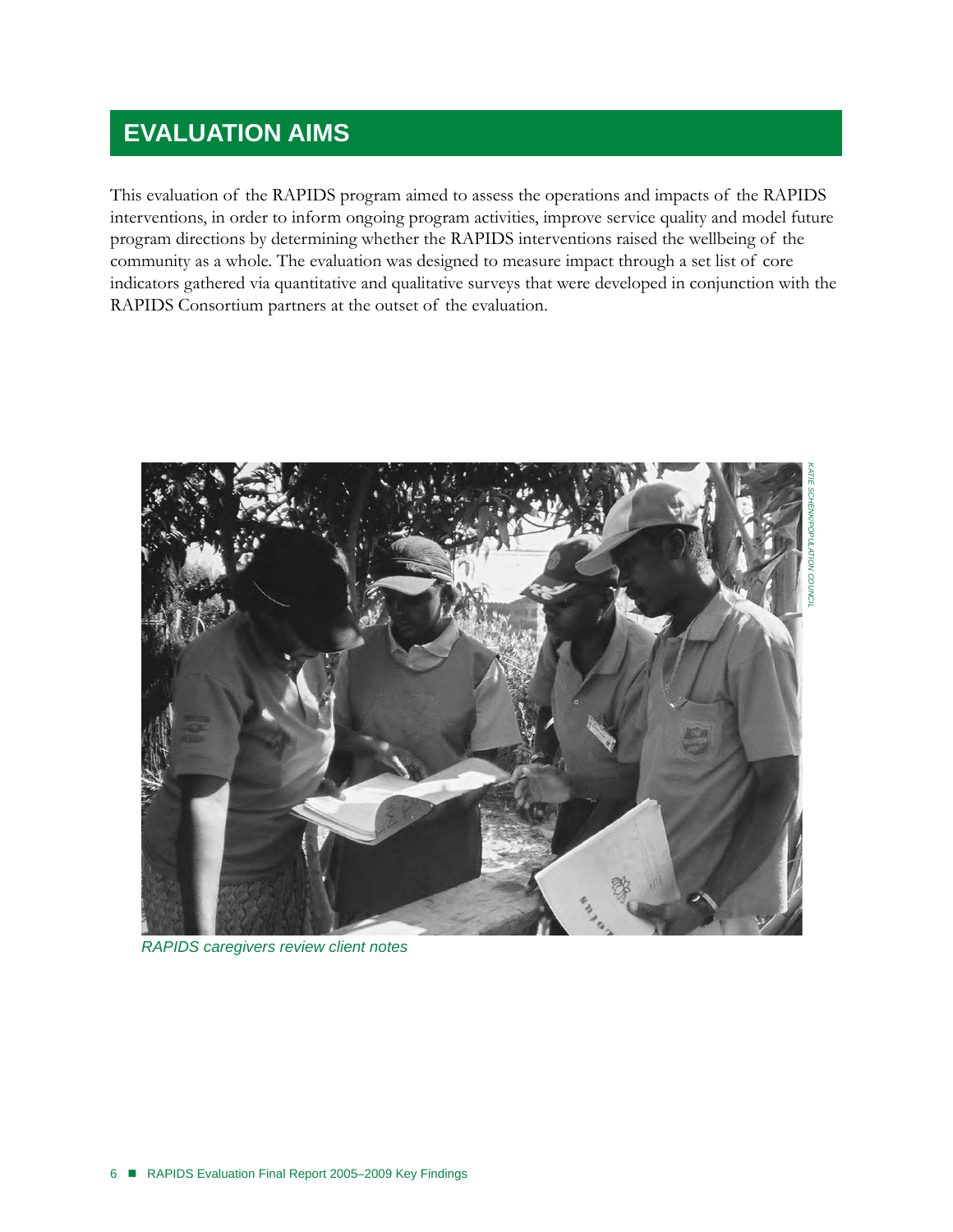# EVALUATION AIMS

This evaluation of the RAPIDS program aimed to assess the operations and impacts of the RAPIDS interventions, in order to inform ongoing program activities, improve service quality and model future program directions by determining whether the RAPIDS interventions raised the wellbeing of the community as a whole. The evaluation was designed to measure impact through a set list of core indicators gathered via quantitative and qualitative surveys that were developed in conjunction with the RAPIDS Consortium partners at the outset of the evaluation.

KATIE SCHENK/POPULATION COUNCIL

*RAPIDS caregivers review client notes*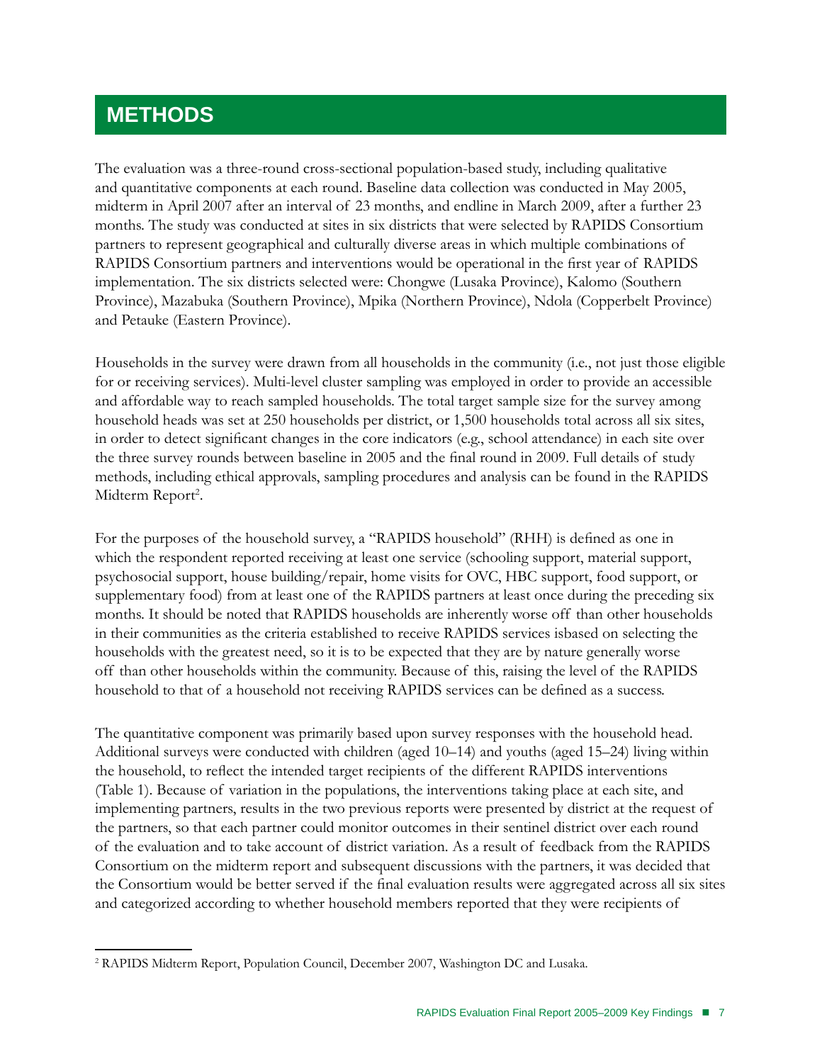# METHODS

The evaluation was a three-round cross-sectional population-based study, including qualitative and quantitative components at each round. Baseline data collection was conducted in May 2005, midterm in April 2007 after an interval of 23 months, and endline in March 2009, after a further 23 months. The study was conducted at sites in six districts that were selected by RAPIDS Consortium partners to represent geographical and culturally diverse areas in which multiple combinations of RAPIDS Consortium partners and interventions would be operational in the first year of RAPIDS implementation. The six districts selected were: Chongwe (Lusaka Province), Kalomo (Southern Province), Mazabuka (Southern Province), Mpika (Northern Province), Ndola (Copperbelt Province) and Petauke (Eastern Province).

Households in the survey were drawn from all households in the community (i.e., not just those eligible for or receiving services). Multi-level cluster sampling was employed in order to provide an accessible and affordable way to reach sampled households. The total target sample size for the survey among household heads was set at 250 households per district, or 1,500 households total across all six sites, in order to detect significant changes in the core indicators (e.g., school attendance) in each site over the three survey rounds between baseline in 2005 and the final round in 2009. Full details of study methods, including ethical approvals, sampling procedures and analysis can be found in the RAPIDS Midterm Report[2].

For the purposes of the household survey, a "RAPIDS household" (RHH) is defined as one in which the respondent reported receiving at least one service (schooling support, material support, psychosocial support, house building/repair, home visits for OVC, HBC support, food support, or supplementary food) from at least one of the RAPIDS partners at least once during the preceding six months. It should be noted that RAPIDS households are inherently worse off than other households in their communities as the criteria established to receive RAPIDS services isbased on selecting the households with the greatest need, so it is to be expected that they are by nature generally worse off than other households within the community. Because of this, raising the level of the RAPIDS household to that of a household not receiving RAPIDS services can be defined as a success.

The quantitative component was primarily based upon survey responses with the household head. Additional surveys were conducted with children (aged 10–14) and youths (aged 15–24) living within the household, to reflect the intended target recipients of the different RAPIDS interventions (Table 1). Because of variation in the populations, the interventions taking place at each site, and implementing partners, results in the two previous reports were presented by district at the request of the partners, so that each partner could monitor outcomes in their sentinel district over each round of the evaluation and to take account of district variation. As a result of feedback from the RAPIDS Consortium on the midterm report and subsequent discussions with the partners, it was decided that the Consortium would be better served if the final evaluation results were aggregated across all six sites and categorized according to whether household members reported that they were recipients of

[2] RAPIDS Midterm Report, Population Council, December 2007, Washington DC and Lusaka.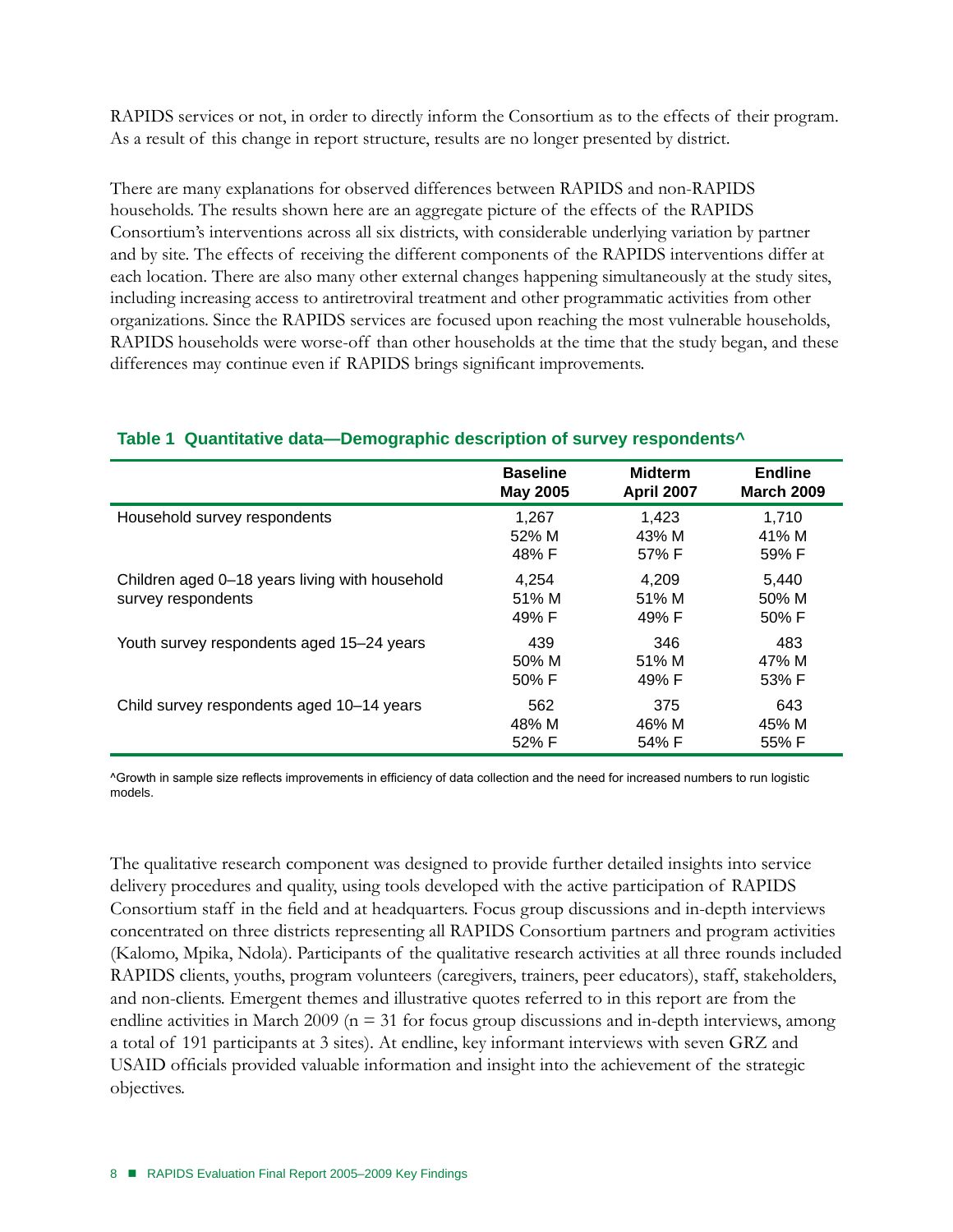RAPIDS services or not, in order to directly inform the Consortium as to the effects of their program. As a result of this change in report structure, results are no longer presented by district.

There are many explanations for observed differences between RAPIDS and non-RAPIDS households. The results shown here are an aggregate picture of the effects of the RAPIDS Consortium's interventions across all six districts, with considerable underlying variation by partner and by site. The effects of receiving the different components of the RAPIDS interventions differ at each location. There are also many other external changes happening simultaneously at the study sites, including increasing access to antiretroviral treatment and other programmatic activities from other organizations. Since the RAPIDS services are focused upon reaching the most vulnerable households, RAPIDS households were worse-off than other households at the time that the study began, and these differences may continue even if RAPIDS brings significant improvements.

**Table 1 Quantitative data—Demographic description of survey respondents^**

| | Baseline May 2005 | Midterm April 2007 | Endline March 2009 |
|---|---|---|---|
| Household survey respondents | 1,267<br>52% M<br>48% F | 1,423<br>43% M<br>57% F | 1,710<br>41% M<br>59% F |
| Children aged 0–18 years living with household survey respondents | 4,254<br>51% M<br>49% F | 4,209<br>51% M<br>49% F | 5,440<br>50% M<br>50% F |
| Youth survey respondents aged 15–24 years | 439<br>50% M<br>50% F | 346<br>51% M<br>49% F | 483<br>47% M<br>53% F |
| Child survey respondents aged 10–14 years | 562<br>48% M<br>52% F | 375<br>46% M<br>54% F | 643<br>45% M<br>55% F |

^Growth in sample size reflects improvements in efficiency of data collection and the need for increased numbers to run logistic models.

The qualitative research component was designed to provide further detailed insights into service delivery procedures and quality, using tools developed with the active participation of RAPIDS Consortium staff in the field and at headquarters. Focus group discussions and in-depth interviews concentrated on three districts representing all RAPIDS Consortium partners and program activities (Kalomo, Mpika, Ndola). Participants of the qualitative research activities at all three rounds included RAPIDS clients, youths, program volunteers (caregivers, trainers, peer educators), staff, stakeholders, and non-clients. Emergent themes and illustrative quotes referred to in this report are from the endline activities in March 2009 (n = 31 for focus group discussions and in-depth interviews, among a total of 191 participants at 3 sites). At endline, key informant interviews with seven GRZ and USAID officials provided valuable information and insight into the achievement of the strategic objectives.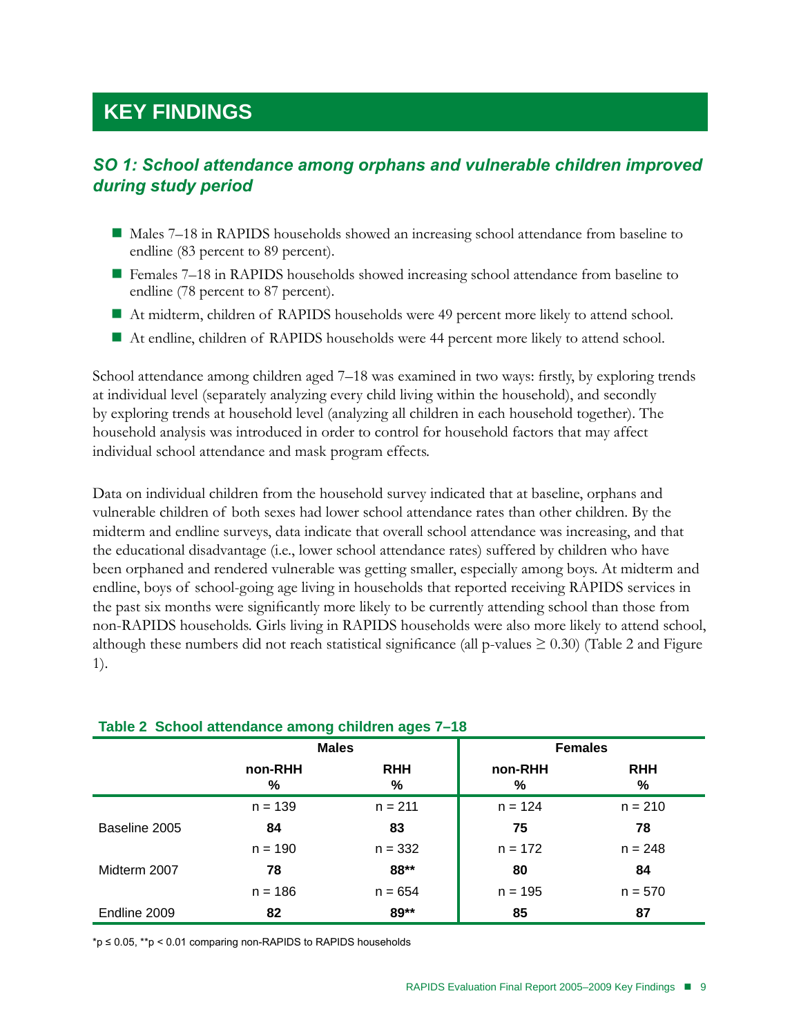# KEY FINDINGS

## *SO 1: School attendance among orphans and vulnerable children improved during study period*

- Males 7–18 in RAPIDS households showed an increasing school attendance from baseline to endline (83 percent to 89 percent).
- Females 7–18 in RAPIDS households showed increasing school attendance from baseline to endline (78 percent to 87 percent).
- At midterm, children of RAPIDS households were 49 percent more likely to attend school.
- At endline, children of RAPIDS households were 44 percent more likely to attend school.

School attendance among children aged 7–18 was examined in two ways: firstly, by exploring trends at individual level (separately analyzing every child living within the household), and secondly by exploring trends at household level (analyzing all children in each household together). The household analysis was introduced in order to control for household factors that may affect individual school attendance and mask program effects.

Data on individual children from the household survey indicated that at baseline, orphans and vulnerable children of both sexes had lower school attendance rates than other children. By the midterm and endline surveys, data indicate that overall school attendance was increasing, and that the educational disadvantage (i.e., lower school attendance rates) suffered by children who have been orphaned and rendered vulnerable was getting smaller, especially among boys. At midterm and endline, boys of school-going age living in households that reported receiving RAPIDS services in the past six months were significantly more likely to be currently attending school than those from non-RAPIDS households. Girls living in RAPIDS households were also more likely to attend school, although these numbers did not reach statistical significance (all p-values $\geq 0.30$) (Table 2 and Figure 1).

**Table 2 School attendance among children ages 7–18**

| | Males | | Females | |
|---|---|---|---|---|
| | non-RHH % | RHH % | non-RHH % | RHH % |
| | n = 139 | n = 211 | n = 124 | n = 210 |
| Baseline 2005 | **84** | **83** | **75** | **78** |
| | n = 190 | n = 332 | n = 172 | n = 248 |
| Midterm 2007 | **78** | **88**** | **80** | **84** |
| | n = 186 | n = 654 | n = 195 | n = 570 |
| Endline 2009 | **82** | **89**** | **85** | **87** |

*p ≤ 0.05, **p < 0.01 comparing non-RAPIDS to RAPIDS households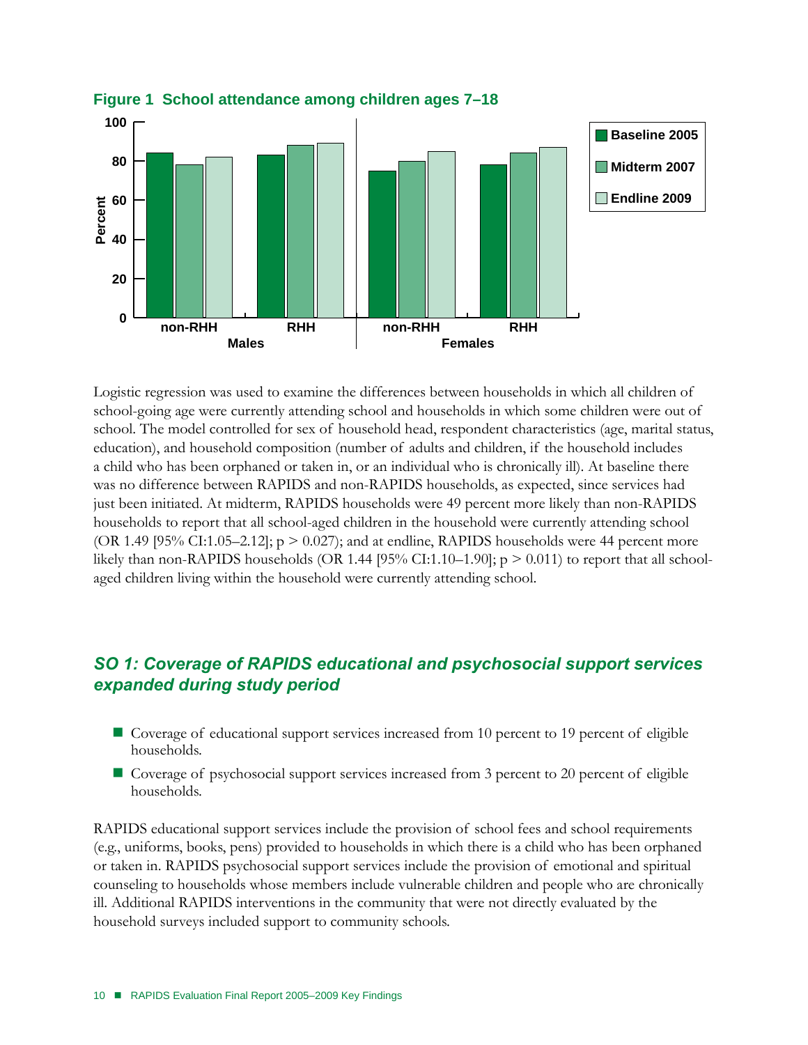**Figure 1 School attendance among children ages 7–18**

Logistic regression was used to examine the differences between households in which all children of school-going age were currently attending school and households in which some children were out of school. The model controlled for sex of household head, respondent characteristics (age, marital status, education), and household composition (number of adults and children, if the household includes a child who has been orphaned or taken in, or an individual who is chronically ill). At baseline there was no difference between RAPIDS and non-RAPIDS households, as expected, since services had just been initiated. At midterm, RAPIDS households were 49 percent more likely than non-RAPIDS households to report that all school-aged children in the household were currently attending school (OR 1.49 [95% CI:1.05–2.12]; $p > 0.027$); and at endline, RAPIDS households were 44 percent more likely than non-RAPIDS households (OR 1.44 [95% CI:1.10–1.90]; $p > 0.011$) to report that all school-aged children living within the household were currently attending school.

## *SO 1: Coverage of RAPIDS educational and psychosocial support services expanded during study period*

- Coverage of educational support services increased from 10 percent to 19 percent of eligible households.
- Coverage of psychosocial support services increased from 3 percent to 20 percent of eligible households.

RAPIDS educational support services include the provision of school fees and school requirements (e.g., uniforms, books, pens) provided to households in which there is a child who has been orphaned or taken in. RAPIDS psychosocial support services include the provision of emotional and spiritual counseling to households whose members include vulnerable children and people who are chronically ill. Additional RAPIDS interventions in the community that were not directly evaluated by the household surveys included support to community schools.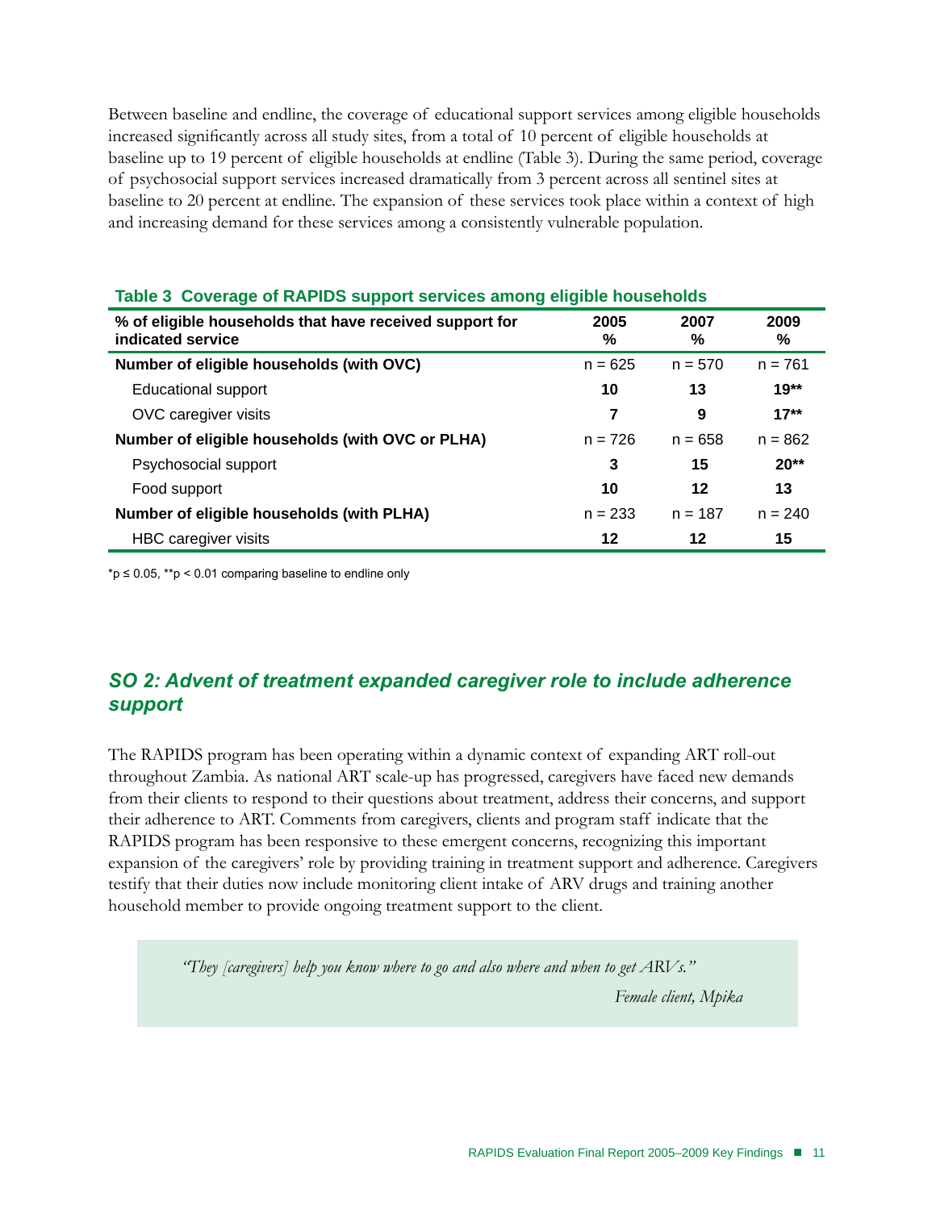Between baseline and endline, the coverage of educational support services among eligible households increased significantly across all study sites, from a total of 10 percent of eligible households at baseline up to 19 percent of eligible households at endline (Table 3). During the same period, coverage of psychosocial support services increased dramatically from 3 percent across all sentinel sites at baseline to 20 percent at endline. The expansion of these services took place within a context of high and increasing demand for these services among a consistently vulnerable population.

**Table 3 Coverage of RAPIDS support services among eligible households**

| % of eligible households that have received support for indicated service | 2005 % | 2007 % | 2009 % |
|---|---|---|---|
| **Number of eligible households (with OVC)** | n = 625 | n = 570 | n = 761 |
| Educational support | **10** | **13** | **19\*\*** |
| OVC caregiver visits | **7** | **9** | **17\*\*** |
| **Number of eligible households (with OVC or PLHA)** | n = 726 | n = 658 | n = 862 |
| Psychosocial support | **3** | **15** | **20\*\*** |
| Food support | **10** | **12** | **13** |
| **Number of eligible households (with PLHA)** | n = 233 | n = 187 | n = 240 |
| HBC caregiver visits | **12** | **12** | **15** |

*$p \leq 0.05$, **$p < 0.01$ comparing baseline to endline only

## *SO 2: Advent of treatment expanded caregiver role to include adherence support*

The RAPIDS program has been operating within a dynamic context of expanding ART roll-out throughout Zambia. As national ART scale-up has progressed, caregivers have faced new demands from their clients to respond to their questions about treatment, address their concerns, and support their adherence to ART. Comments from caregivers, clients and program staff indicate that the RAPIDS program has been responsive to these emergent concerns, recognizing this important expansion of the caregivers' role by providing training in treatment support and adherence. Caregivers testify that their duties now include monitoring client intake of ARV drugs and training another household member to provide ongoing treatment support to the client.

> *"They [caregivers] help you know where to go and also where and when to get ARVs."*
>
> *Female client, Mpika*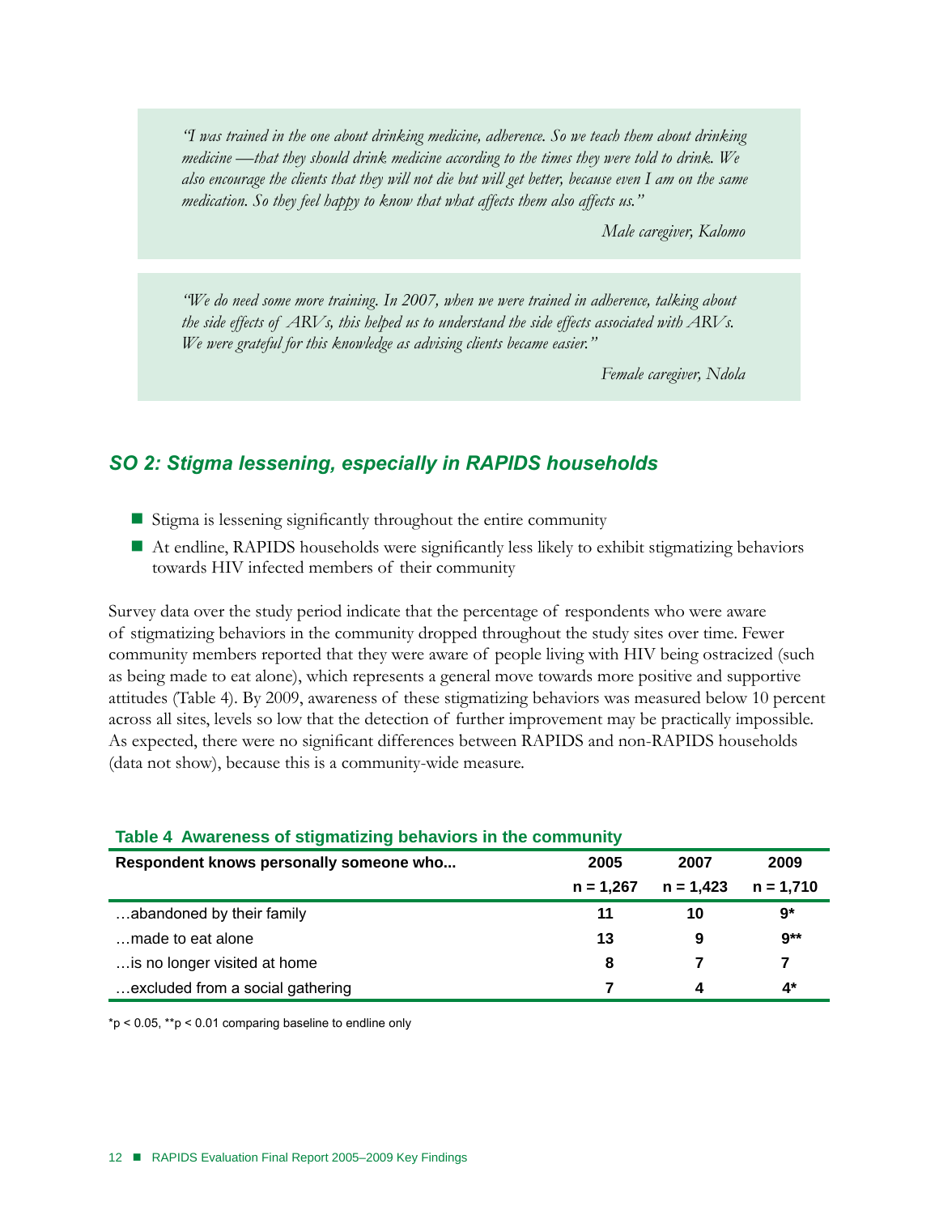*"I was trained in the one about drinking medicine, adherence. So we teach them about drinking medicine —that they should drink medicine according to the times they were told to drink. We also encourage the clients that they will not die but will get better, because even I am on the same medication. So they feel happy to know that what affects them also affects us."*

*Male caregiver, Kalomo*

*"We do need some more training. In 2007, when we were trained in adherence, talking about the side effects of ARVs, this helped us to understand the side effects associated with ARVs. We were grateful for this knowledge as advising clients became easier."*

*Female caregiver, Ndola*

## *SO 2: Stigma lessening, especially in RAPIDS households*

- Stigma is lessening significantly throughout the entire community
- At endline, RAPIDS households were significantly less likely to exhibit stigmatizing behaviors towards HIV infected members of their community

Survey data over the study period indicate that the percentage of respondents who were aware of stigmatizing behaviors in the community dropped throughout the study sites over time. Fewer community members reported that they were aware of people living with HIV being ostracized (such as being made to eat alone), which represents a general move towards more positive and supportive attitudes (Table 4). By 2009, awareness of these stigmatizing behaviors was measured below 10 percent across all sites, levels so low that the detection of further improvement may be practically impossible. As expected, there were no significant differences between RAPIDS and non-RAPIDS households (data not show), because this is a community-wide measure.

**Table 4 Awareness of stigmatizing behaviors in the community**

| Respondent knows personally someone who... | 2005<br>n = 1,267 | 2007<br>n = 1,423 | 2009<br>n = 1,710 |
|---|---|---|---|
| …abandoned by their family | 11 | 10 | 9* |
| …made to eat alone | 13 | 9 | 9** |
| …is no longer visited at home | 8 | 7 | 7 |
| …excluded from a social gathering | 7 | 4 | 4* |

\*$p < 0.05$, \*\*$p < 0.01$ comparing baseline to endline only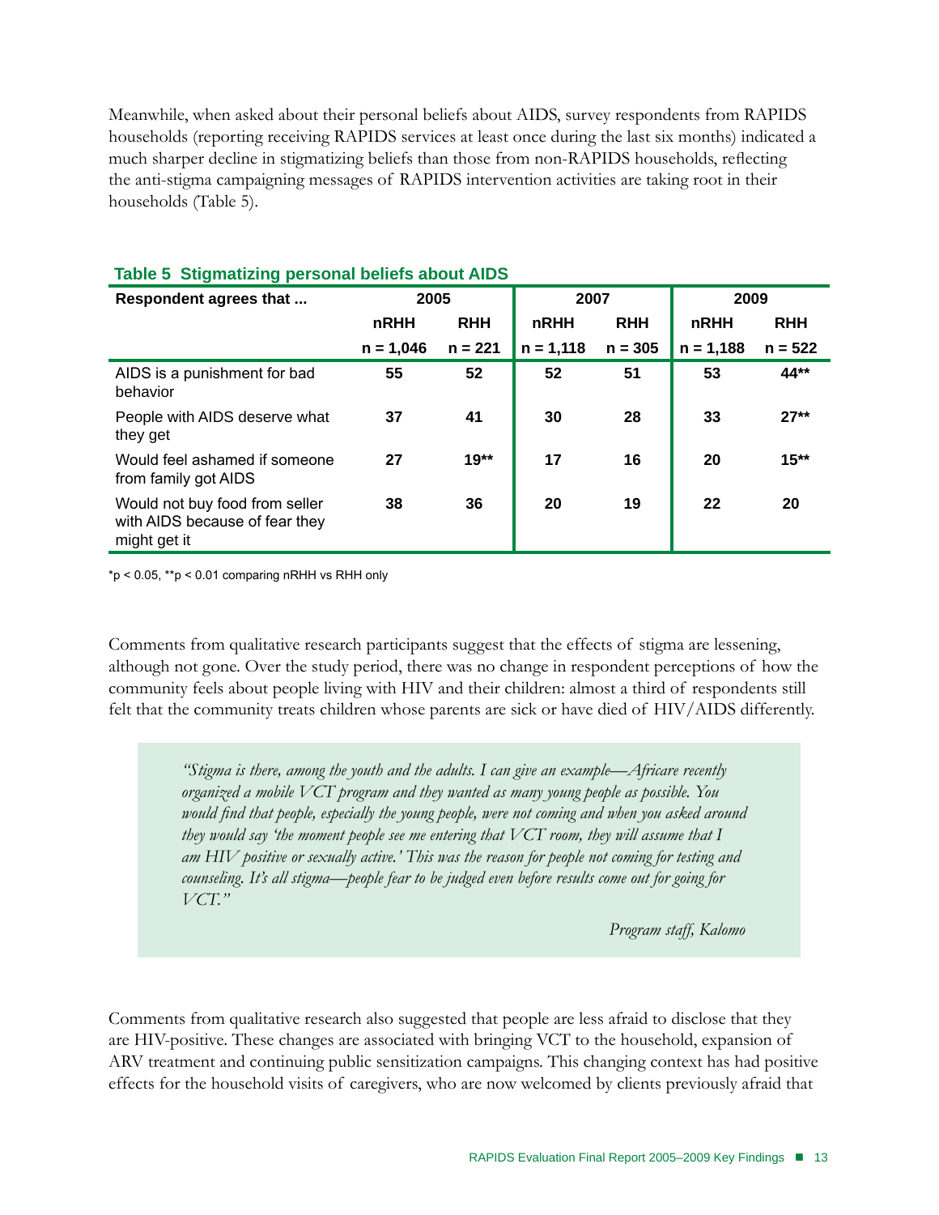Meanwhile, when asked about their personal beliefs about AIDS, survey respondents from RAPIDS households (reporting receiving RAPIDS services at least once during the last six months) indicated a much sharper decline in stigmatizing beliefs than those from non-RAPIDS households, reflecting the anti-stigma campaigning messages of RAPIDS intervention activities are taking root in their households (Table 5).

**Table 5 Stigmatizing personal beliefs about AIDS**

| Respondent agrees that ... | 2005 | | 2007 | | 2009 | |
|---|---|---|---|---|---|---|
| | nRHH | RHH | nRHH | RHH | nRHH | RHH |
| | n = 1,046 | n = 221 | n = 1,118 | n = 305 | n = 1,188 | n = 522 |
| AIDS is a punishment for bad behavior | 55 | 52 | 52 | 51 | 53 | 44** |
| People with AIDS deserve what they get | 37 | 41 | 30 | 28 | 33 | 27** |
| Would feel ashamed if someone from family got AIDS | 27 | 19** | 17 | 16 | 20 | 15** |
| Would not buy food from seller with AIDS because of fear they might get it | 38 | 36 | 20 | 19 | 22 | 20 |

*p < 0.05, **p < 0.01 comparing nRHH vs RHH only

Comments from qualitative research participants suggest that the effects of stigma are lessening, although not gone. Over the study period, there was no change in respondent perceptions of how the community feels about people living with HIV and their children: almost a third of respondents still felt that the community treats children whose parents are sick or have died of HIV/AIDS differently.

> *"Stigma is there, among the youth and the adults. I can give an example—Africare recently organized a mobile VCT program and they wanted as many young people as possible. You would find that people, especially the young people, were not coming and when you asked around they would say 'the moment people see me entering that VCT room, they will assume that I am HIV positive or sexually active.' This was the reason for people not coming for testing and counseling. It's all stigma—people fear to be judged even before results come out for going for VCT."*
>
> *Program staff, Kalomo*

Comments from qualitative research also suggested that people are less afraid to disclose that they are HIV-positive. These changes are associated with bringing VCT to the household, expansion of ARV treatment and continuing public sensitization campaigns. This changing context has had positive effects for the household visits of caregivers, who are now welcomed by clients previously afraid that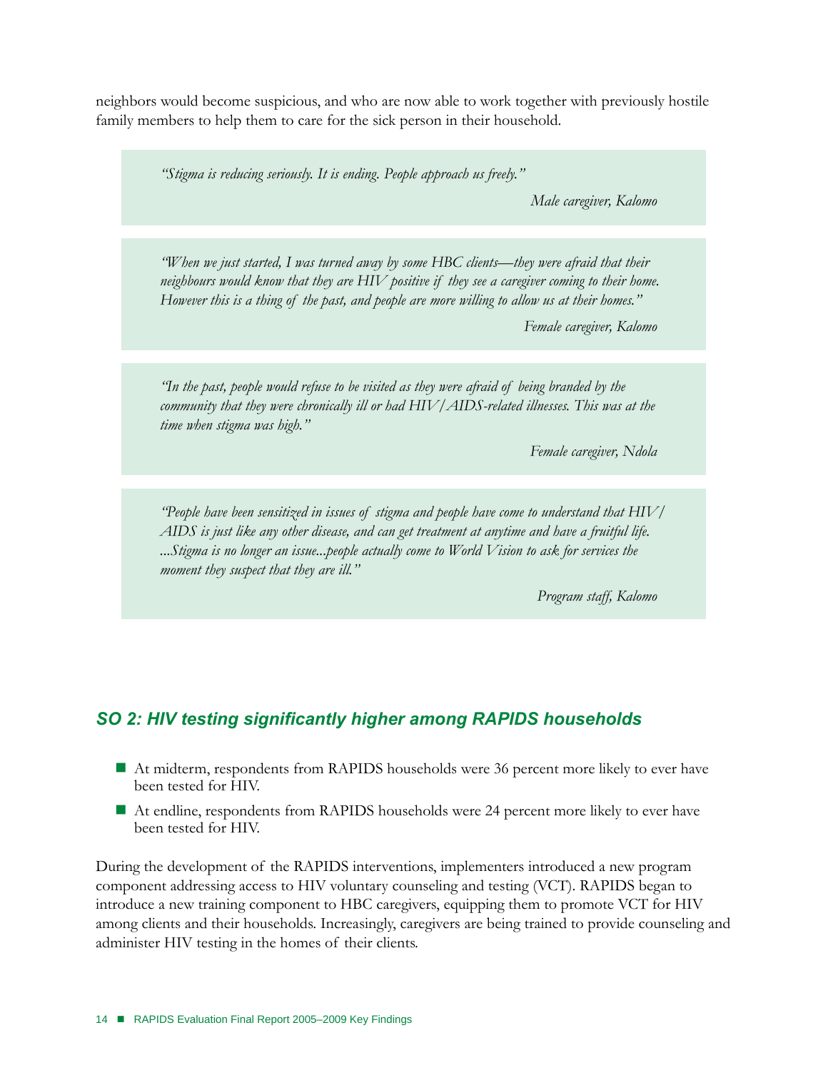neighbors would become suspicious, and who are now able to work together with previously hostile family members to help them to care for the sick person in their household.

> *"Stigma is reducing seriously. It is ending. People approach us freely."*
>
> *Male caregiver, Kalomo*

> *"When we just started, I was turned away by some HBC clients—they were afraid that their neighbours would know that they are HIV positive if they see a caregiver coming to their home. However this is a thing of the past, and people are more willing to allow us at their homes."*
>
> *Female caregiver, Kalomo*

> *"In the past, people would refuse to be visited as they were afraid of being branded by the community that they were chronically ill or had HIV/AIDS-related illnesses. This was at the time when stigma was high."*
>
> *Female caregiver, Ndola*

> *"People have been sensitized in issues of stigma and people have come to understand that HIV/AIDS is just like any other disease, and can get treatment at anytime and have a fruitful life. ...Stigma is no longer an issue...people actually come to World Vision to ask for services the moment they suspect that they are ill."*
>
> *Program staff, Kalomo*

## SO 2: HIV testing significantly higher among RAPIDS households

- At midterm, respondents from RAPIDS households were 36 percent more likely to ever have been tested for HIV.
- At endline, respondents from RAPIDS households were 24 percent more likely to ever have been tested for HIV.

During the development of the RAPIDS interventions, implementers introduced a new program component addressing access to HIV voluntary counseling and testing (VCT). RAPIDS began to introduce a new training component to HBC caregivers, equipping them to promote VCT for HIV among clients and their households. Increasingly, caregivers are being trained to provide counseling and administer HIV testing in the homes of their clients.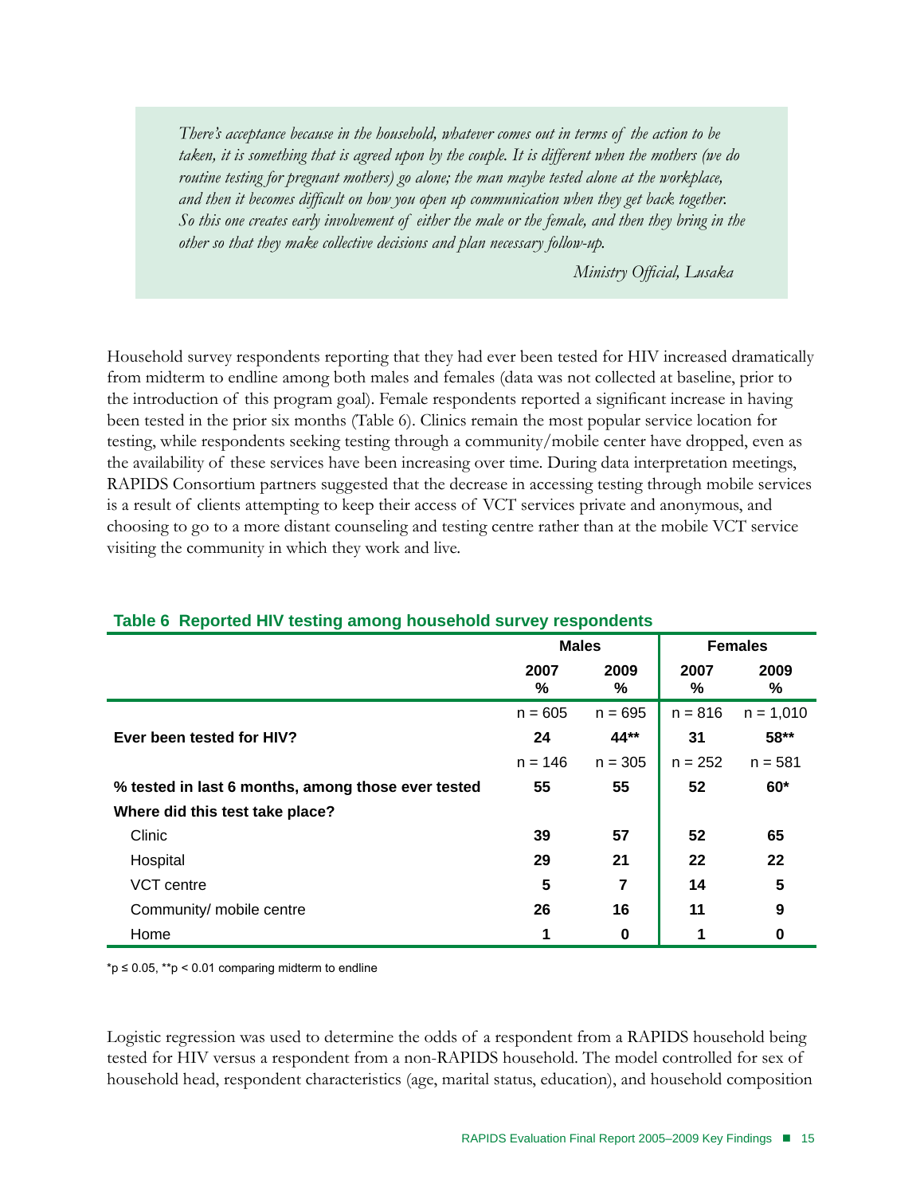> *There's acceptance because in the household, whatever comes out in terms of the action to be taken, it is something that is agreed upon by the couple. It is different when the mothers (we do routine testing for pregnant mothers) go alone; the man maybe tested alone at the workplace, and then it becomes difficult on how you open up communication when they get back together. So this one creates early involvement of either the male or the female, and then they bring in the other so that they make collective decisions and plan necessary follow-up.*
>
> *Ministry Official, Lusaka*

Household survey respondents reporting that they had ever been tested for HIV increased dramatically from midterm to endline among both males and females (data was not collected at baseline, prior to the introduction of this program goal). Female respondents reported a significant increase in having been tested in the prior six months (Table 6). Clinics remain the most popular service location for testing, while respondents seeking testing through a community/mobile center have dropped, even as the availability of these services have been increasing over time. During data interpretation meetings, RAPIDS Consortium partners suggested that the decrease in accessing testing through mobile services is a result of clients attempting to keep their access of VCT services private and anonymous, and choosing to go to a more distant counseling and testing centre rather than at the mobile VCT service visiting the community in which they work and live.

**Table 6 Reported HIV testing among household survey respondents**

| | Males | | Females | |
|---|---|---|---|---|
| | 2007 % | 2009 % | 2007 % | 2009 % |
| | n = 605 | n = 695 | n = 816 | n = 1,010 |
| **Ever been tested for HIV?** | **24** | **44**** | **31** | **58**** |
| | n = 146 | n = 305 | n = 252 | n = 581 |
| **% tested in last 6 months, among those ever tested** | **55** | **55** | **52** | **60*** |
| **Where did this test take place?** | | | | |
| Clinic | **39** | **57** | **52** | **65** |
| Hospital | **29** | **21** | **22** | **22** |
| VCT centre | **5** | **7** | **14** | **5** |
| Community/ mobile centre | **26** | **16** | **11** | **9** |
| Home | **1** | **0** | **1** | **0** |

*$p \leq 0.05$, **$p < 0.01$ comparing midterm to endline

Logistic regression was used to determine the odds of a respondent from a RAPIDS household being tested for HIV versus a respondent from a non-RAPIDS household. The model controlled for sex of household head, respondent characteristics (age, marital status, education), and household composition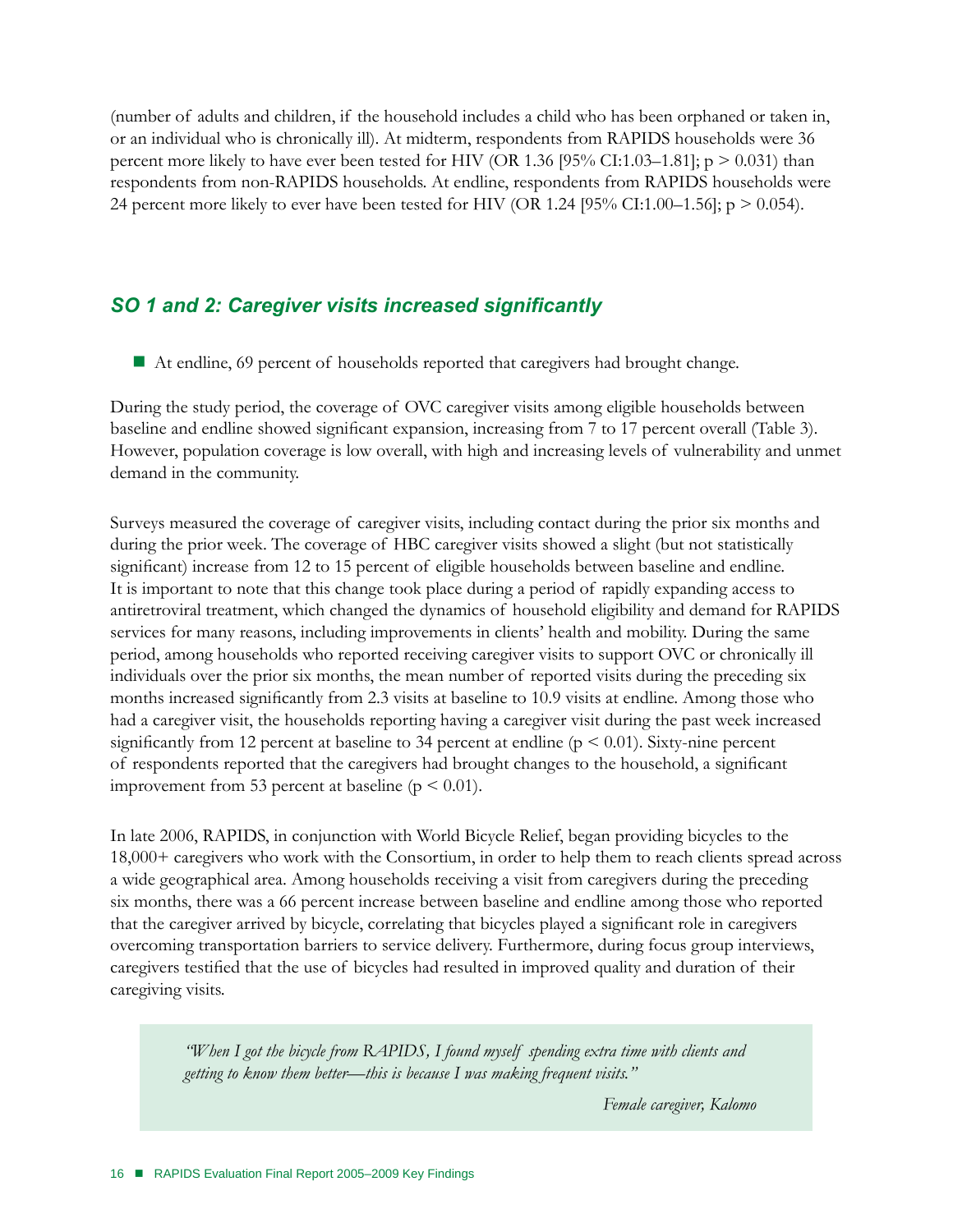(number of adults and children, if the household includes a child who has been orphaned or taken in, or an individual who is chronically ill). At midterm, respondents from RAPIDS households were 36 percent more likely to have ever been tested for HIV (OR 1.36 [95% CI:1.03–1.81]; $p > 0.031$) than respondents from non-RAPIDS households. At endline, respondents from RAPIDS households were 24 percent more likely to ever have been tested for HIV (OR 1.24 [95% CI:1.00–1.56]; $p > 0.054$).

## *SO 1 and 2: Caregiver visits increased significantly*

- At endline, 69 percent of households reported that caregivers had brought change.

During the study period, the coverage of OVC caregiver visits among eligible households between baseline and endline showed significant expansion, increasing from 7 to 17 percent overall (Table 3). However, population coverage is low overall, with high and increasing levels of vulnerability and unmet demand in the community.

Surveys measured the coverage of caregiver visits, including contact during the prior six months and during the prior week. The coverage of HBC caregiver visits showed a slight (but not statistically significant) increase from 12 to 15 percent of eligible households between baseline and endline. It is important to note that this change took place during a period of rapidly expanding access to antiretroviral treatment, which changed the dynamics of household eligibility and demand for RAPIDS services for many reasons, including improvements in clients' health and mobility. During the same period, among households who reported receiving caregiver visits to support OVC or chronically ill individuals over the prior six months, the mean number of reported visits during the preceding six months increased significantly from 2.3 visits at baseline to 10.9 visits at endline. Among those who had a caregiver visit, the households reporting having a caregiver visit during the past week increased significantly from 12 percent at baseline to 34 percent at endline ($p < 0.01$). Sixty-nine percent of respondents reported that the caregivers had brought changes to the household, a significant improvement from 53 percent at baseline ($p < 0.01$).

In late 2006, RAPIDS, in conjunction with World Bicycle Relief, began providing bicycles to the 18,000+ caregivers who work with the Consortium, in order to help them to reach clients spread across a wide geographical area. Among households receiving a visit from caregivers during the preceding six months, there was a 66 percent increase between baseline and endline among those who reported that the caregiver arrived by bicycle, correlating that bicycles played a significant role in caregivers overcoming transportation barriers to service delivery. Furthermore, during focus group interviews, caregivers testified that the use of bicycles had resulted in improved quality and duration of their caregiving visits.

> *"When I got the bicycle from RAPIDS, I found myself spending extra time with clients and getting to know them better—this is because I was making frequent visits."*
>
> *Female caregiver, Kalomo*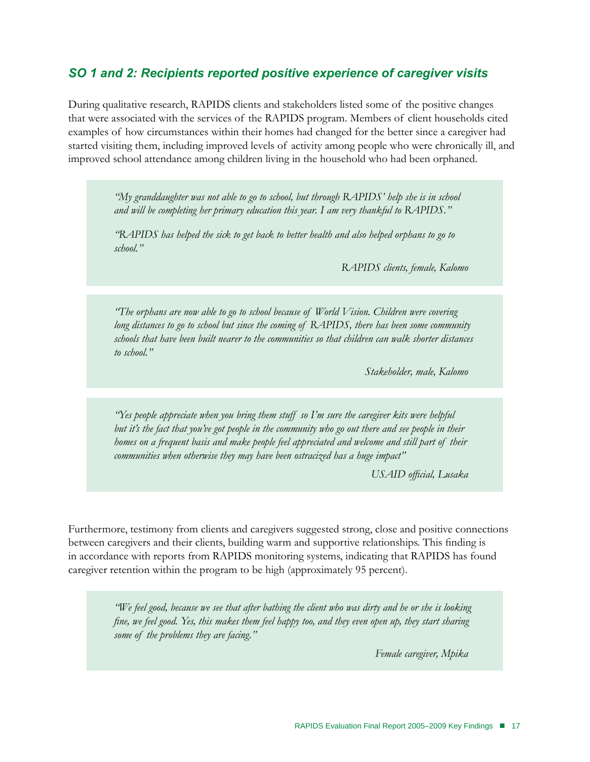### *SO 1 and 2: Recipients reported positive experience of caregiver visits*

During qualitative research, RAPIDS clients and stakeholders listed some of the positive changes that were associated with the services of the RAPIDS program. Members of client households cited examples of how circumstances within their homes had changed for the better since a caregiver had started visiting them, including improved levels of activity among people who were chronically ill, and improved school attendance among children living in the household who had been orphaned.

> *"My granddaughter was not able to go to school, but through RAPIDS' help she is in school and will be completing her primary education this year. I am very thankful to RAPIDS."*
>
> *"RAPIDS has helped the sick to get back to better health and also helped orphans to go to school."*
>
> *RAPIDS clients, female, Kalomo*

> *"The orphans are now able to go to school because of World Vision. Children were covering long distances to go to school but since the coming of RAPIDS, there has been some community schools that have been built nearer to the communities so that children can walk shorter distances to school."*
>
> *Stakeholder, male, Kalomo*

> *"Yes people appreciate when you bring them stuff so I'm sure the caregiver kits were helpful but it's the fact that you've got people in the community who go out there and see people in their homes on a frequent basis and make people feel appreciated and welcome and still part of their communities when otherwise they may have been ostracized has a huge impact"*
>
> *USAID official, Lusaka*

Furthermore, testimony from clients and caregivers suggested strong, close and positive connections between caregivers and their clients, building warm and supportive relationships. This finding is in accordance with reports from RAPIDS monitoring systems, indicating that RAPIDS has found caregiver retention within the program to be high (approximately 95 percent).

> *"We feel good, because we see that after bathing the client who was dirty and he or she is looking fine, we feel good. Yes, this makes them feel happy too, and they even open up, they start sharing some of the problems they are facing."*
>
> *Female caregiver, Mpika*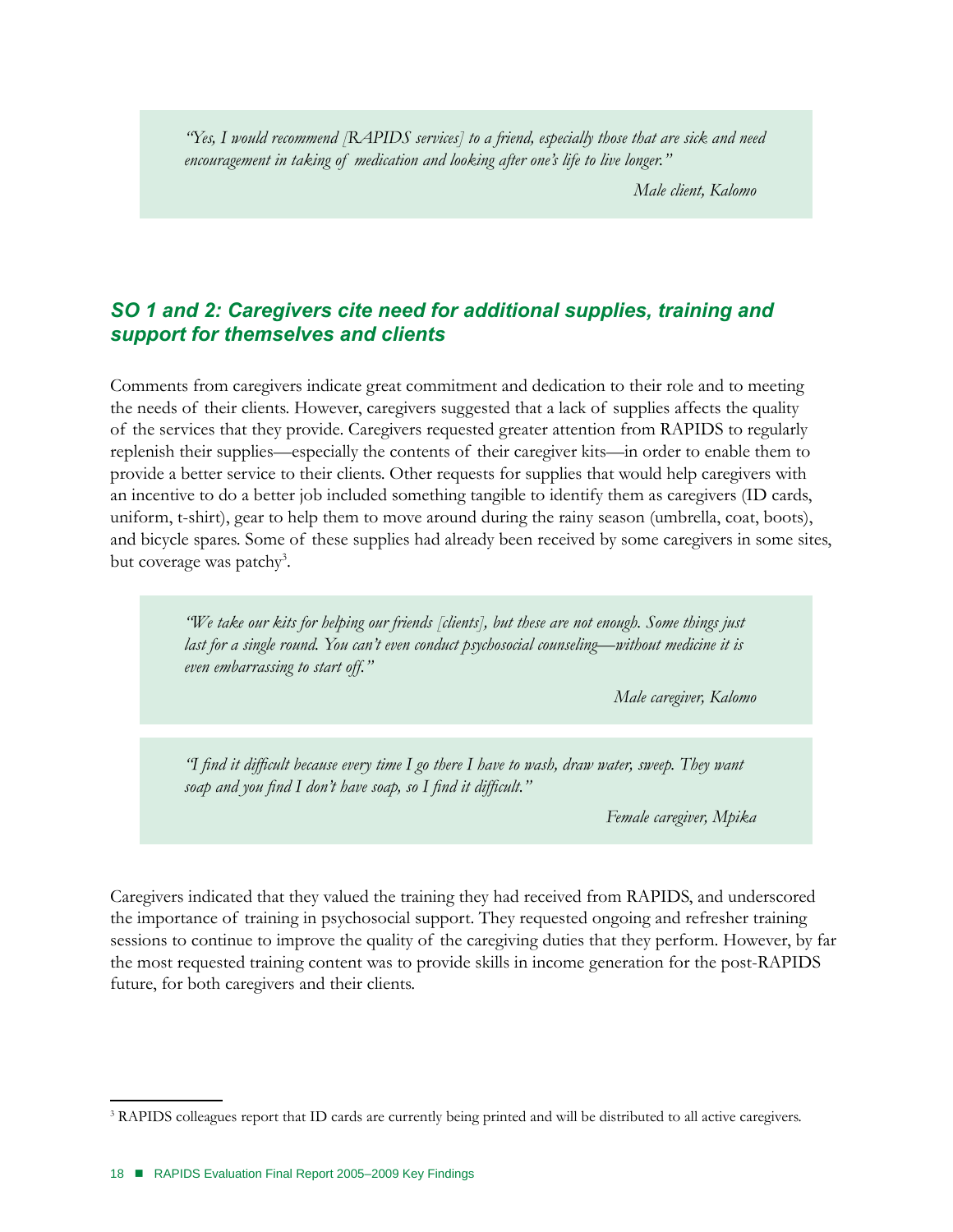> *"Yes, I would recommend [RAPIDS services] to a friend, especially those that are sick and need encouragement in taking of medication and looking after one's life to live longer."*
>
> *Male client, Kalomo*

### *SO 1 and 2: Caregivers cite need for additional supplies, training and support for themselves and clients*

Comments from caregivers indicate great commitment and dedication to their role and to meeting the needs of their clients. However, caregivers suggested that a lack of supplies affects the quality of the services that they provide. Caregivers requested greater attention from RAPIDS to regularly replenish their supplies—especially the contents of their caregiver kits—in order to enable them to provide a better service to their clients. Other requests for supplies that would help caregivers with an incentive to do a better job included something tangible to identify them as caregivers (ID cards, uniform, t-shirt), gear to help them to move around during the rainy season (umbrella, coat, boots), and bicycle spares. Some of these supplies had already been received by some caregivers in some sites, but coverage was patchy[3].

> *"We take our kits for helping our friends [clients], but these are not enough. Some things just last for a single round. You can't even conduct psychosocial counseling—without medicine it is even embarrassing to start off."*
>
> *Male caregiver, Kalomo*

> *"I find it difficult because every time I go there I have to wash, draw water, sweep. They want soap and you find I don't have soap, so I find it difficult."*
>
> *Female caregiver, Mpika*

Caregivers indicated that they valued the training they had received from RAPIDS, and underscored the importance of training in psychosocial support. They requested ongoing and refresher training sessions to continue to improve the quality of the caregiving duties that they perform. However, by far the most requested training content was to provide skills in income generation for the post-RAPIDS future, for both caregivers and their clients.

---

[3] RAPIDS colleagues report that ID cards are currently being printed and will be distributed to all active caregivers.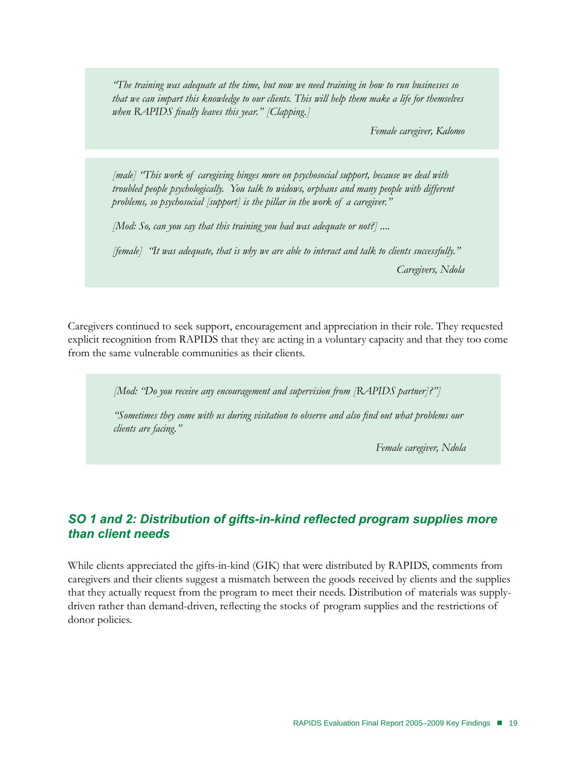> *"The training was adequate at the time, but now we need training in how to run businesses so that we can impart this knowledge to our clients. This will help them make a life for themselves when RAPIDS finally leaves this year." [Clapping.]*
>
> *Female caregiver, Kalomo*

> *[male] "This work of caregiving hinges more on psychosocial support, because we deal with troubled people psychologically. You talk to widows, orphans and many people with different problems, so psychosocial [support] is the pillar in the work of a caregiver."*
>
> *[Mod: So, can you say that this training you had was adequate or not?] ....*
>
> *[female] "It was adequate, that is why we are able to interact and talk to clients successfully."*
>
> *Caregivers, Ndola*

Caregivers continued to seek support, encouragement and appreciation in their role. They requested explicit recognition from RAPIDS that they are acting in a voluntary capacity and that they too come from the same vulnerable communities as their clients.

> *[Mod: "Do you receive any encouragement and supervision from [RAPIDS partner]?"]*
>
> *"Sometimes they come with us during visitation to observe and also find out what problems our clients are facing."*
>
> *Female caregiver, Ndola*

## *SO 1 and 2: Distribution of gifts-in-kind reflected program supplies more than client needs*

While clients appreciated the gifts-in-kind (GIK) that were distributed by RAPIDS, comments from caregivers and their clients suggest a mismatch between the goods received by clients and the supplies that they actually request from the program to meet their needs. Distribution of materials was supply-driven rather than demand-driven, reflecting the stocks of program supplies and the restrictions of donor policies.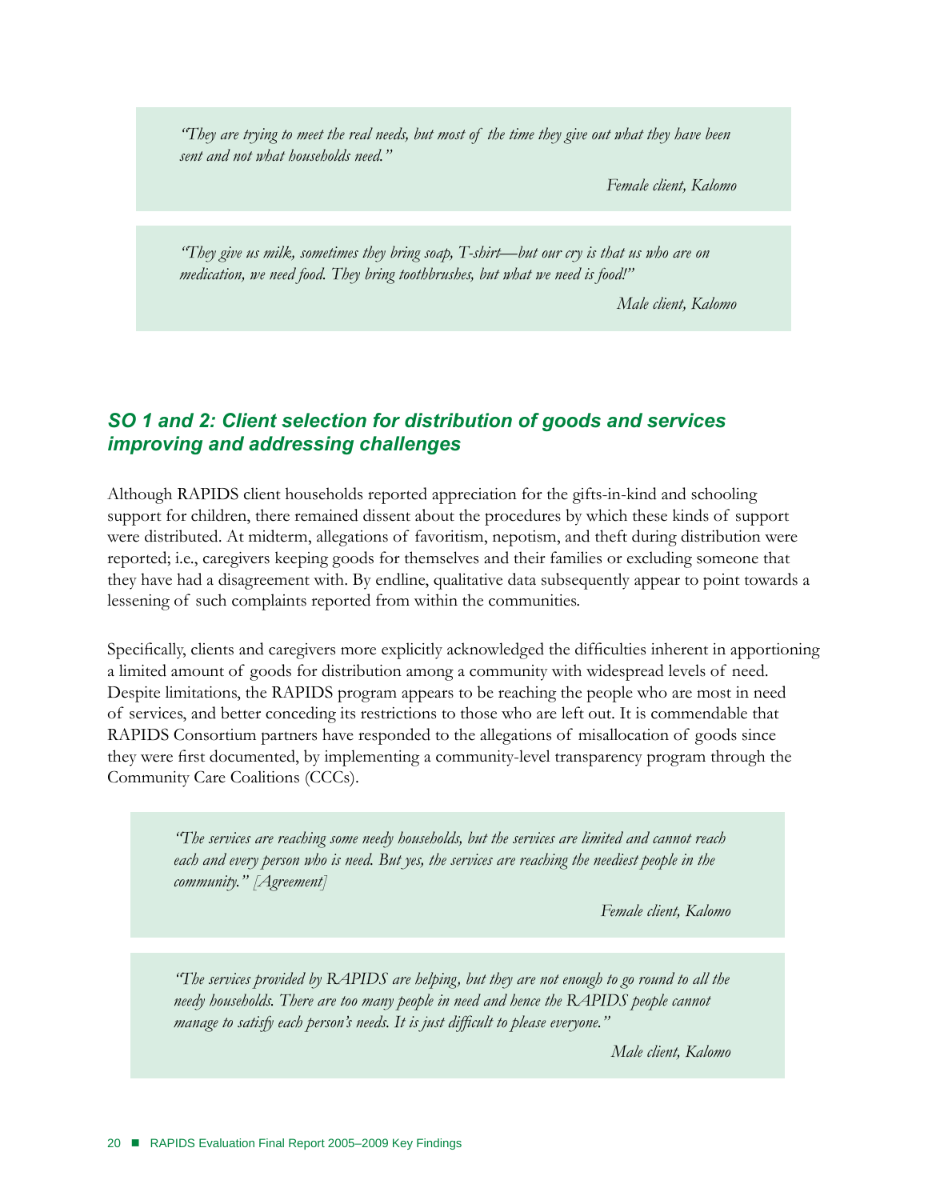> *"They are trying to meet the real needs, but most of the time they give out what they have been sent and not what households need."*
>
> *Female client, Kalomo*

> *"They give us milk, sometimes they bring soap, T-shirt—but our cry is that us who are on medication, we need food. They bring toothbrushes, but what we need is food!"*
>
> *Male client, Kalomo*

### *SO 1 and 2: Client selection for distribution of goods and services improving and addressing challenges*

Although RAPIDS client households reported appreciation for the gifts-in-kind and schooling support for children, there remained dissent about the procedures by which these kinds of support were distributed. At midterm, allegations of favoritism, nepotism, and theft during distribution were reported; i.e., caregivers keeping goods for themselves and their families or excluding someone that they have had a disagreement with. By endline, qualitative data subsequently appear to point towards a lessening of such complaints reported from within the communities.

Specifically, clients and caregivers more explicitly acknowledged the difficulties inherent in apportioning a limited amount of goods for distribution among a community with widespread levels of need. Despite limitations, the RAPIDS program appears to be reaching the people who are most in need of services, and better conceding its restrictions to those who are left out. It is commendable that RAPIDS Consortium partners have responded to the allegations of misallocation of goods since they were first documented, by implementing a community-level transparency program through the Community Care Coalitions (CCCs).

> *"The services are reaching some needy households, but the services are limited and cannot reach each and every person who is need. But yes, the services are reaching the neediest people in the community." [Agreement]*
>
> *Female client, Kalomo*

> *"The services provided by RAPIDS are helping, but they are not enough to go round to all the needy households. There are too many people in need and hence the RAPIDS people cannot manage to satisfy each person's needs. It is just difficult to please everyone."*
>
> *Male client, Kalomo*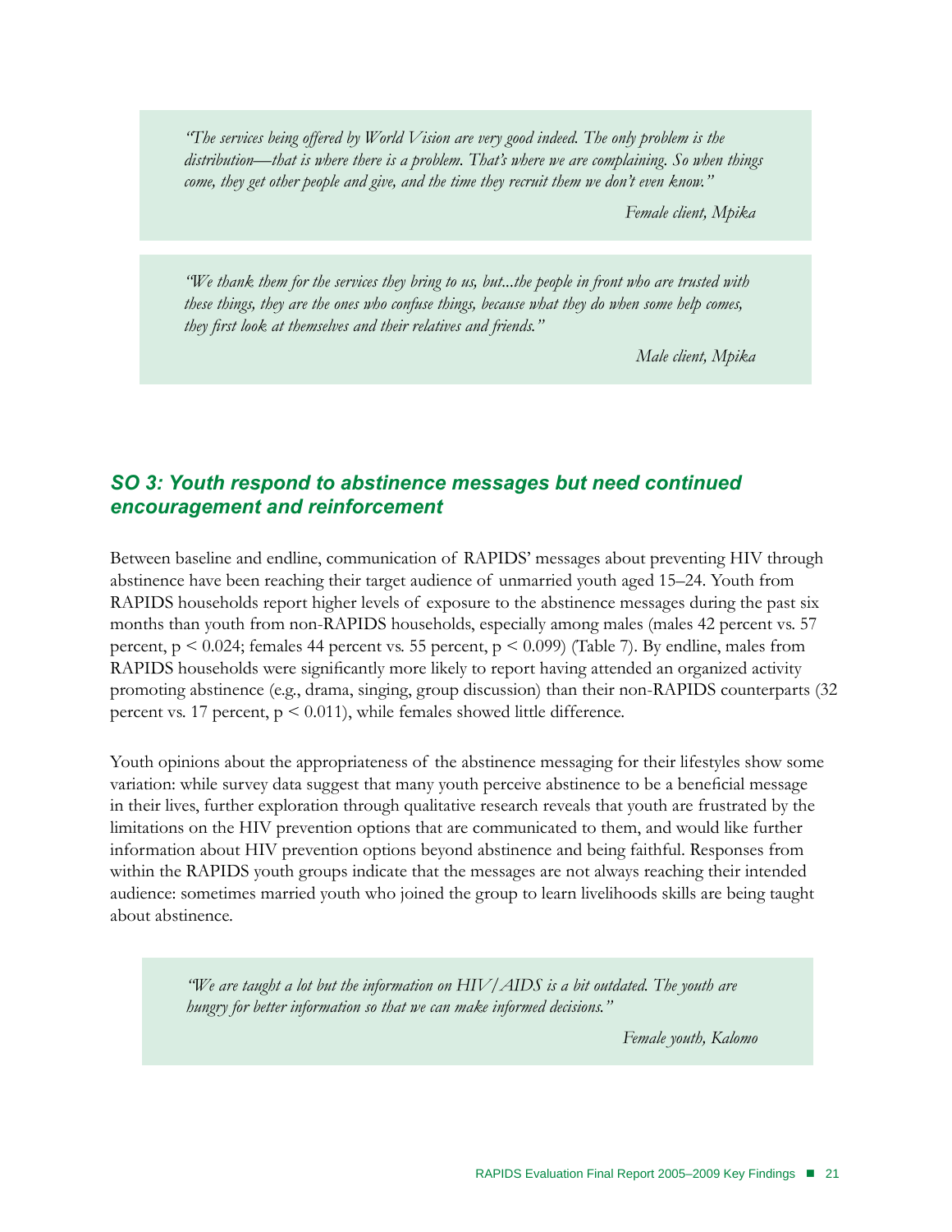> *"The services being offered by World Vision are very good indeed. The only problem is the distribution—that is where there is a problem. That's where we are complaining. So when things come, they get other people and give, and the time they recruit them we don't even know."*
>
> *Female client, Mpika*

> *"We thank them for the services they bring to us, but...the people in front who are trusted with these things, they are the ones who confuse things, because what they do when some help comes, they first look at themselves and their relatives and friends."*
>
> *Male client, Mpika*

## SO 3: Youth respond to abstinence messages but need continued encouragement and reinforcement

Between baseline and endline, communication of RAPIDS' messages about preventing HIV through abstinence have been reaching their target audience of unmarried youth aged 15–24. Youth from RAPIDS households report higher levels of exposure to the abstinence messages during the past six months than youth from non-RAPIDS households, especially among males (males 42 percent vs. 57 percent, $p < 0.024$; females 44 percent vs. 55 percent, $p < 0.099$) (Table 7). By endline, males from RAPIDS households were significantly more likely to report having attended an organized activity promoting abstinence (e.g., drama, singing, group discussion) than their non-RAPIDS counterparts (32 percent vs. 17 percent, $p < 0.011$), while females showed little difference.

Youth opinions about the appropriateness of the abstinence messaging for their lifestyles show some variation: while survey data suggest that many youth perceive abstinence to be a beneficial message in their lives, further exploration through qualitative research reveals that youth are frustrated by the limitations on the HIV prevention options that are communicated to them, and would like further information about HIV prevention options beyond abstinence and being faithful. Responses from within the RAPIDS youth groups indicate that the messages are not always reaching their intended audience: sometimes married youth who joined the group to learn livelihoods skills are being taught about abstinence.

> *"We are taught a lot but the information on HIV/AIDS is a bit outdated. The youth are hungry for better information so that we can make informed decisions."*
>
> *Female youth, Kalomo*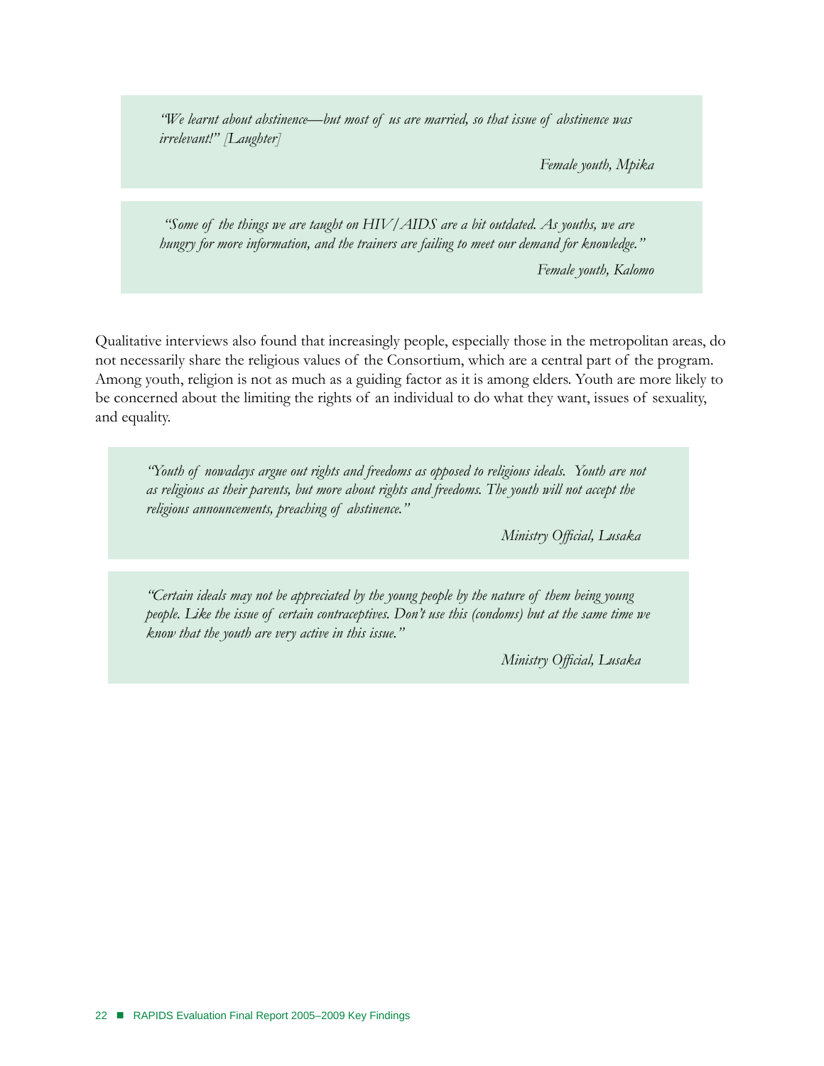> *"We learnt about abstinence—but most of us are married, so that issue of abstinence was irrelevant!" [Laughter]*
>
> *Female youth, Mpika*

> *"Some of the things we are taught on HIV/AIDS are a bit outdated. As youths, we are hungry for more information, and the trainers are failing to meet our demand for knowledge."*
>
> *Female youth, Kalomo*

Qualitative interviews also found that increasingly people, especially those in the metropolitan areas, do not necessarily share the religious values of the Consortium, which are a central part of the program. Among youth, religion is not as much as a guiding factor as it is among elders. Youth are more likely to be concerned about the limiting the rights of an individual to do what they want, issues of sexuality, and equality.

> *"Youth of nowadays argue out rights and freedoms as opposed to religious ideals. Youth are not as religious as their parents, but more about rights and freedoms. The youth will not accept the religious announcements, preaching of abstinence."*
>
> *Ministry Official, Lusaka*

> *"Certain ideals may not be appreciated by the young people by the nature of them being young people. Like the issue of certain contraceptives. Don't use this (condoms) but at the same time we know that the youth are very active in this issue."*
>
> *Ministry Official, Lusaka*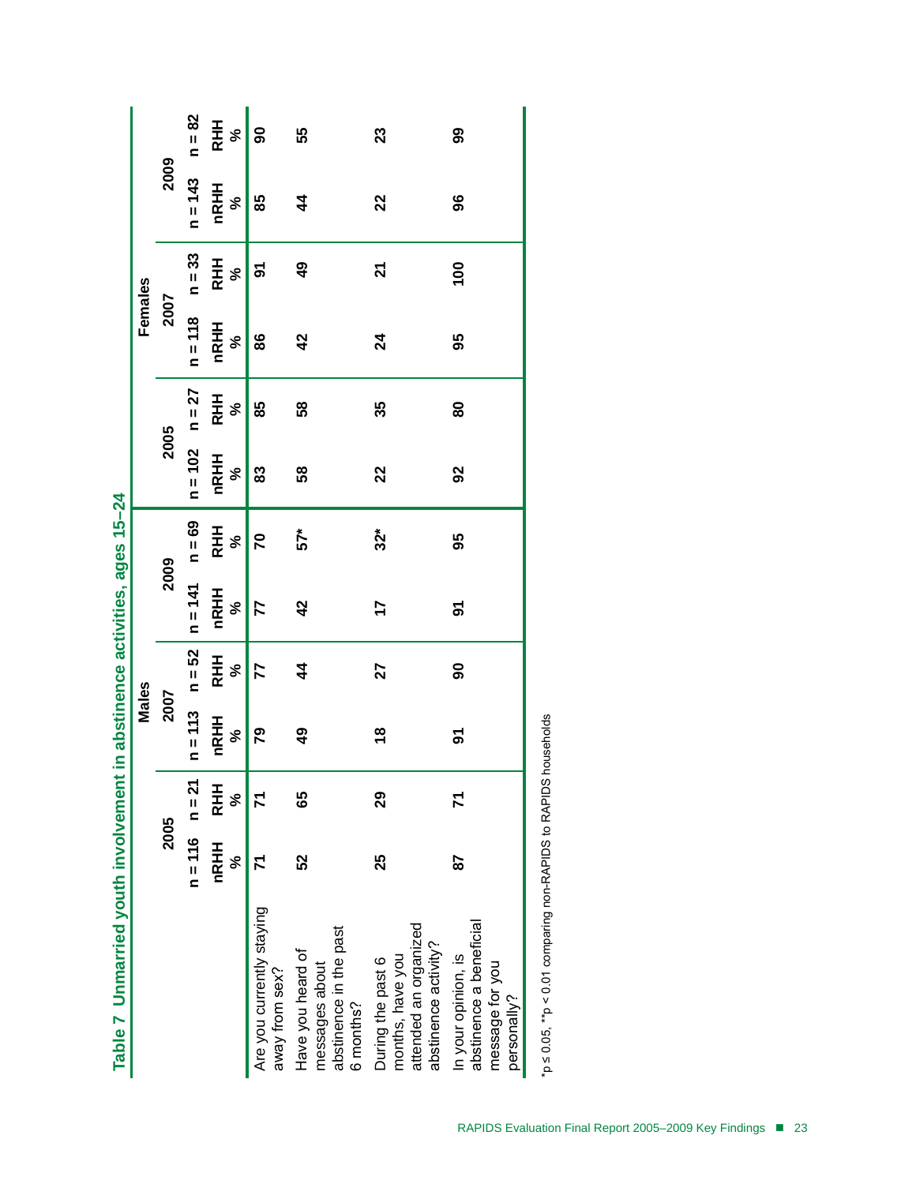**Table 7 Unmarried youth involvement in abstinence activities, ages 15–24**

| | Males | | | | | | Females | | | | | |
|---|---|---|---|---|---|---|---|---|---|---|---|---|
| | 2005 | | 2007 | | 2009 | | 2005 | | 2007 | | 2009 | |
| | n = 116 | n = 21 | n = 113 | n = 52 | n = 141 | n = 69 | n = 102 | n = 27 | n = 118 | n = 33 | n = 143 | n = 82 |
| | nRHH % | RHH % | nRHH % | RHH % | nRHH % | RHH % | nRHH % | RHH % | nRHH % | RHH % | nRHH % | RHH % |
| Are you currently staying away from sex? | 71 | 71 | 79 | 77 | 77 | 70 | 83 | 85 | 86 | 91 | 85 | 90 |
| Have you heard of messages about abstinence in the past 6 months? | 52 | 65 | 49 | 44 | 42 | 57* | 58 | 58 | 42 | 49 | 44 | 55 |
| During the past 6 months, have you attended an organized abstinence activity? | 25 | 29 | 18 | 27 | 17 | 32* | 22 | 35 | 24 | 21 | 22 | 23 |
| In your opinion, is abstinence a beneficial message for you personally? | 87 | 71 | 91 | 90 | 91 | 95 | 92 | 80 | 95 | 100 | 96 | 99 |

*p ≤ 0.05, **p < 0.01 comparing non-RAPIDS to RAPIDS households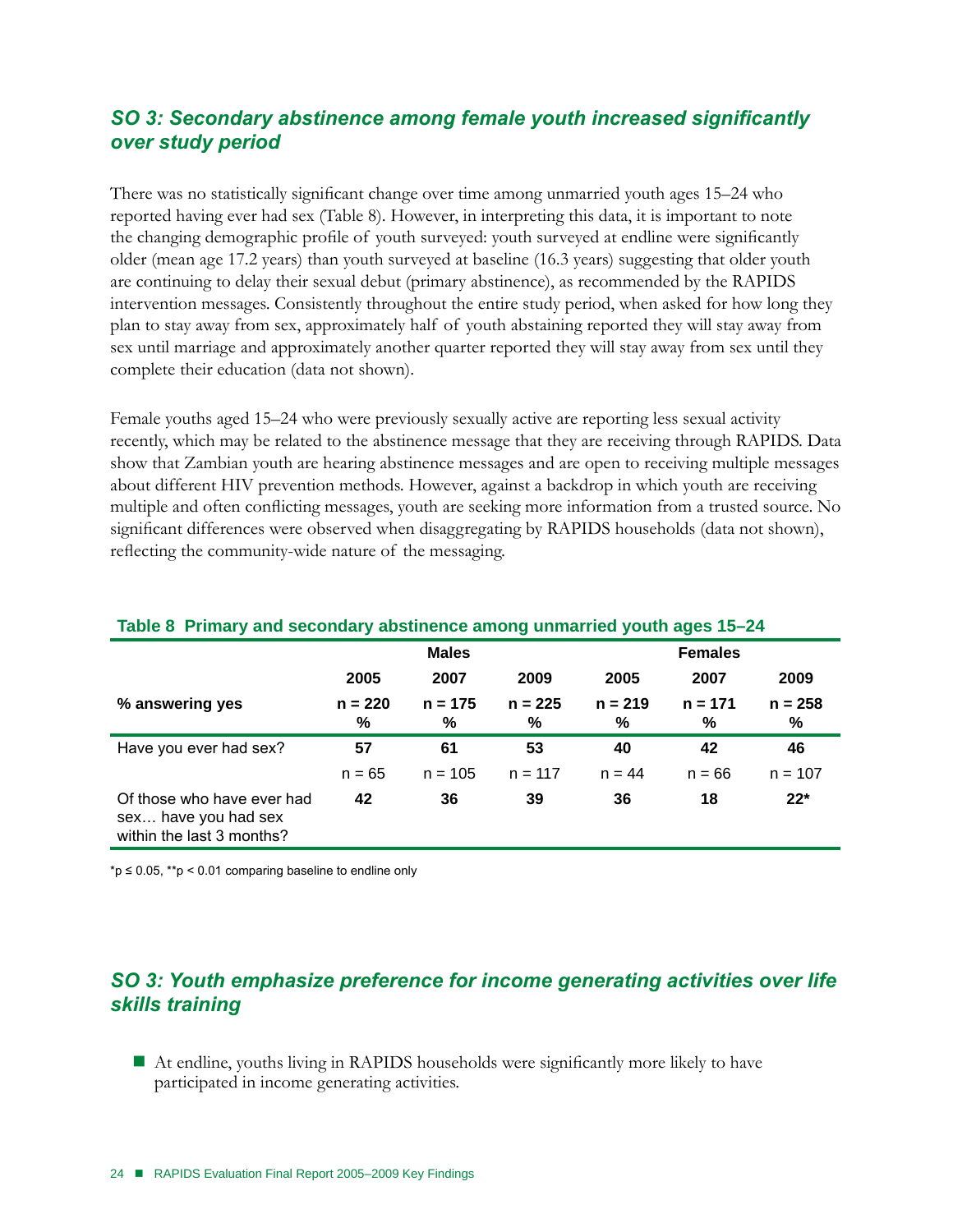## *SO 3: Secondary abstinence among female youth increased significantly over study period*

There was no statistically significant change over time among unmarried youth ages 15–24 who reported having ever had sex (Table 8). However, in interpreting this data, it is important to note the changing demographic profile of youth surveyed: youth surveyed at endline were significantly older (mean age 17.2 years) than youth surveyed at baseline (16.3 years) suggesting that older youth are continuing to delay their sexual debut (primary abstinence), as recommended by the RAPIDS intervention messages. Consistently throughout the entire study period, when asked for how long they plan to stay away from sex, approximately half of youth abstaining reported they will stay away from sex until marriage and approximately another quarter reported they will stay away from sex until they complete their education (data not shown).

Female youths aged 15–24 who were previously sexually active are reporting less sexual activity recently, which may be related to the abstinence message that they are receiving through RAPIDS. Data show that Zambian youth are hearing abstinence messages and are open to receiving multiple messages about different HIV prevention methods. However, against a backdrop in which youth are receiving multiple and often conflicting messages, youth are seeking more information from a trusted source. No significant differences were observed when disaggregating by RAPIDS households (data not shown), reflecting the community-wide nature of the messaging.

**Table 8 Primary and secondary abstinence among unmarried youth ages 15–24**

| | Males | | | Females | | |
|---|---|---|---|---|---|---|
| | **2005** | **2007** | **2009** | **2005** | **2007** | **2009** |
| **% answering yes** | **n = 220 %** | **n = 175 %** | **n = 225 %** | **n = 219 %** | **n = 171 %** | **n = 258 %** |
| Have you ever had sex? | **57** | **61** | **53** | **40** | **42** | **46** |
| | n = 65 | n = 105 | n = 117 | n = 44 | n = 66 | n = 107 |
| Of those who have ever had sex… have you had sex within the last 3 months? | **42** | **36** | **39** | **36** | **18** | **22*** |

*p ≤ 0.05, **p < 0.01 comparing baseline to endline only

## *SO 3: Youth emphasize preference for income generating activities over life skills training*

- At endline, youths living in RAPIDS households were significantly more likely to have participated in income generating activities.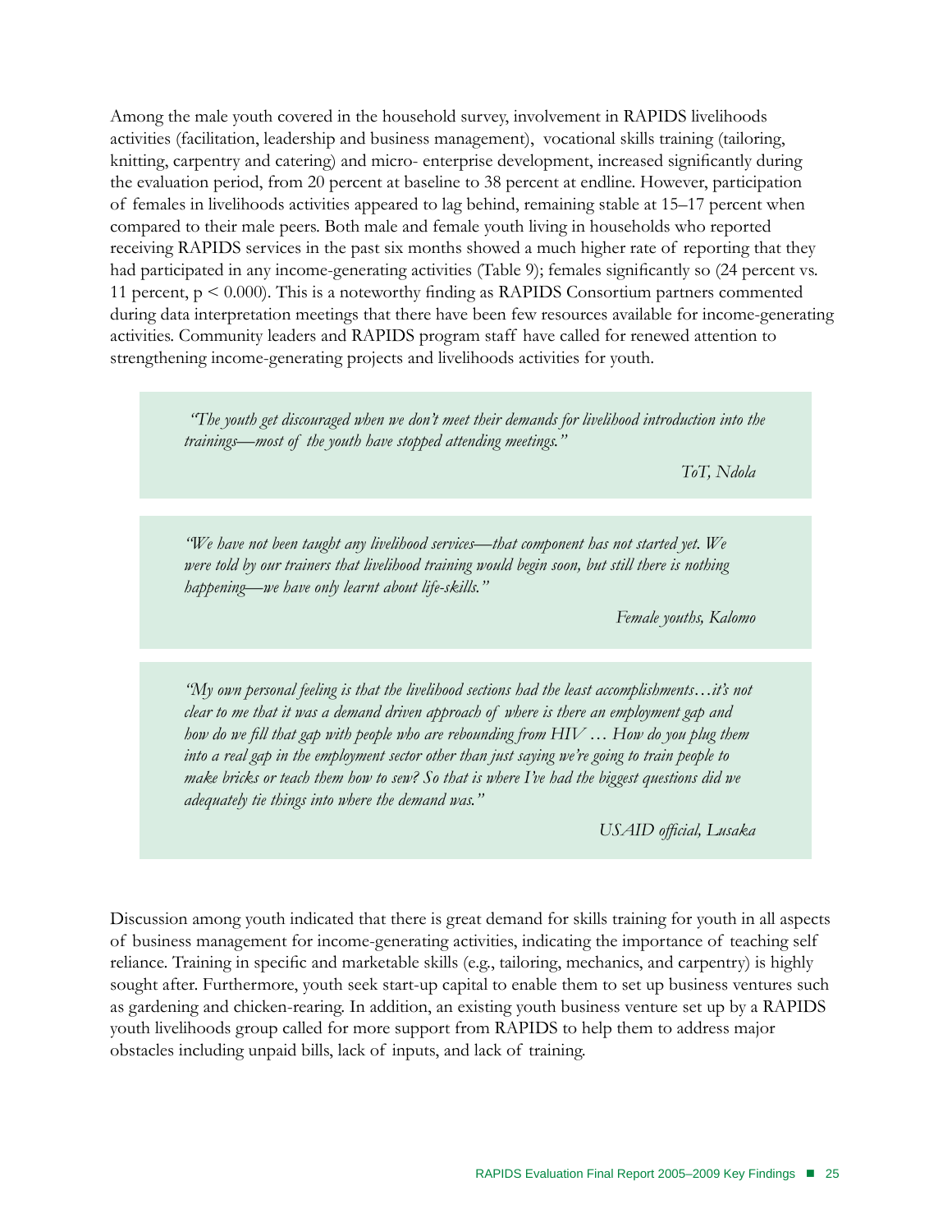Among the male youth covered in the household survey, involvement in RAPIDS livelihoods activities (facilitation, leadership and business management), vocational skills training (tailoring, knitting, carpentry and catering) and micro- enterprise development, increased significantly during the evaluation period, from 20 percent at baseline to 38 percent at endline. However, participation of females in livelihoods activities appeared to lag behind, remaining stable at 15–17 percent when compared to their male peers. Both male and female youth living in households who reported receiving RAPIDS services in the past six months showed a much higher rate of reporting that they had participated in any income-generating activities (Table 9); females significantly so (24 percent vs. 11 percent, $p < 0.000$). This is a noteworthy finding as RAPIDS Consortium partners commented during data interpretation meetings that there have been few resources available for income-generating activities. Community leaders and RAPIDS program staff have called for renewed attention to strengthening income-generating projects and livelihoods activities for youth.

> *"The youth get discouraged when we don't meet their demands for livelihood introduction into the trainings—most of the youth have stopped attending meetings."*
>
> *ToT, Ndola*

> *"We have not been taught any livelihood services—that component has not started yet. We were told by our trainers that livelihood training would begin soon, but still there is nothing happening—we have only learnt about life-skills."*
>
> *Female youths, Kalomo*

> *"My own personal feeling is that the livelihood sections had the least accomplishments…it's not clear to me that it was a demand driven approach of where is there an employment gap and how do we fill that gap with people who are rebounding from HIV … How do you plug them into a real gap in the employment sector other than just saying we're going to train people to make bricks or teach them how to sew? So that is where I've had the biggest questions did we adequately tie things into where the demand was."*
>
> *USAID official, Lusaka*

Discussion among youth indicated that there is great demand for skills training for youth in all aspects of business management for income-generating activities, indicating the importance of teaching self reliance. Training in specific and marketable skills (e.g., tailoring, mechanics, and carpentry) is highly sought after. Furthermore, youth seek start-up capital to enable them to set up business ventures such as gardening and chicken-rearing. In addition, an existing youth business venture set up by a RAPIDS youth livelihoods group called for more support from RAPIDS to help them to address major obstacles including unpaid bills, lack of inputs, and lack of training.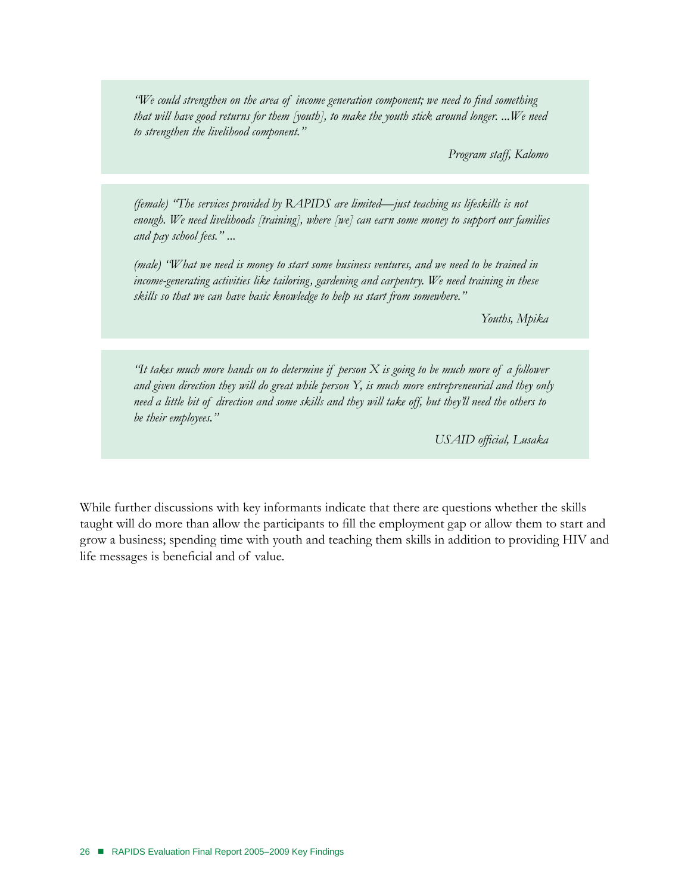> *"We could strengthen on the area of income generation component; we need to find something that will have good returns for them [youth], to make the youth stick around longer. ...We need to strengthen the livelihood component."*
>
> *Program staff, Kalomo*

> *(female) "The services provided by RAPIDS are limited—just teaching us lifeskills is not enough. We need livelihoods [training], where [we] can earn some money to support our families and pay school fees." ...*
>
> *(male) "What we need is money to start some business ventures, and we need to be trained in income-generating activities like tailoring, gardening and carpentry. We need training in these skills so that we can have basic knowledge to help us start from somewhere."*
>
> *Youths, Mpika*

> *"It takes much more hands on to determine if person X is going to be much more of a follower and given direction they will do great while person Y, is much more entrepreneurial and they only need a little bit of direction and some skills and they will take off, but they'll need the others to be their employees."*
>
> *USAID official, Lusaka*

While further discussions with key informants indicate that there are questions whether the skills taught will do more than allow the participants to fill the employment gap or allow them to start and grow a business; spending time with youth and teaching them skills in addition to providing HIV and life messages is beneficial and of value.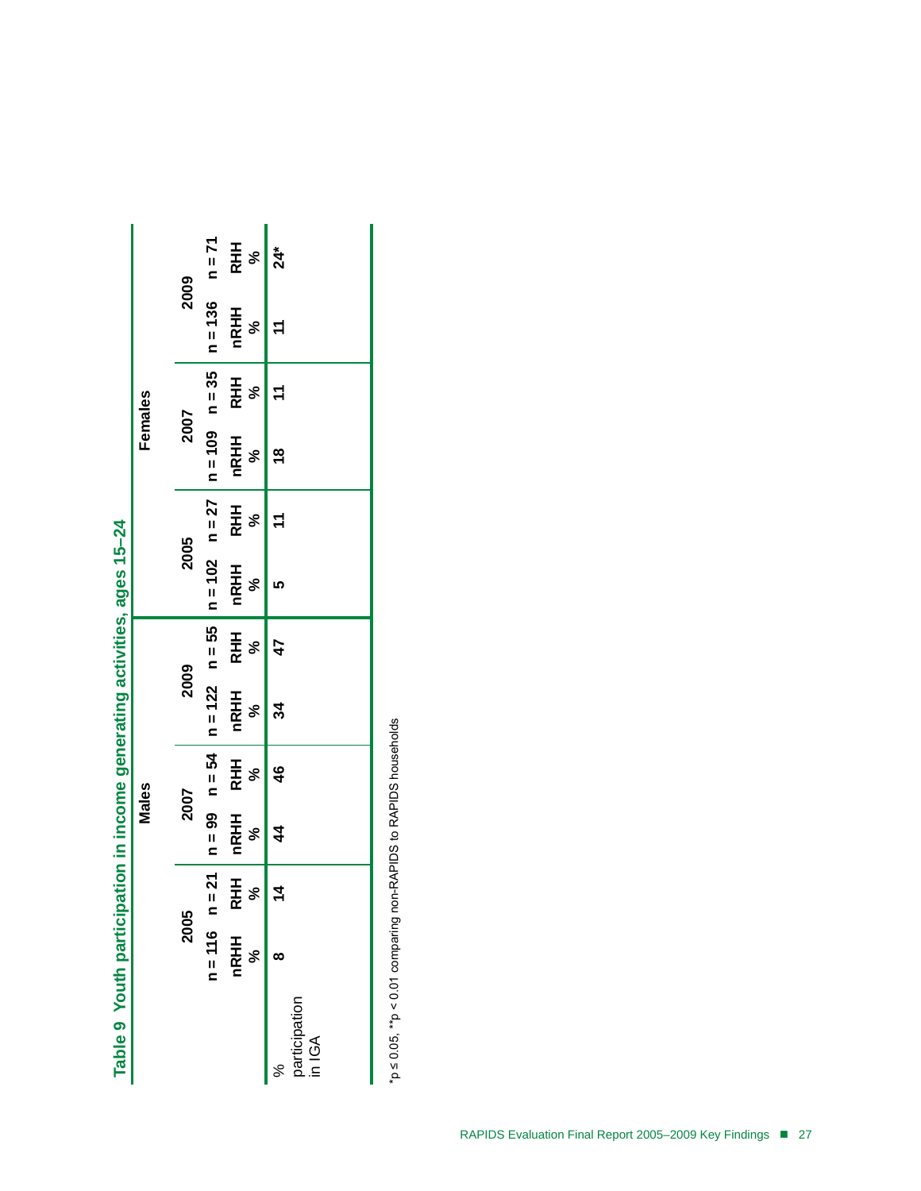**Table 9 Youth participation in income generating activities, ages 15–24**

| | Males | | | | | | Females | | | | | |
|---|---|---|---|---|---|---|---|---|---|---|---|---|
| | 2005 | | 2007 | | 2009 | | 2005 | | 2007 | | 2009 | |
| | n = 116 | n = 21 | n = 99 | n = 54 | n = 122 | n = 55 | n = 102 | n = 27 | n = 109 | n = 35 | n = 136 | n = 71 |
| | nRHH % | RHH % | nRHH % | RHH % | nRHH % | RHH % | nRHH % | RHH % | nRHH % | RHH % | nRHH % | RHH % |
| % participation in IGA | 8 | 14 | 44 | 46 | 34 | 47 | 5 | 11 | 18 | 11 | 11 | 24* |

*p ≤ 0.05, **p < 0.01 comparing non-RAPIDS to RAPIDS households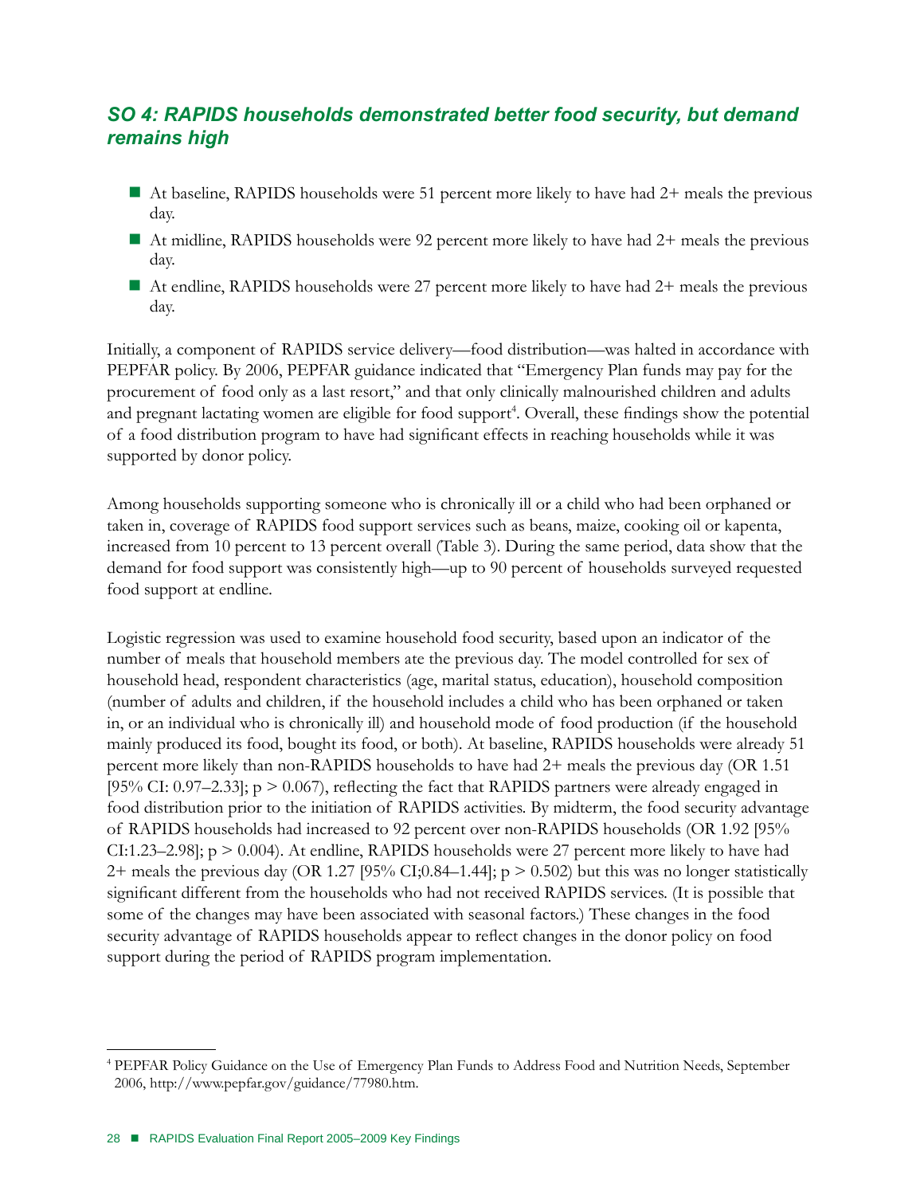## *SO 4: RAPIDS households demonstrated better food security, but demand remains high*

- At baseline, RAPIDS households were 51 percent more likely to have had 2+ meals the previous day.
- At midline, RAPIDS households were 92 percent more likely to have had 2+ meals the previous day.
- At endline, RAPIDS households were 27 percent more likely to have had 2+ meals the previous day.

Initially, a component of RAPIDS service delivery—food distribution—was halted in accordance with PEPFAR policy. By 2006, PEPFAR guidance indicated that "Emergency Plan funds may pay for the procurement of food only as a last resort," and that only clinically malnourished children and adults and pregnant lactating women are eligible for food support[4]. Overall, these findings show the potential of a food distribution program to have had significant effects in reaching households while it was supported by donor policy.

Among households supporting someone who is chronically ill or a child who had been orphaned or taken in, coverage of RAPIDS food support services such as beans, maize, cooking oil or kapenta, increased from 10 percent to 13 percent overall (Table 3). During the same period, data show that the demand for food support was consistently high—up to 90 percent of households surveyed requested food support at endline.

Logistic regression was used to examine household food security, based upon an indicator of the number of meals that household members ate the previous day. The model controlled for sex of household head, respondent characteristics (age, marital status, education), household composition (number of adults and children, if the household includes a child who has been orphaned or taken in, or an individual who is chronically ill) and household mode of food production (if the household mainly produced its food, bought its food, or both). At baseline, RAPIDS households were already 51 percent more likely than non-RAPIDS households to have had 2+ meals the previous day (OR 1.51 [95% CI: 0.97–2.33]; $p > 0.067$), reflecting the fact that RAPIDS partners were already engaged in food distribution prior to the initiation of RAPIDS activities. By midterm, the food security advantage of RAPIDS households had increased to 92 percent over non-RAPIDS households (OR 1.92 [95% CI:1.23–2.98]; $p > 0.004$). At endline, RAPIDS households were 27 percent more likely to have had 2+ meals the previous day (OR 1.27 [95% CI;0.84–1.44]; $p > 0.502$) but this was no longer statistically significant different from the households who had not received RAPIDS services. (It is possible that some of the changes may have been associated with seasonal factors.) These changes in the food security advantage of RAPIDS households appear to reflect changes in the donor policy on food support during the period of RAPIDS program implementation.

---

[4] PEPFAR Policy Guidance on the Use of Emergency Plan Funds to Address Food and Nutrition Needs, September 2006, http://www.pepfar.gov/guidance/77980.htm.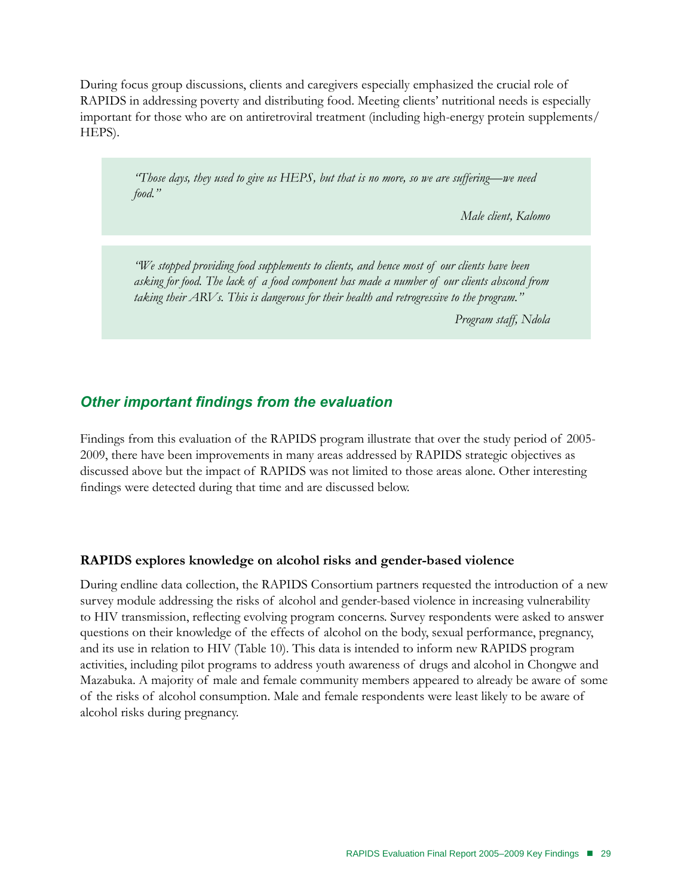During focus group discussions, clients and caregivers especially emphasized the crucial role of RAPIDS in addressing poverty and distributing food. Meeting clients' nutritional needs is especially important for those who are on antiretroviral treatment (including high-energy protein supplements/ HEPS).

> *"Those days, they used to give us HEPS, but that is no more, so we are suffering—we need food."*
>
> *Male client, Kalomo*

> *"We stopped providing food supplements to clients, and hence most of our clients have been asking for food. The lack of a food component has made a number of our clients abscond from taking their ARVs. This is dangerous for their health and retrogressive to the program."*
>
> *Program staff, Ndola*

## *Other important findings from the evaluation*

Findings from this evaluation of the RAPIDS program illustrate that over the study period of 2005-2009, there have been improvements in many areas addressed by RAPIDS strategic objectives as discussed above but the impact of RAPIDS was not limited to those areas alone. Other interesting findings were detected during that time and are discussed below.

### **RAPIDS explores knowledge on alcohol risks and gender-based violence**

During endline data collection, the RAPIDS Consortium partners requested the introduction of a new survey module addressing the risks of alcohol and gender-based violence in increasing vulnerability to HIV transmission, reflecting evolving program concerns. Survey respondents were asked to answer questions on their knowledge of the effects of alcohol on the body, sexual performance, pregnancy, and its use in relation to HIV (Table 10). This data is intended to inform new RAPIDS program activities, including pilot programs to address youth awareness of drugs and alcohol in Chongwe and Mazabuka. A majority of male and female community members appeared to already be aware of some of the risks of alcohol consumption. Male and female respondents were least likely to be aware of alcohol risks during pregnancy.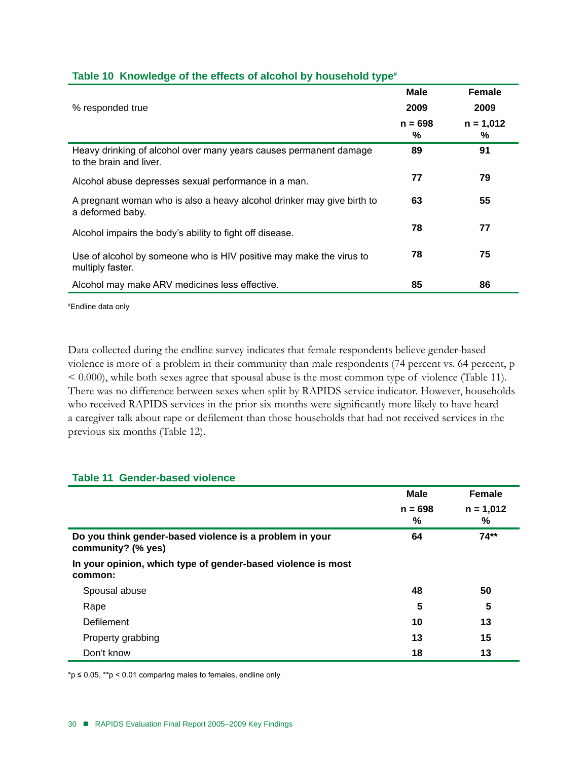### Table 10 Knowledge of the effects of alcohol by household type[#]

| % responded true | Male 2009 n = 698 % | Female 2009 n = 1,012 % |
|---|---|---|
| Heavy drinking of alcohol over many years causes permanent damage to the brain and liver. | **89** | **91** |
| Alcohol abuse depresses sexual performance in a man. | **77** | **79** |
| A pregnant woman who is also a heavy alcohol drinker may give birth to a deformed baby. | **63** | **55** |
| Alcohol impairs the body's ability to fight off disease. | **78** | **77** |
| Use of alcohol by someone who is HIV positive may make the virus to multiply faster. | **78** | **75** |
| Alcohol may make ARV medicines less effective. | **85** | **86** |

[#]Endline data only

Data collected during the endline survey indicates that female respondents believe gender-based violence is more of a problem in their community than male respondents (74 percent vs. 64 percent, $p < 0.000$), while both sexes agree that spousal abuse is the most common type of violence (Table 11). There was no difference between sexes when split by RAPIDS service indicator. However, households who received RAPIDS services in the prior six months were significantly more likely to have heard a caregiver talk about rape or defilement than those households that had not received services in the previous six months (Table 12).

### Table 11 Gender-based violence

| | Male n = 698 % | Female n = 1,012 % |
|---|---|---|
| **Do you think gender-based violence is a problem in your community? (% yes)** | **64** | **74**** |
| **In your opinion, which type of gender-based violence is most common:** | | |
| Spousal abuse | **48** | **50** |
| Rape | **5** | **5** |
| Defilement | **10** | **13** |
| Property grabbing | **13** | **15** |
| Don't know | **18** | **13** |

*$p \leq 0.05$, **$p < 0.01$ comparing males to females, endline only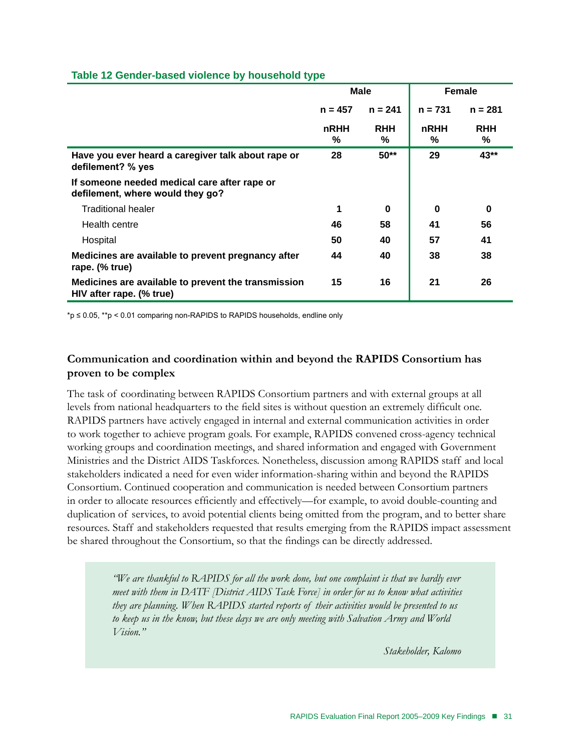**Table 12 Gender-based violence by household type**

| | Male | | Female | |
|---|---|---|---|---|
| | n = 457 | n = 241 | n = 731 | n = 281 |
| | nRHH % | RHH % | nRHH % | RHH % |
| **Have you ever heard a caregiver talk about rape or defilement? % yes** | 28 | 50** | 29 | 43** |
| **If someone needed medical care after rape or defilement, where would they go?** | | | | |
| Traditional healer | 1 | 0 | 0 | 0 |
| Health centre | 46 | 58 | 41 | 56 |
| Hospital | 50 | 40 | 57 | 41 |
| **Medicines are available to prevent pregnancy after rape. (% true)** | 44 | 40 | 38 | 38 |
| **Medicines are available to prevent the transmission HIV after rape. (% true)** | 15 | 16 | 21 | 26 |

*$p \leq 0.05$, **$p < 0.01$ comparing non-RAPIDS to RAPIDS households, endline only

## Communication and coordination within and beyond the RAPIDS Consortium has proven to be complex

The task of coordinating between RAPIDS Consortium partners and with external groups at all levels from national headquarters to the field sites is without question an extremely difficult one. RAPIDS partners have actively engaged in internal and external communication activities in order to work together to achieve program goals. For example, RAPIDS convened cross-agency technical working groups and coordination meetings, and shared information and engaged with Government Ministries and the District AIDS Taskforces. Nonetheless, discussion among RAPIDS staff and local stakeholders indicated a need for even wider information-sharing within and beyond the RAPIDS Consortium. Continued cooperation and communication is needed between Consortium partners in order to allocate resources efficiently and effectively—for example, to avoid double-counting and duplication of services, to avoid potential clients being omitted from the program, and to better share resources. Staff and stakeholders requested that results emerging from the RAPIDS impact assessment be shared throughout the Consortium, so that the findings can be directly addressed.

> *"We are thankful to RAPIDS for all the work done, but one complaint is that we hardly ever meet with them in DATF [District AIDS Task Force] in order for us to know what activities they are planning. When RAPIDS started reports of their activities would be presented to us to keep us in the know, but these days we are only meeting with Salvation Army and World Vision."*
>
> *Stakeholder, Kalomo*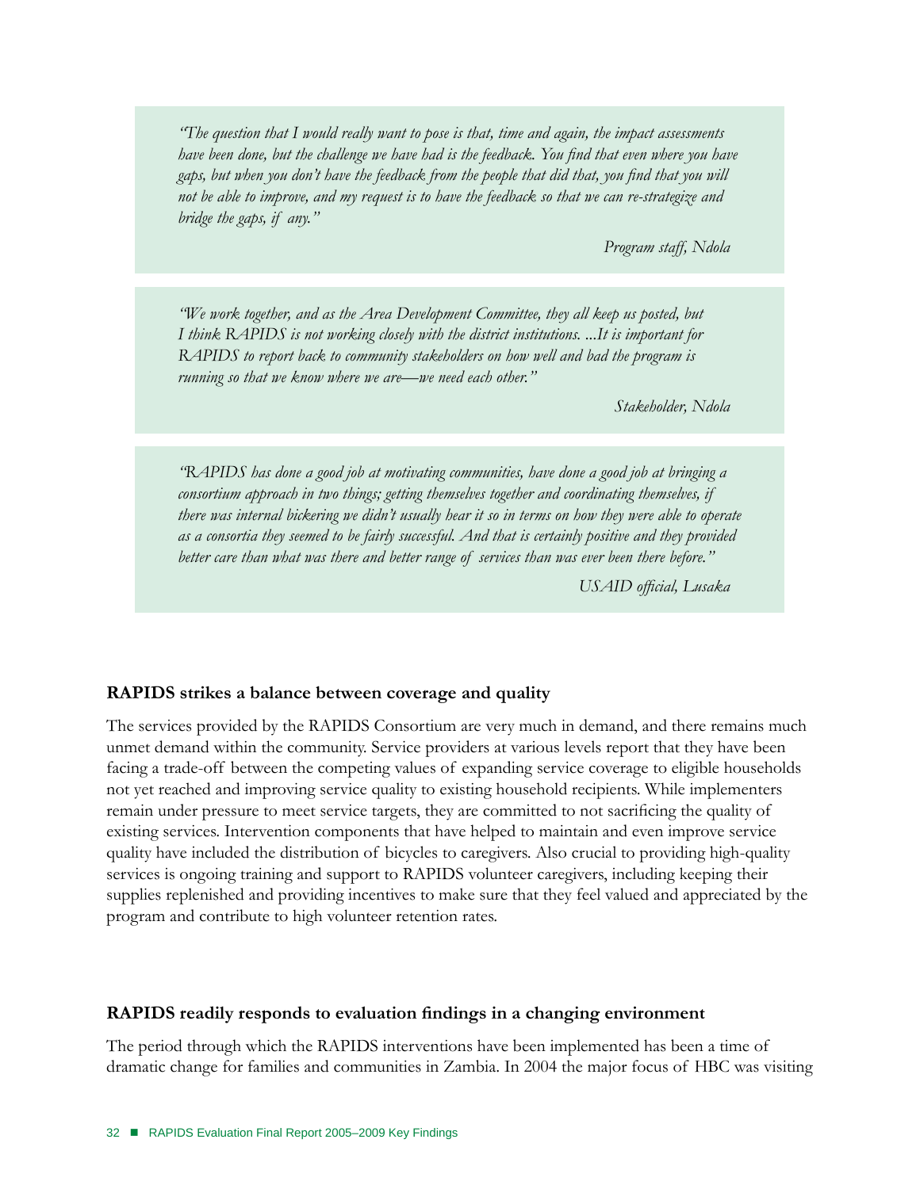> *"The question that I would really want to pose is that, time and again, the impact assessments have been done, but the challenge we have had is the feedback. You find that even where you have gaps, but when you don't have the feedback from the people that did that, you find that you will not be able to improve, and my request is to have the feedback so that we can re-strategize and bridge the gaps, if any."*
>
> *Program staff, Ndola*

> *"We work together, and as the Area Development Committee, they all keep us posted, but I think RAPIDS is not working closely with the district institutions. ...It is important for RAPIDS to report back to community stakeholders on how well and bad the program is running so that we know where we are—we need each other."*
>
> *Stakeholder, Ndola*

> *"RAPIDS has done a good job at motivating communities, have done a good job at bringing a consortium approach in two things; getting themselves together and coordinating themselves, if there was internal bickering we didn't usually hear it so in terms on how they were able to operate as a consortia they seemed to be fairly successful. And that is certainly positive and they provided better care than what was there and better range of services than was ever been there before."*
>
> *USAID official, Lusaka*

**RAPIDS strikes a balance between coverage and quality**

The services provided by the RAPIDS Consortium are very much in demand, and there remains much unmet demand within the community. Service providers at various levels report that they have been facing a trade-off between the competing values of expanding service coverage to eligible households not yet reached and improving service quality to existing household recipients. While implementers remain under pressure to meet service targets, they are committed to not sacrificing the quality of existing services. Intervention components that have helped to maintain and even improve service quality have included the distribution of bicycles to caregivers. Also crucial to providing high-quality services is ongoing training and support to RAPIDS volunteer caregivers, including keeping their supplies replenished and providing incentives to make sure that they feel valued and appreciated by the program and contribute to high volunteer retention rates.

**RAPIDS readily responds to evaluation findings in a changing environment**

The period through which the RAPIDS interventions have been implemented has been a time of dramatic change for families and communities in Zambia. In 2004 the major focus of HBC was visiting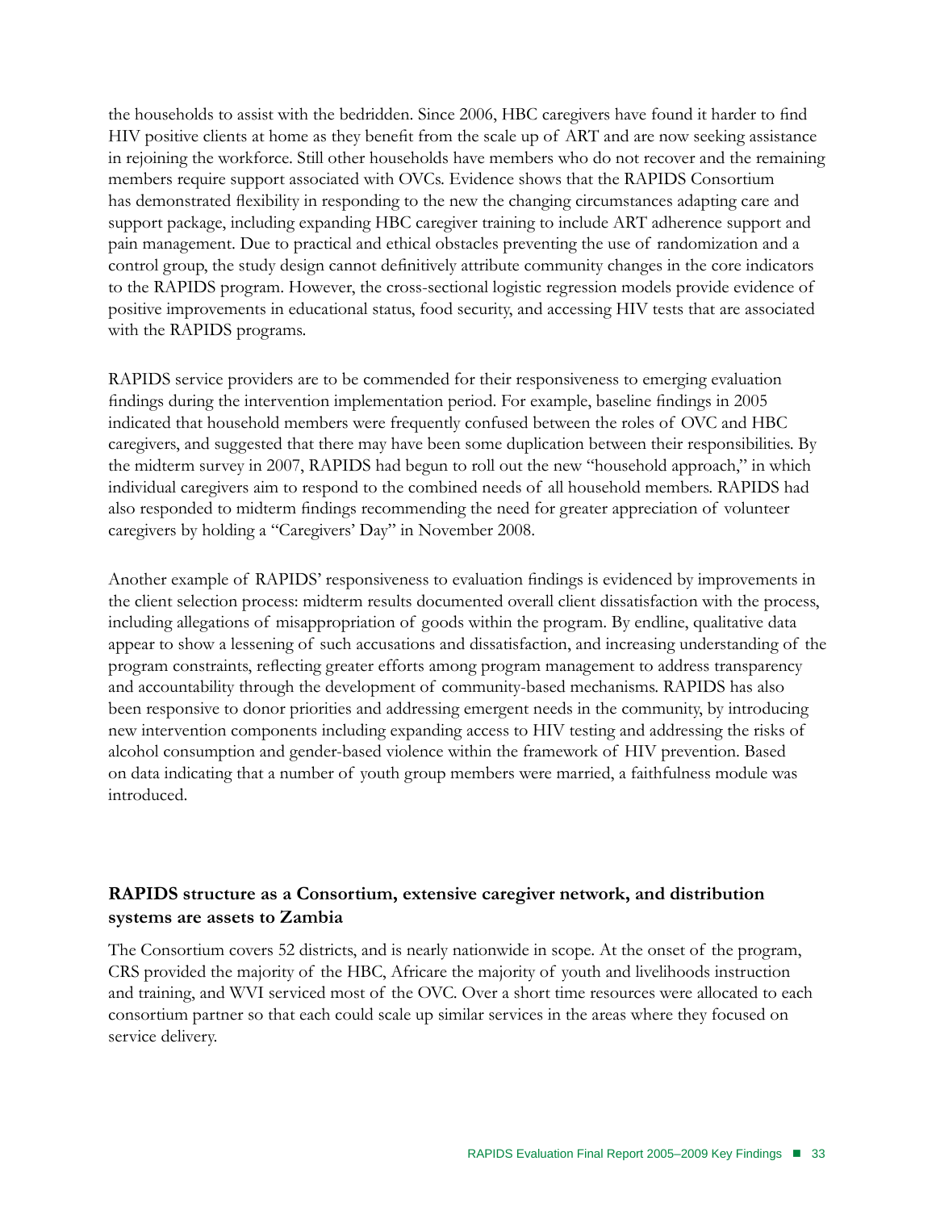the households to assist with the bedridden. Since 2006, HBC caregivers have found it harder to find HIV positive clients at home as they benefit from the scale up of ART and are now seeking assistance in rejoining the workforce. Still other households have members who do not recover and the remaining members require support associated with OVCs. Evidence shows that the RAPIDS Consortium has demonstrated flexibility in responding to the new the changing circumstances adapting care and support package, including expanding HBC caregiver training to include ART adherence support and pain management. Due to practical and ethical obstacles preventing the use of randomization and a control group, the study design cannot definitively attribute community changes in the core indicators to the RAPIDS program. However, the cross-sectional logistic regression models provide evidence of positive improvements in educational status, food security, and accessing HIV tests that are associated with the RAPIDS programs.

RAPIDS service providers are to be commended for their responsiveness to emerging evaluation findings during the intervention implementation period. For example, baseline findings in 2005 indicated that household members were frequently confused between the roles of OVC and HBC caregivers, and suggested that there may have been some duplication between their responsibilities. By the midterm survey in 2007, RAPIDS had begun to roll out the new "household approach," in which individual caregivers aim to respond to the combined needs of all household members. RAPIDS had also responded to midterm findings recommending the need for greater appreciation of volunteer caregivers by holding a "Caregivers' Day" in November 2008.

Another example of RAPIDS' responsiveness to evaluation findings is evidenced by improvements in the client selection process: midterm results documented overall client dissatisfaction with the process, including allegations of misappropriation of goods within the program. By endline, qualitative data appear to show a lessening of such accusations and dissatisfaction, and increasing understanding of the program constraints, reflecting greater efforts among program management to address transparency and accountability through the development of community-based mechanisms. RAPIDS has also been responsive to donor priorities and addressing emergent needs in the community, by introducing new intervention components including expanding access to HIV testing and addressing the risks of alcohol consumption and gender-based violence within the framework of HIV prevention. Based on data indicating that a number of youth group members were married, a faithfulness module was introduced.

### RAPIDS structure as a Consortium, extensive caregiver network, and distribution systems are assets to Zambia

The Consortium covers 52 districts, and is nearly nationwide in scope. At the onset of the program, CRS provided the majority of the HBC, Africare the majority of youth and livelihoods instruction and training, and WVI serviced most of the OVC. Over a short time resources were allocated to each consortium partner so that each could scale up similar services in the areas where they focused on service delivery.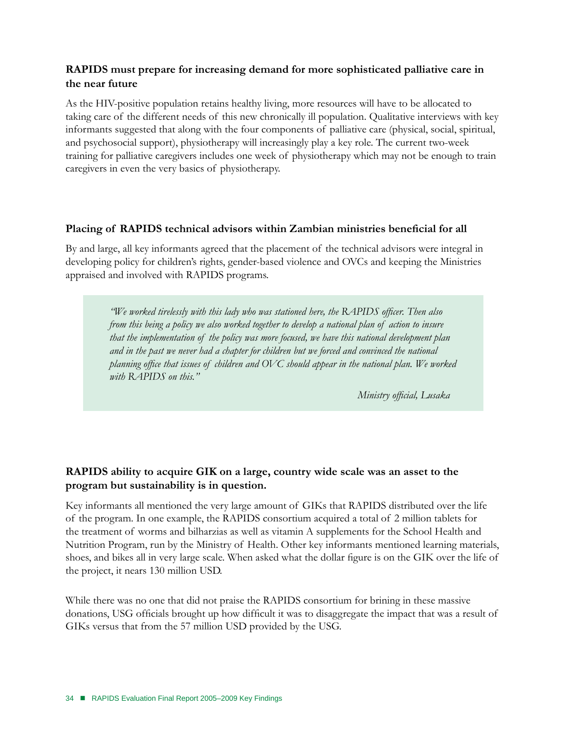### RAPIDS must prepare for increasing demand for more sophisticated palliative care in the near future

As the HIV-positive population retains healthy living, more resources will have to be allocated to taking care of the different needs of this new chronically ill population. Qualitative interviews with key informants suggested that along with the four components of palliative care (physical, social, spiritual, and psychosocial support), physiotherapy will increasingly play a key role. The current two-week training for palliative caregivers includes one week of physiotherapy which may not be enough to train caregivers in even the very basics of physiotherapy.

### Placing of RAPIDS technical advisors within Zambian ministries beneficial for all

By and large, all key informants agreed that the placement of the technical advisors were integral in developing policy for children's rights, gender-based violence and OVCs and keeping the Ministries appraised and involved with RAPIDS programs.

> *"We worked tirelessly with this lady who was stationed here, the RAPIDS officer. Then also from this being a policy we also worked together to develop a national plan of action to insure that the implementation of the policy was more focused, we have this national development plan and in the past we never had a chapter for children but we forced and convinced the national planning office that issues of children and OVC should appear in the national plan. We worked with RAPIDS on this."*
>
> *Ministry official, Lusaka*

### RAPIDS ability to acquire GIK on a large, country wide scale was an asset to the program but sustainability is in question.

Key informants all mentioned the very large amount of GIKs that RAPIDS distributed over the life of the program. In one example, the RAPIDS consortium acquired a total of 2 million tablets for the treatment of worms and bilharzias as well as vitamin A supplements for the School Health and Nutrition Program, run by the Ministry of Health. Other key informants mentioned learning materials, shoes, and bikes all in very large scale. When asked what the dollar figure is on the GIK over the life of the project, it nears 130 million USD.

While there was no one that did not praise the RAPIDS consortium for brining in these massive donations, USG officials brought up how difficult it was to disaggregate the impact that was a result of GIKs versus that from the 57 million USD provided by the USG.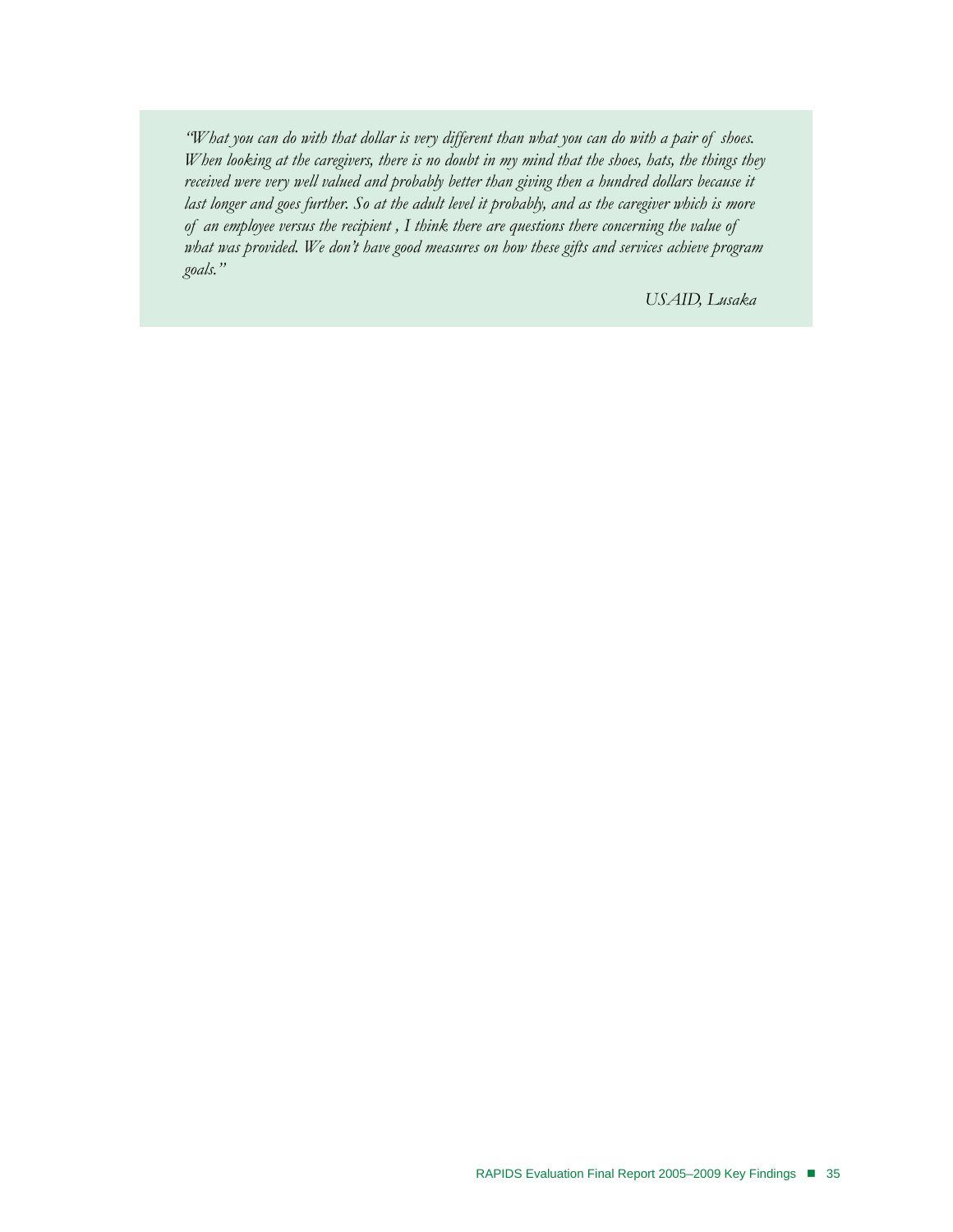*"What you can do with that dollar is very different than what you can do with a pair of shoes. When looking at the caregivers, there is no doubt in my mind that the shoes, hats, the things they received were very well valued and probably better than giving then a hundred dollars because it last longer and goes further. So at the adult level it probably, and as the caregiver which is more of an employee versus the recipient , I think there are questions there concerning the value of what was provided. We don't have good measures on how these gifts and services achieve program goals."*

*USAID, Lusaka*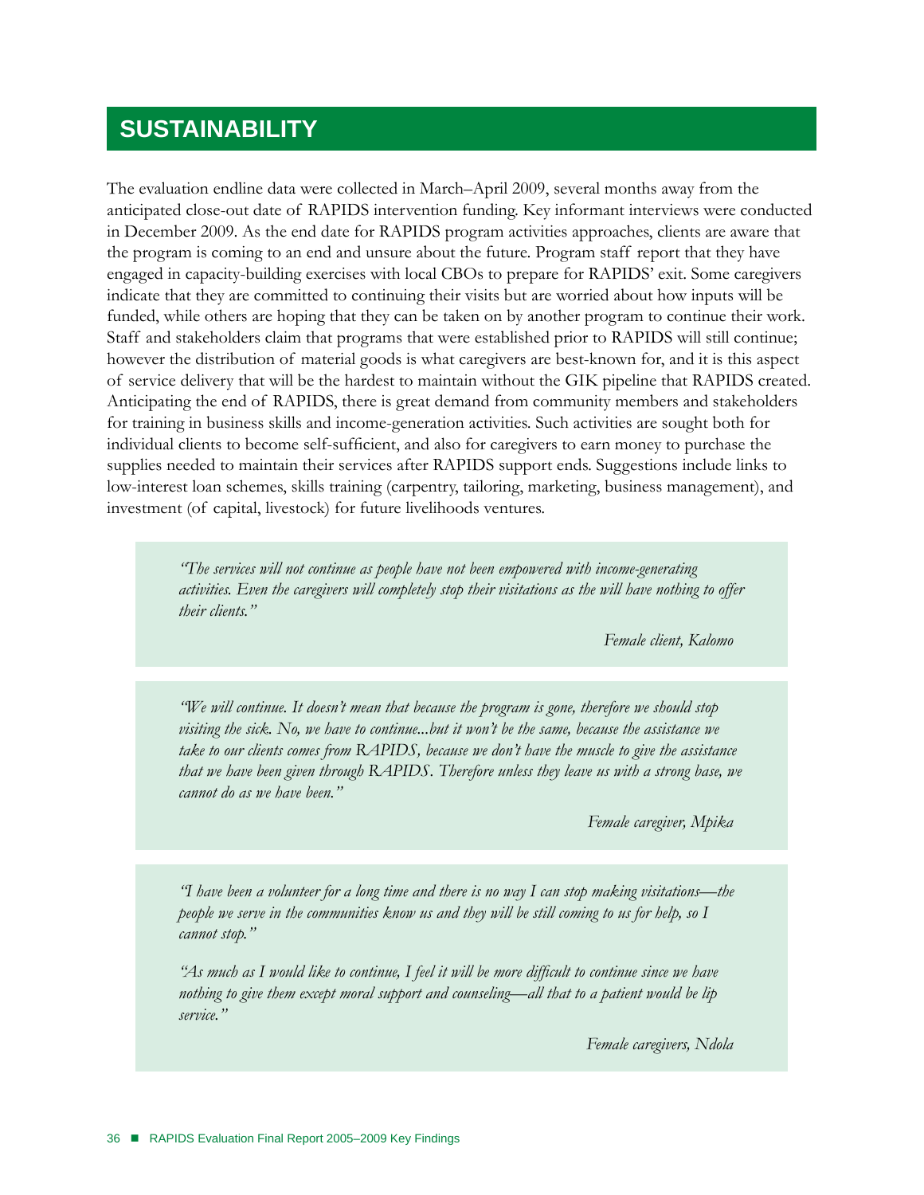# SUSTAINABILITY

The evaluation endline data were collected in March–April 2009, several months away from the anticipated close-out date of RAPIDS intervention funding. Key informant interviews were conducted in December 2009. As the end date for RAPIDS program activities approaches, clients are aware that the program is coming to an end and unsure about the future. Program staff report that they have engaged in capacity-building exercises with local CBOs to prepare for RAPIDS' exit. Some caregivers indicate that they are committed to continuing their visits but are worried about how inputs will be funded, while others are hoping that they can be taken on by another program to continue their work. Staff and stakeholders claim that programs that were established prior to RAPIDS will still continue; however the distribution of material goods is what caregivers are best-known for, and it is this aspect of service delivery that will be the hardest to maintain without the GIK pipeline that RAPIDS created. Anticipating the end of RAPIDS, there is great demand from community members and stakeholders for training in business skills and income-generation activities. Such activities are sought both for individual clients to become self-sufficient, and also for caregivers to earn money to purchase the supplies needed to maintain their services after RAPIDS support ends. Suggestions include links to low-interest loan schemes, skills training (carpentry, tailoring, marketing, business management), and investment (of capital, livestock) for future livelihoods ventures.

> *"The services will not continue as people have not been empowered with income-generating activities. Even the caregivers will completely stop their visitations as the will have nothing to offer their clients."*
>
> *Female client, Kalomo*

> *"We will continue. It doesn't mean that because the program is gone, therefore we should stop visiting the sick. No, we have to continue...but it won't be the same, because the assistance we take to our clients comes from RAPIDS, because we don't have the muscle to give the assistance that we have been given through RAPIDS. Therefore unless they leave us with a strong base, we cannot do as we have been."*
>
> *Female caregiver, Mpika*

> *"I have been a volunteer for a long time and there is no way I can stop making visitations—the people we serve in the communities know us and they will be still coming to us for help, so I cannot stop."*
>
> *"As much as I would like to continue, I feel it will be more difficult to continue since we have nothing to give them except moral support and counseling—all that to a patient would be lip service."*
>
> *Female caregivers, Ndola*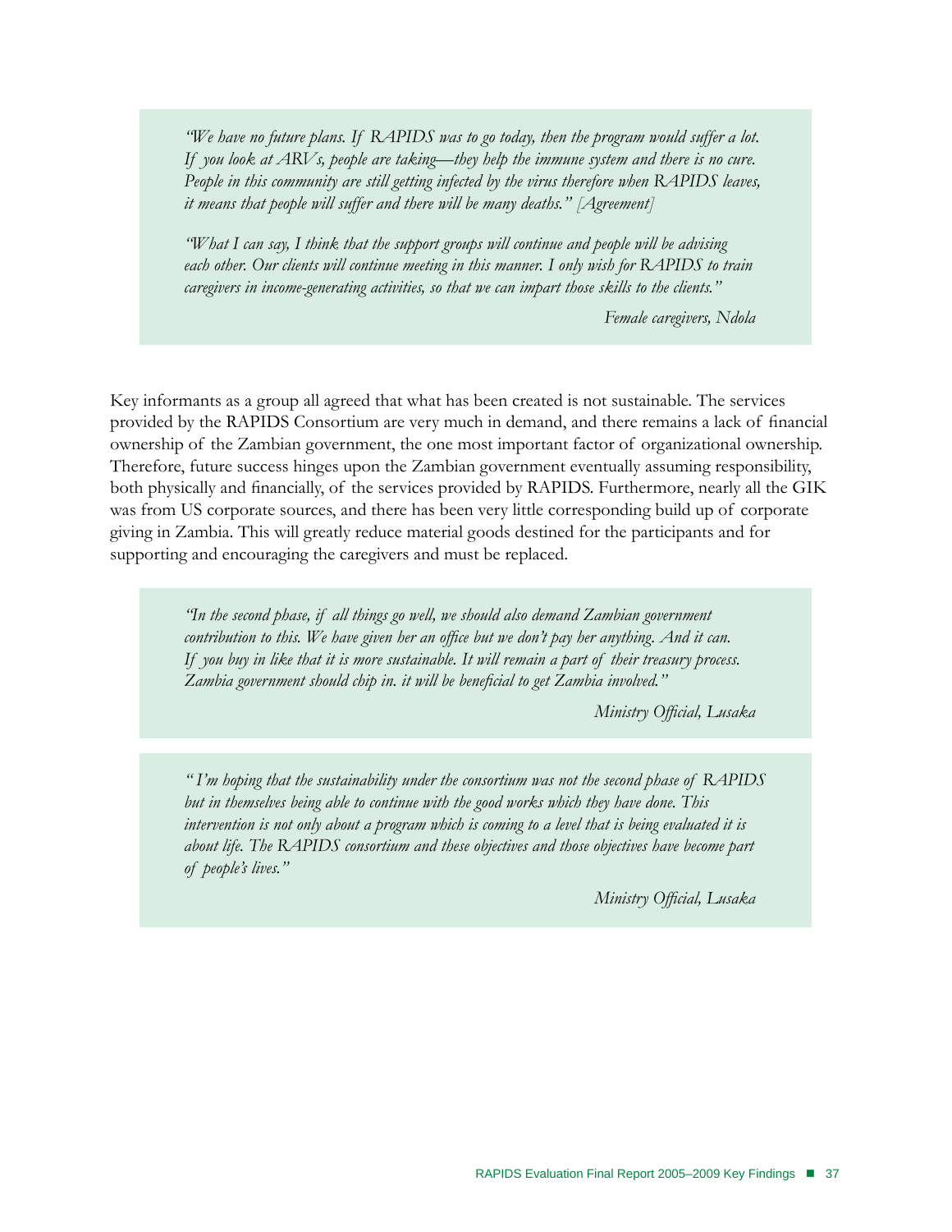*"We have no future plans. If RAPIDS was to go today, then the program would suffer a lot. If you look at ARVs, people are taking—they help the immune system and there is no cure. People in this community are still getting infected by the virus therefore when RAPIDS leaves, it means that people will suffer and there will be many deaths." [Agreement]*

*"What I can say, I think that the support groups will continue and people will be advising each other. Our clients will continue meeting in this manner. I only wish for RAPIDS to train caregivers in income-generating activities, so that we can impart those skills to the clients."*

*Female caregivers, Ndola*

Key informants as a group all agreed that what has been created is not sustainable. The services provided by the RAPIDS Consortium are very much in demand, and there remains a lack of financial ownership of the Zambian government, the one most important factor of organizational ownership. Therefore, future success hinges upon the Zambian government eventually assuming responsibility, both physically and financially, of the services provided by RAPIDS. Furthermore, nearly all the GIK was from US corporate sources, and there has been very little corresponding build up of corporate giving in Zambia. This will greatly reduce material goods destined for the participants and for supporting and encouraging the caregivers and must be replaced.

*"In the second phase, if all things go well, we should also demand Zambian government contribution to this. We have given her an office but we don't pay her anything. And it can. If you buy in like that it is more sustainable. It will remain a part of their treasury process. Zambia government should chip in. it will be beneficial to get Zambia involved."*

*Ministry Official, Lusaka*

*" I'm hoping that the sustainability under the consortium was not the second phase of RAPIDS but in themselves being able to continue with the good works which they have done. This intervention is not only about a program which is coming to a level that is being evaluated it is about life. The RAPIDS consortium and these objectives and those objectives have become part of people's lives."*

*Ministry Official, Lusaka*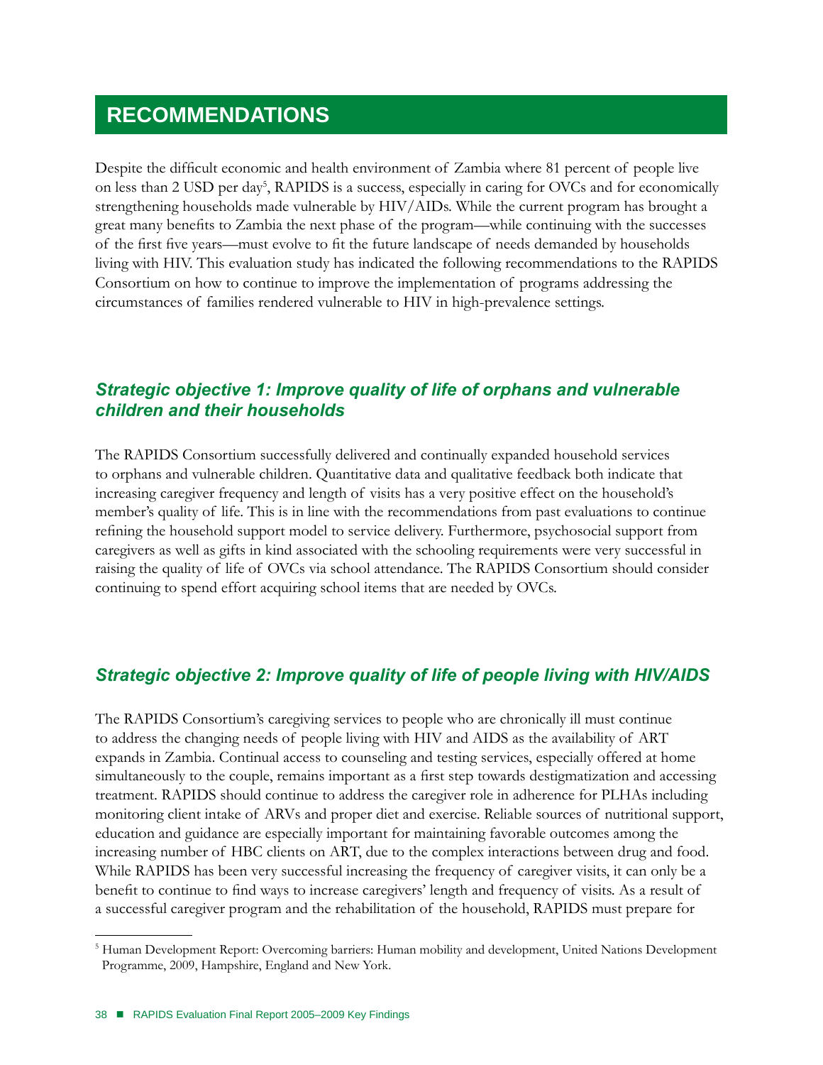# RECOMMENDATIONS

Despite the difficult economic and health environment of Zambia where 81 percent of people live on less than 2 USD per day[5], RAPIDS is a success, especially in caring for OVCs and for economically strengthening households made vulnerable by HIV/AIDs. While the current program has brought a great many benefits to Zambia the next phase of the program—while continuing with the successes of the first five years—must evolve to fit the future landscape of needs demanded by households living with HIV. This evaluation study has indicated the following recommendations to the RAPIDS Consortium on how to continue to improve the implementation of programs addressing the circumstances of families rendered vulnerable to HIV in high-prevalence settings.

## *Strategic objective 1: Improve quality of life of orphans and vulnerable children and their households*

The RAPIDS Consortium successfully delivered and continually expanded household services to orphans and vulnerable children. Quantitative data and qualitative feedback both indicate that increasing caregiver frequency and length of visits has a very positive effect on the household's member's quality of life. This is in line with the recommendations from past evaluations to continue refining the household support model to service delivery. Furthermore, psychosocial support from caregivers as well as gifts in kind associated with the schooling requirements were very successful in raising the quality of life of OVCs via school attendance. The RAPIDS Consortium should consider continuing to spend effort acquiring school items that are needed by OVCs.

## *Strategic objective 2: Improve quality of life of people living with HIV/AIDS*

The RAPIDS Consortium's caregiving services to people who are chronically ill must continue to address the changing needs of people living with HIV and AIDS as the availability of ART expands in Zambia. Continual access to counseling and testing services, especially offered at home simultaneously to the couple, remains important as a first step towards destigmatization and accessing treatment. RAPIDS should continue to address the caregiver role in adherence for PLHAs including monitoring client intake of ARVs and proper diet and exercise. Reliable sources of nutritional support, education and guidance are especially important for maintaining favorable outcomes among the increasing number of HBC clients on ART, due to the complex interactions between drug and food. While RAPIDS has been very successful increasing the frequency of caregiver visits, it can only be a benefit to continue to find ways to increase caregivers' length and frequency of visits. As a result of a successful caregiver program and the rehabilitation of the household, RAPIDS must prepare for

[5] Human Development Report: Overcoming barriers: Human mobility and development, United Nations Development Programme, 2009, Hampshire, England and New York.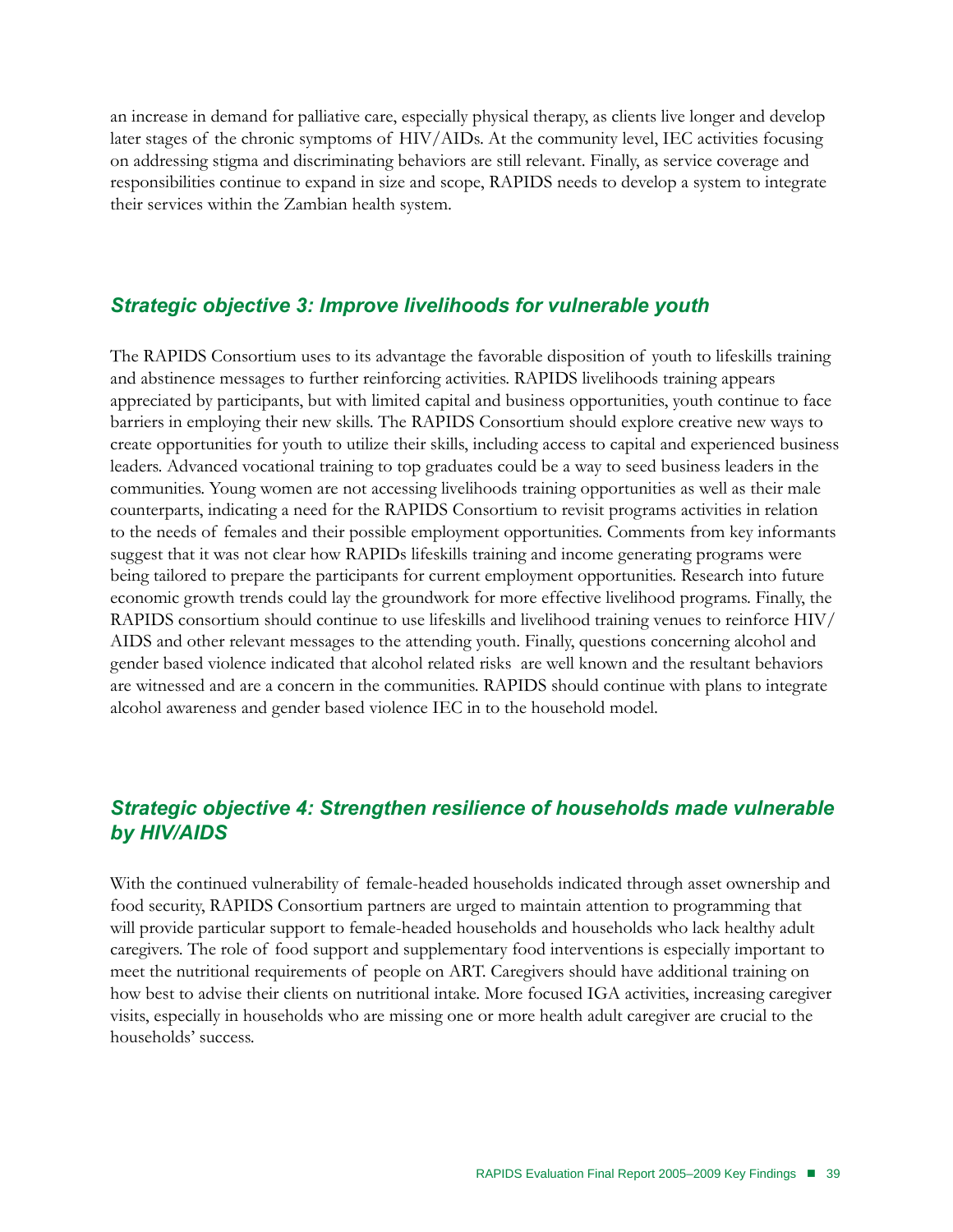an increase in demand for palliative care, especially physical therapy, as clients live longer and develop later stages of the chronic symptoms of HIV/AIDs. At the community level, IEC activities focusing on addressing stigma and discriminating behaviors are still relevant. Finally, as service coverage and responsibilities continue to expand in size and scope, RAPIDS needs to develop a system to integrate their services within the Zambian health system.

## *Strategic objective 3: Improve livelihoods for vulnerable youth*

The RAPIDS Consortium uses to its advantage the favorable disposition of youth to lifeskills training and abstinence messages to further reinforcing activities. RAPIDS livelihoods training appears appreciated by participants, but with limited capital and business opportunities, youth continue to face barriers in employing their new skills. The RAPIDS Consortium should explore creative new ways to create opportunities for youth to utilize their skills, including access to capital and experienced business leaders. Advanced vocational training to top graduates could be a way to seed business leaders in the communities. Young women are not accessing livelihoods training opportunities as well as their male counterparts, indicating a need for the RAPIDS Consortium to revisit programs activities in relation to the needs of females and their possible employment opportunities. Comments from key informants suggest that it was not clear how RAPIDs lifeskills training and income generating programs were being tailored to prepare the participants for current employment opportunities. Research into future economic growth trends could lay the groundwork for more effective livelihood programs. Finally, the RAPIDS consortium should continue to use lifeskills and livelihood training venues to reinforce HIV/AIDS and other relevant messages to the attending youth. Finally, questions concerning alcohol and gender based violence indicated that alcohol related risks are well known and the resultant behaviors are witnessed and are a concern in the communities. RAPIDS should continue with plans to integrate alcohol awareness and gender based violence IEC in to the household model.

## *Strategic objective 4: Strengthen resilience of households made vulnerable by HIV/AIDS*

With the continued vulnerability of female-headed households indicated through asset ownership and food security, RAPIDS Consortium partners are urged to maintain attention to programming that will provide particular support to female-headed households and households who lack healthy adult caregivers. The role of food support and supplementary food interventions is especially important to meet the nutritional requirements of people on ART. Caregivers should have additional training on how best to advise their clients on nutritional intake. More focused IGA activities, increasing caregiver visits, especially in households who are missing one or more health adult caregiver are crucial to the households' success.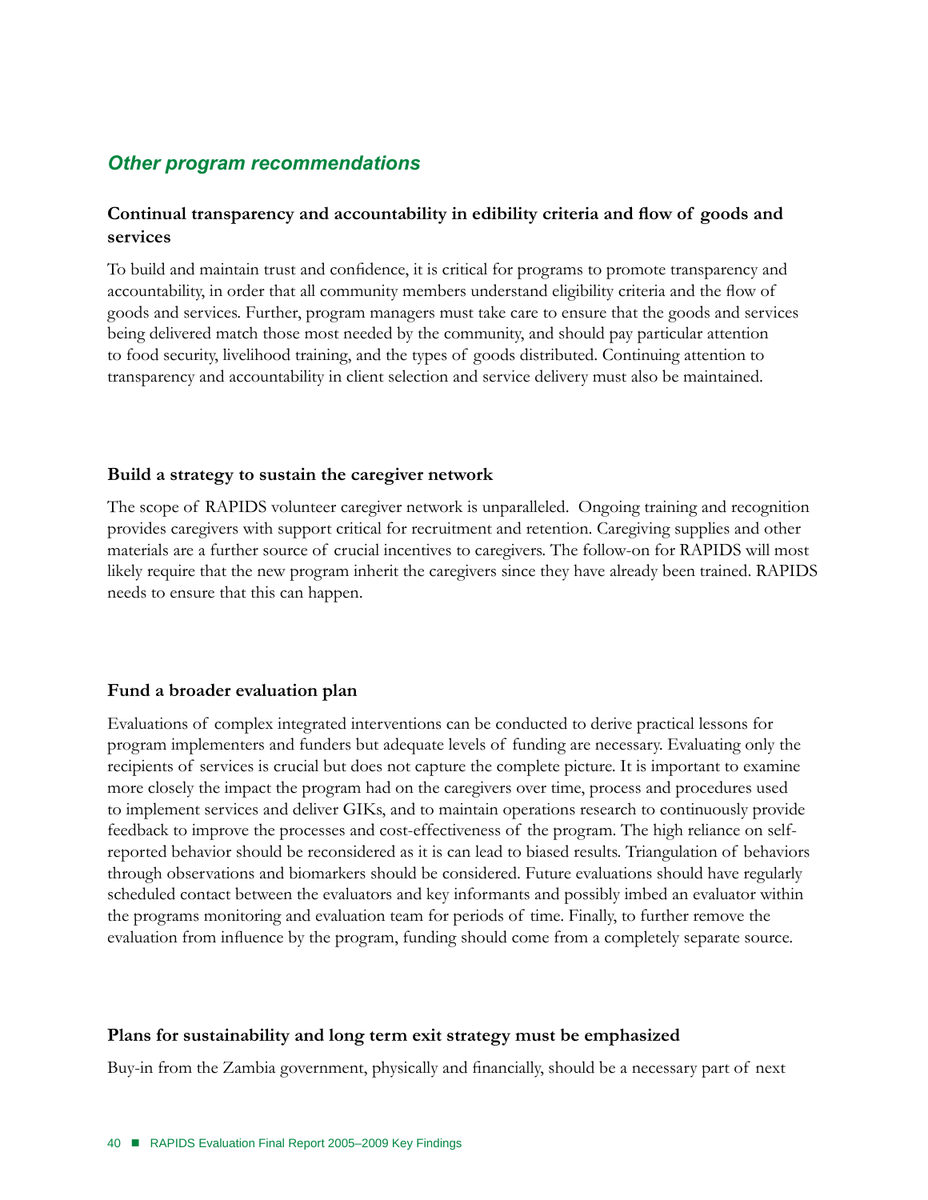## *Other program recommendations*

### Continual transparency and accountability in edibility criteria and flow of goods and services

To build and maintain trust and confidence, it is critical for programs to promote transparency and accountability, in order that all community members understand eligibility criteria and the flow of goods and services. Further, program managers must take care to ensure that the goods and services being delivered match those most needed by the community, and should pay particular attention to food security, livelihood training, and the types of goods distributed. Continuing attention to transparency and accountability in client selection and service delivery must also be maintained.

### Build a strategy to sustain the caregiver network

The scope of RAPIDS volunteer caregiver network is unparalleled. Ongoing training and recognition provides caregivers with support critical for recruitment and retention. Caregiving supplies and other materials are a further source of crucial incentives to caregivers. The follow-on for RAPIDS will most likely require that the new program inherit the caregivers since they have already been trained. RAPIDS needs to ensure that this can happen.

### Fund a broader evaluation plan

Evaluations of complex integrated interventions can be conducted to derive practical lessons for program implementers and funders but adequate levels of funding are necessary. Evaluating only the recipients of services is crucial but does not capture the complete picture. It is important to examine more closely the impact the program had on the caregivers over time, process and procedures used to implement services and deliver GIKs, and to maintain operations research to continuously provide feedback to improve the processes and cost-effectiveness of the program. The high reliance on self-reported behavior should be reconsidered as it is can lead to biased results. Triangulation of behaviors through observations and biomarkers should be considered. Future evaluations should have regularly scheduled contact between the evaluators and key informants and possibly imbed an evaluator within the programs monitoring and evaluation team for periods of time. Finally, to further remove the evaluation from influence by the program, funding should come from a completely separate source.

### Plans for sustainability and long term exit strategy must be emphasized

Buy-in from the Zambia government, physically and financially, should be a necessary part of next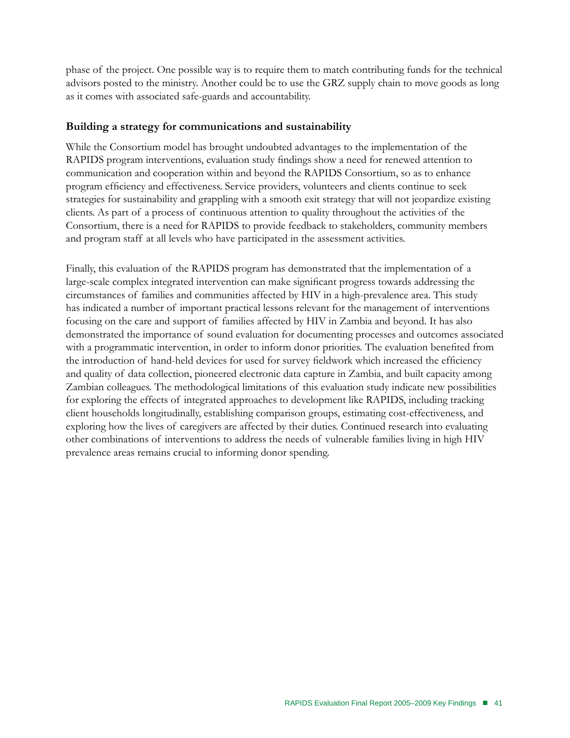phase of the project. One possible way is to require them to match contributing funds for the technical advisors posted to the ministry. Another could be to use the GRZ supply chain to move goods as long as it comes with associated safe-guards and accountability.

**Building a strategy for communications and sustainability**

While the Consortium model has brought undoubted advantages to the implementation of the RAPIDS program interventions, evaluation study findings show a need for renewed attention to communication and cooperation within and beyond the RAPIDS Consortium, so as to enhance program efficiency and effectiveness. Service providers, volunteers and clients continue to seek strategies for sustainability and grappling with a smooth exit strategy that will not jeopardize existing clients. As part of a process of continuous attention to quality throughout the activities of the Consortium, there is a need for RAPIDS to provide feedback to stakeholders, community members and program staff at all levels who have participated in the assessment activities.

Finally, this evaluation of the RAPIDS program has demonstrated that the implementation of a large-scale complex integrated intervention can make significant progress towards addressing the circumstances of families and communities affected by HIV in a high-prevalence area. This study has indicated a number of important practical lessons relevant for the management of interventions focusing on the care and support of families affected by HIV in Zambia and beyond. It has also demonstrated the importance of sound evaluation for documenting processes and outcomes associated with a programmatic intervention, in order to inform donor priorities. The evaluation benefited from the introduction of hand-held devices for used for survey fieldwork which increased the efficiency and quality of data collection, pioneered electronic data capture in Zambia, and built capacity among Zambian colleagues. The methodological limitations of this evaluation study indicate new possibilities for exploring the effects of integrated approaches to development like RAPIDS, including tracking client households longitudinally, establishing comparison groups, estimating cost-effectiveness, and exploring how the lives of caregivers are affected by their duties. Continued research into evaluating other combinations of interventions to address the needs of vulnerable families living in high HIV prevalence areas remains crucial to informing donor spending.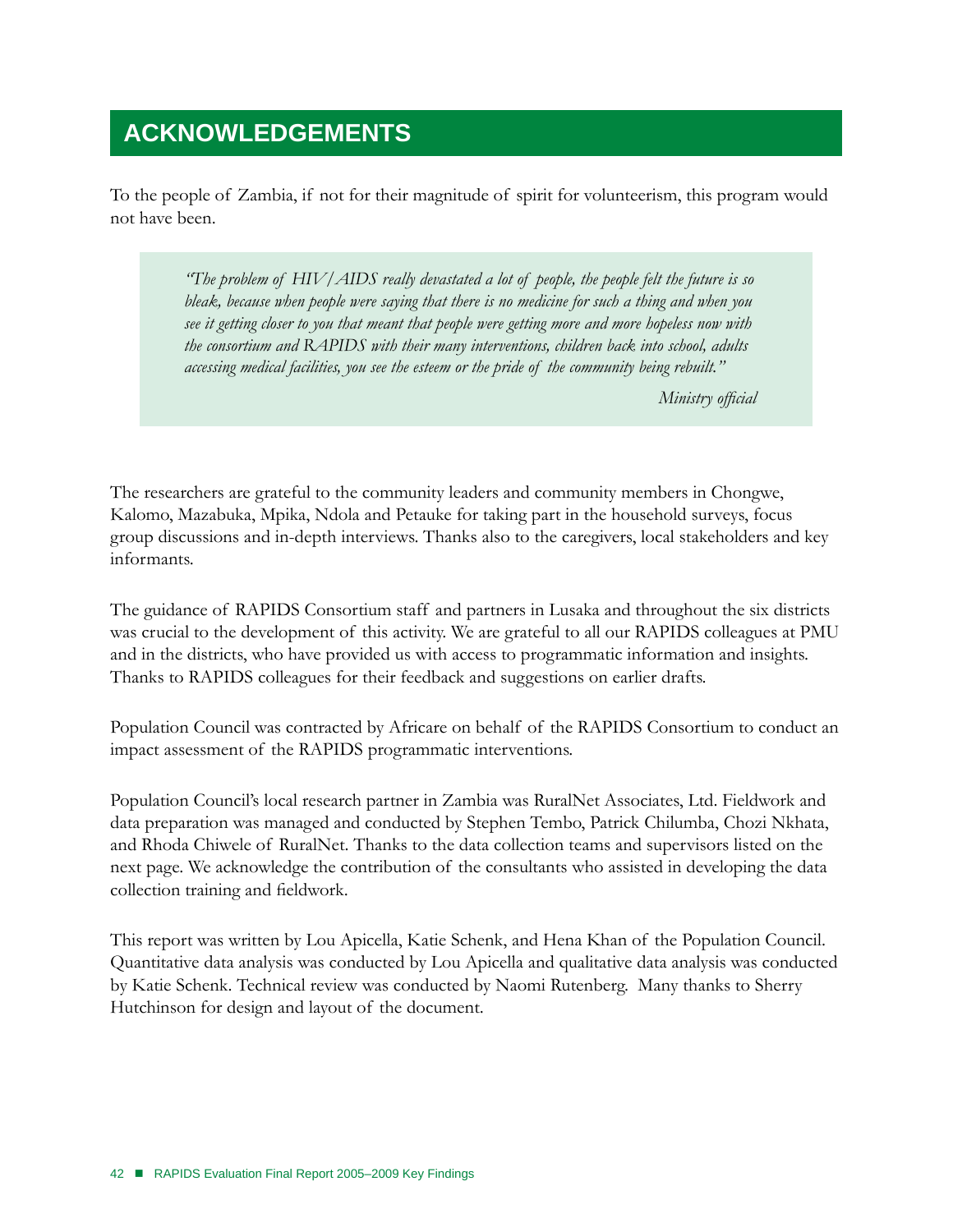# ACKNOWLEDGEMENTS

To the people of Zambia, if not for their magnitude of spirit for volunteerism, this program would not have been.

> *"The problem of HIV/AIDS really devastated a lot of people, the people felt the future is so bleak, because when people were saying that there is no medicine for such a thing and when you see it getting closer to you that meant that people were getting more and more hopeless now with the consortium and RAPIDS with their many interventions, children back into school, adults accessing medical facilities, you see the esteem or the pride of the community being rebuilt."*
>
> *Ministry official*

The researchers are grateful to the community leaders and community members in Chongwe, Kalomo, Mazabuka, Mpika, Ndola and Petauke for taking part in the household surveys, focus group discussions and in-depth interviews. Thanks also to the caregivers, local stakeholders and key informants.

The guidance of RAPIDS Consortium staff and partners in Lusaka and throughout the six districts was crucial to the development of this activity. We are grateful to all our RAPIDS colleagues at PMU and in the districts, who have provided us with access to programmatic information and insights. Thanks to RAPIDS colleagues for their feedback and suggestions on earlier drafts.

Population Council was contracted by Africare on behalf of the RAPIDS Consortium to conduct an impact assessment of the RAPIDS programmatic interventions.

Population Council's local research partner in Zambia was RuralNet Associates, Ltd. Fieldwork and data preparation was managed and conducted by Stephen Tembo, Patrick Chilumba, Chozi Nkhata, and Rhoda Chiwele of RuralNet. Thanks to the data collection teams and supervisors listed on the next page. We acknowledge the contribution of the consultants who assisted in developing the data collection training and fieldwork.

This report was written by Lou Apicella, Katie Schenk, and Hena Khan of the Population Council. Quantitative data analysis was conducted by Lou Apicella and qualitative data analysis was conducted by Katie Schenk. Technical review was conducted by Naomi Rutenberg. Many thanks to Sherry Hutchinson for design and layout of the document.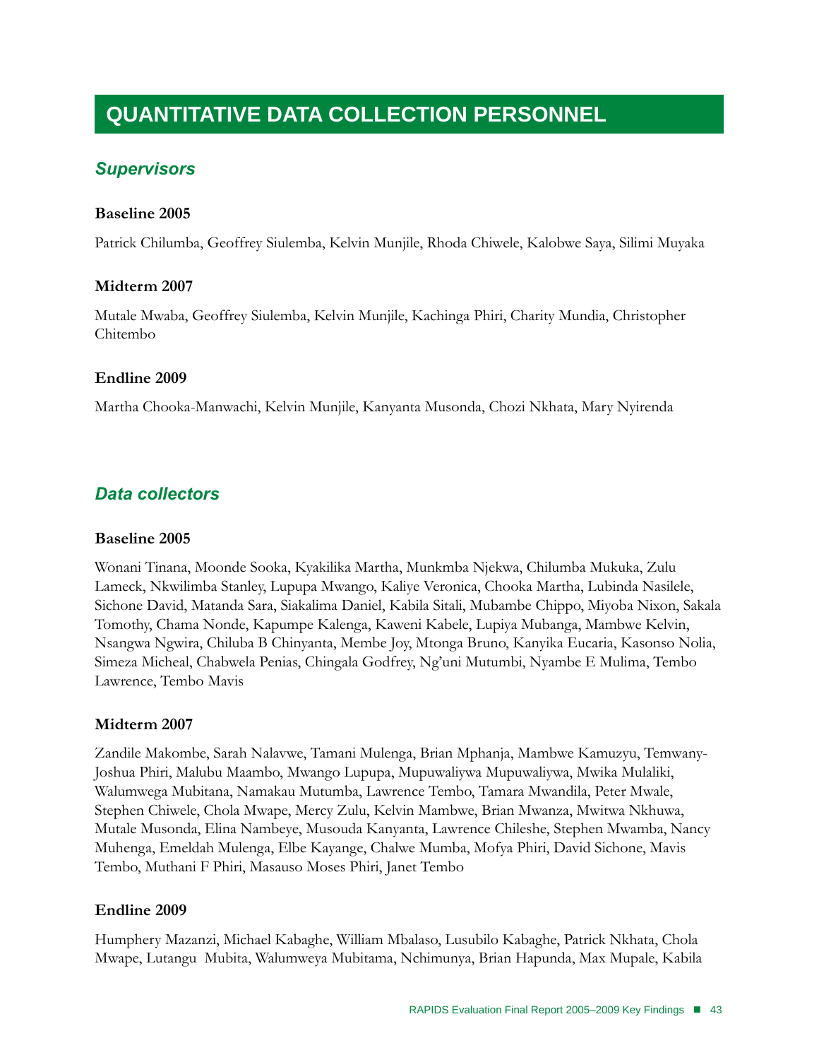# QUANTITATIVE DATA COLLECTION PERSONNEL

## *Supervisors*

**Baseline 2005**

Patrick Chilumba, Geoffrey Siulemba, Kelvin Munjile, Rhoda Chiwele, Kalobwe Saya, Silimi Muyaka

**Midterm 2007**

Mutale Mwaba, Geoffrey Siulemba, Kelvin Munjile, Kachinga Phiri, Charity Mundia, Christopher Chitembo

**Endline 2009**

Martha Chooka-Manwachi, Kelvin Munjile, Kanyanta Musonda, Chozi Nkhata, Mary Nyirenda

## *Data collectors*

**Baseline 2005**

Wonani Tinana, Moonde Sooka, Kyakilika Martha, Munkmba Njekwa, Chilumba Mukuka, Zulu Lameck, Nkwilimba Stanley, Lupupa Mwango, Kaliye Veronica, Chooka Martha, Lubinda Nasilele, Sichone David, Matanda Sara, Siakalima Daniel, Kabila Sitali, Mubambe Chippo, Miyoba Nixon, Sakala Tomothy, Chama Nonde, Kapumpe Kalenga, Kaweni Kabele, Lupiya Mubanga, Mambwe Kelvin, Nsangwa Ngwira, Chiluba B Chinyanta, Membe Joy, Mtonga Bruno, Kanyika Eucaria, Kasonso Nolia, Simeza Micheal, Chabwela Penias, Chingala Godfrey, Ng'uni Mutumbi, Nyambe E Mulima, Tembo Lawrence, Tembo Mavis

**Midterm 2007**

Zandile Makombe, Sarah Nalavwe, Tamani Mulenga, Brian Mphanja, Mambwe Kamuzyu, Temwany-Joshua Phiri, Malubu Maambo, Mwango Lupupa, Mupuwaliywa Mupuwaliywa, Mwika Mulaliki, Walumwega Mubitana, Namakau Mutumba, Lawrence Tembo, Tamara Mwandila, Peter Mwale, Stephen Chiwele, Chola Mwape, Mercy Zulu, Kelvin Mambwe, Brian Mwanza, Mwitwa Nkhuwa, Mutale Musonda, Elina Nambeye, Musouda Kanyanta, Lawrence Chileshe, Stephen Mwamba, Nancy Muhenga, Emeldah Mulenga, Elbe Kayange, Chalwe Mumba, Mofya Phiri, David Sichone, Mavis Tembo, Muthani F Phiri, Masauso Moses Phiri, Janet Tembo

**Endline 2009**

Humphery Mazanzi, Michael Kabaghe, William Mbalaso, Lusubilo Kabaghe, Patrick Nkhata, Chola Mwape, Lutangu Mubita, Walumweya Mubitama, Nchimunya, Brian Hapunda, Max Mupale, Kabila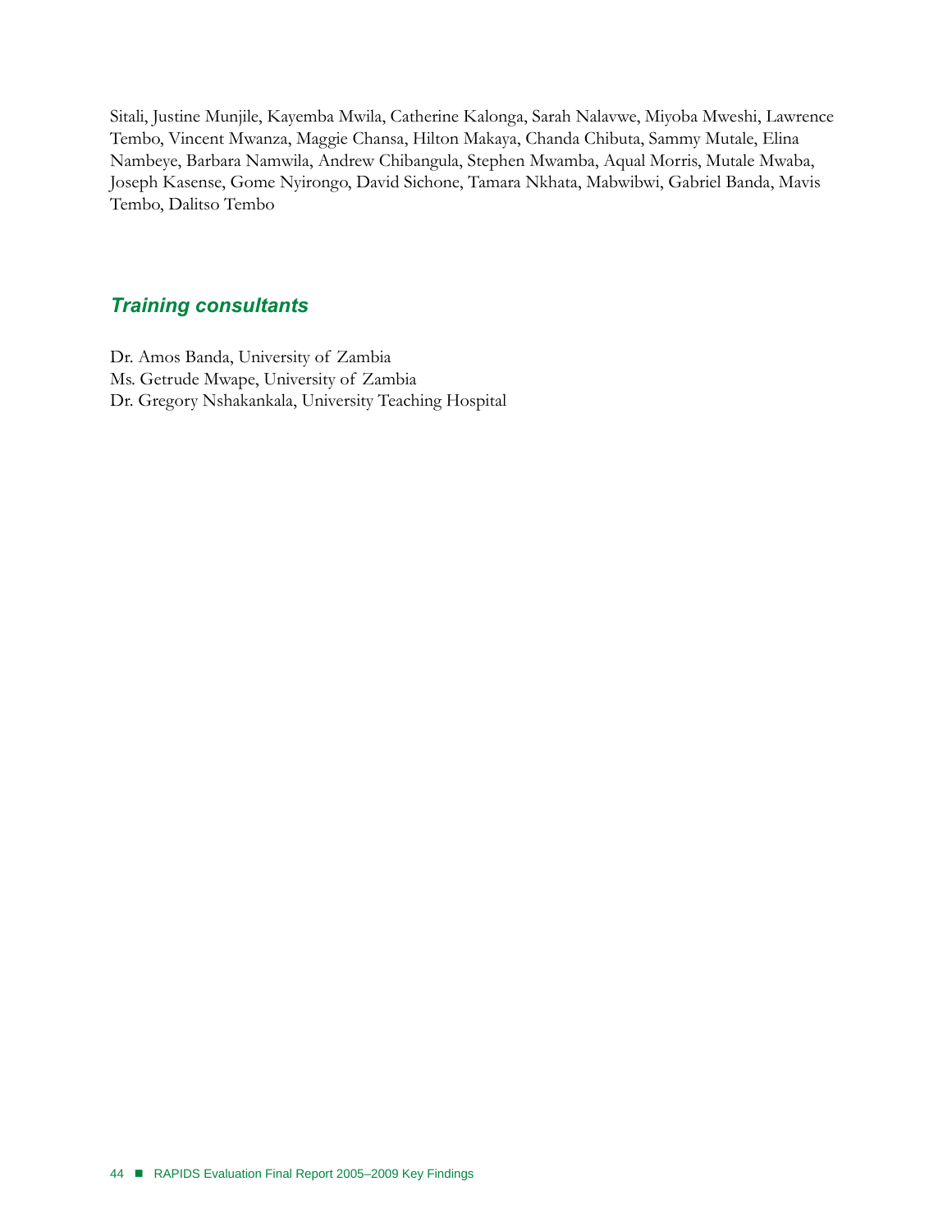Sitali, Justine Munjile, Kayemba Mwila, Catherine Kalonga, Sarah Nalavwe, Miyoba Mweshi, Lawrence Tembo, Vincent Mwanza, Maggie Chansa, Hilton Makaya, Chanda Chibuta, Sammy Mutale, Elina Nambeye, Barbara Namwila, Andrew Chibangula, Stephen Mwamba, Aqual Morris, Mutale Mwaba, Joseph Kasense, Gome Nyirongo, David Sichone, Tamara Nkhata, Mabwibwi, Gabriel Banda, Mavis Tembo, Dalitso Tembo

### *Training consultants*

Dr. Amos Banda, University of Zambia
Ms. Getrude Mwape, University of Zambia
Dr. Gregory Nshakankala, University Teaching Hospital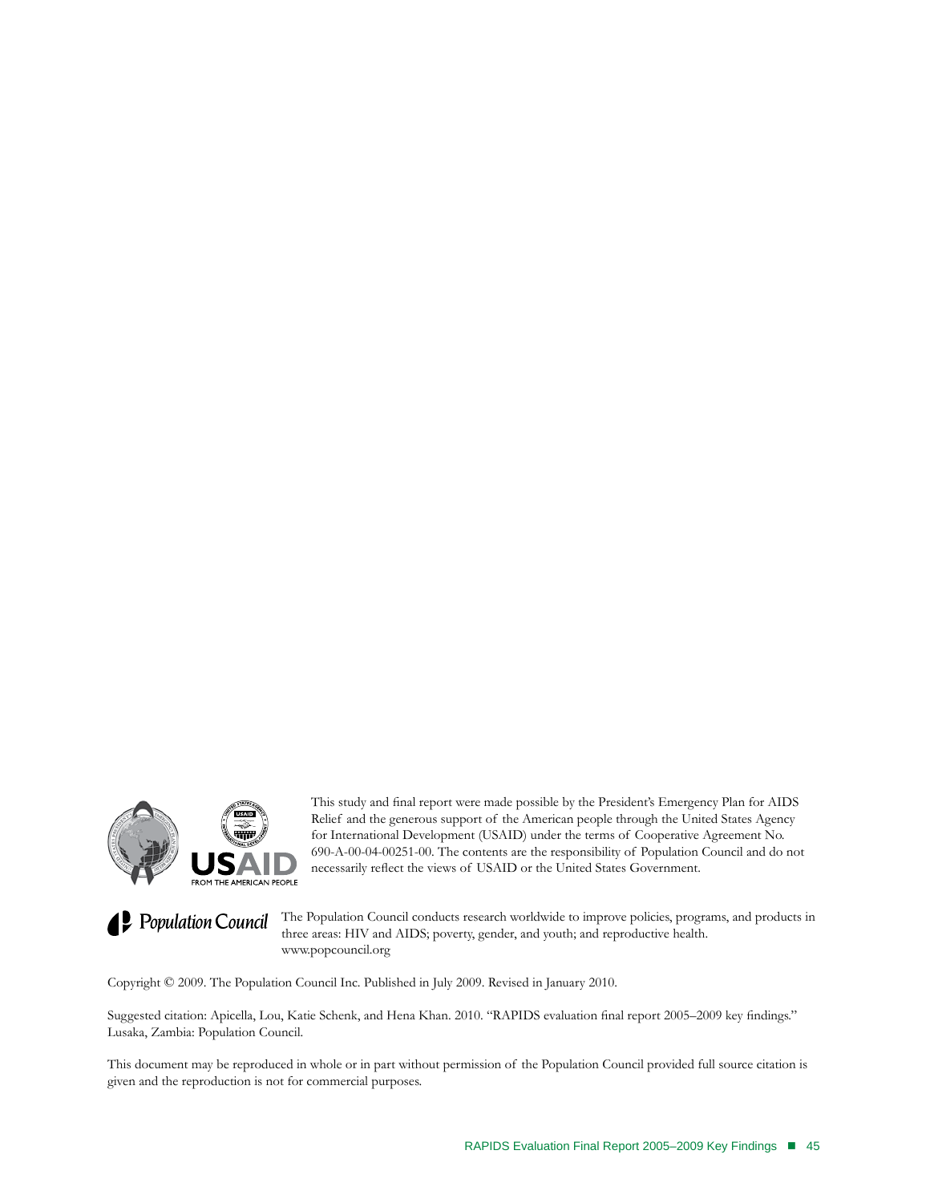This study and final report were made possible by the President's Emergency Plan for AIDS Relief and the generous support of the American people through the United States Agency for International Development (USAID) under the terms of Cooperative Agreement No. 690-A-00-04-00251-00. The contents are the responsibility of Population Council and do not necessarily reflect the views of USAID or the United States Government.

The Population Council conducts research worldwide to improve policies, programs, and products in three areas: HIV and AIDS; poverty, gender, and youth; and reproductive health.
www.popcouncil.org

Copyright © 2009. The Population Council Inc. Published in July 2009. Revised in January 2010.

Suggested citation: Apicella, Lou, Katie Schenk, and Hena Khan. 2010. "RAPIDS evaluation final report 2005–2009 key findings." Lusaka, Zambia: Population Council.

This document may be reproduced in whole or in part without permission of the Population Council provided full source citation is given and the reproduction is not for commercial purposes.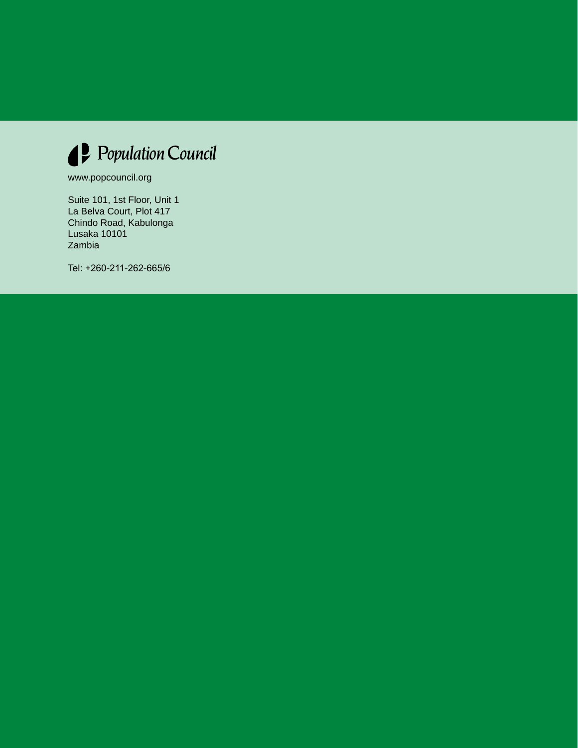Population Council

www.popcouncil.org

Suite 101, 1st Floor, Unit 1
La Belva Court, Plot 417
Chindo Road, Kabulonga
Lusaka 10101
Zambia

Tel: +260-211-262-665/6